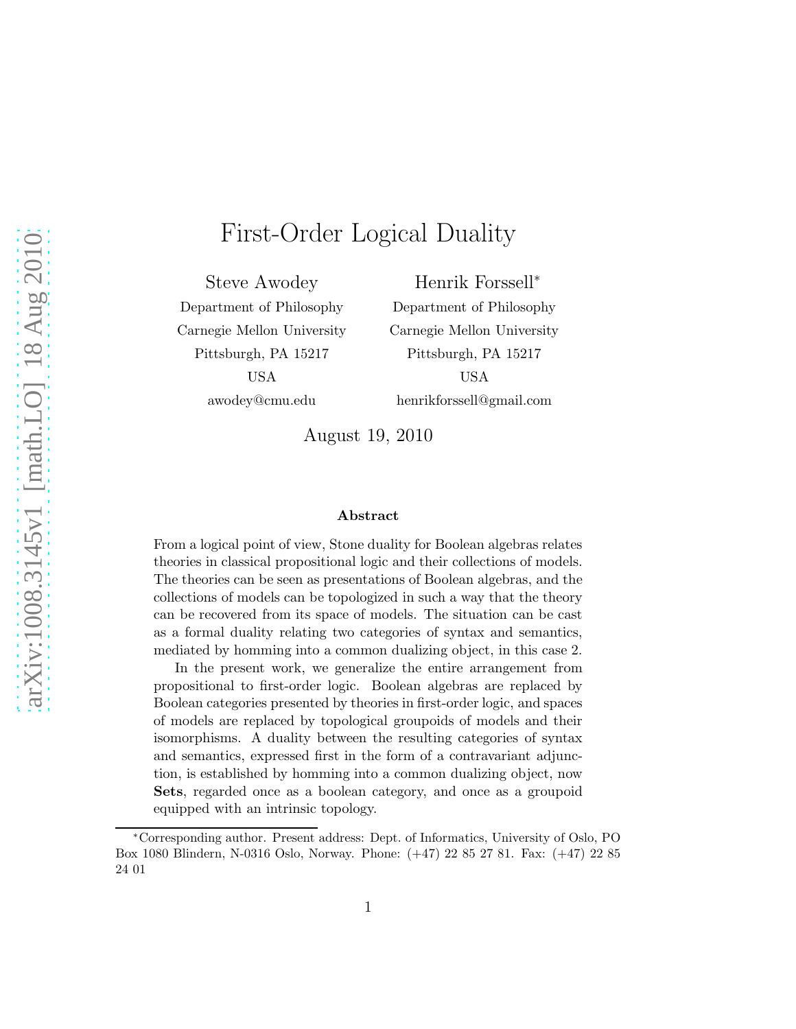# First-Order Logical Duality

Steve Awodey
Department of Philosophy
Carnegie Mellon University
Pittsburgh, PA 15217
USA
awodey@cmu.edu

Henrik Forssell*
Department of Philosophy
Carnegie Mellon University
Pittsburgh, PA 15217
USA
henrikforssell@gmail.com

August 19, 2010

**Abstract**

From a logical point of view, Stone duality for Boolean algebras relates theories in classical propositional logic and their collections of models. The theories can be seen as presentations of Boolean algebras, and the collections of models can be topologized in such a way that the theory can be recovered from its space of models. The situation can be cast as a formal duality relating two categories of syntax and semantics, mediated by homming into a common dualizing object, in this case 2.

In the present work, we generalize the entire arrangement from propositional to first-order logic. Boolean algebras are replaced by Boolean categories presented by theories in first-order logic, and spaces of models are replaced by topological groupoids of models and their isomorphisms. A duality between the resulting categories of syntax and semantics, expressed first in the form of a contravariant adjunction, is established by homming into a common dualizing object, now **Sets**, regarded once as a boolean category, and once as a groupoid equipped with an intrinsic topology.

*Corresponding author. Present address: Dept. of Informatics, University of Oslo, PO Box 1080 Blindern, N-0316 Oslo, Norway. Phone: (+47) 22 85 27 81. Fax: (+47) 22 85 24 01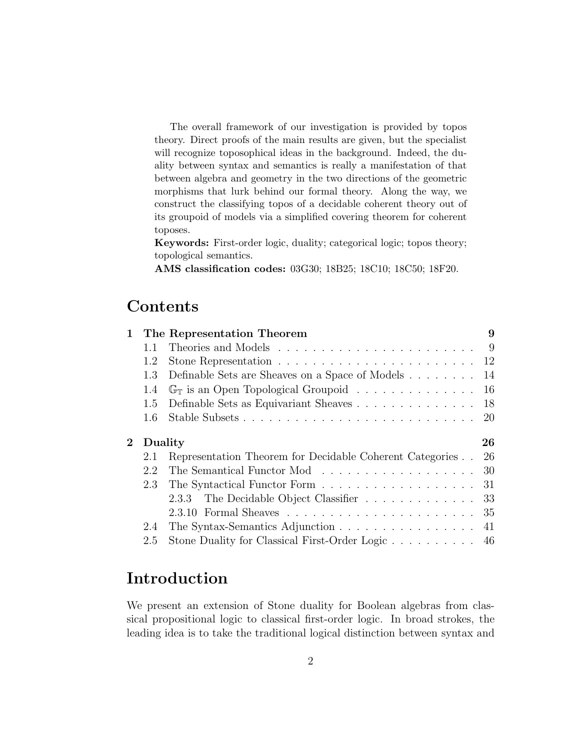The overall framework of our investigation is provided by topos theory. Direct proofs of the main results are given, but the specialist will recognize toposophical ideas in the backgound. Indeed, the duality between syntax and semantics is really a manifestation of that between algebra and geometry in the two directions of the geometric morphisms that lurk behind our formal theory. Along the way, we construct the classifying topos of a decidable coherent theory out of its groupoid of models via a simplified covering theorem for coherent toposes.

**Keywords:** First-order logic, duality; categorical logic; topos theory; topological semantics.

**AMS classification codes:** 03G30; 18B25; 18C10; 18C50; 18F20.

# Contents

- **1 The Representation Theorem** — **9**
  - 1.1 Theories and Models — 9
  - 1.2 Stone Representation — 12
  - 1.3 Definable Sets are Sheaves on a Space of Models — 14
  - 1.4 $\mathbb{G}_{\mathbb{T}}$ is an Open Topological Groupoid — 16
  - 1.5 Definable Sets as Equivariant Sheaves — 18
  - 1.6 Stable Subsets — 20
- **2 Duality** — **26**
  - 2.1 Representation Theorem for Decidable Coherent Categories — 26
  - 2.2 The Semantical Functor Mod — 30
  - 2.3 The Syntactical Functor Form — 31
    - 2.3.3 The Decidable Object Classifier — 33
    - 2.3.10 Formal Sheaves — 35
  - 2.4 The Syntax-Semantics Adjunction — 41
  - 2.5 Stone Duality for Classical First-Order Logic — 46

# Introduction

We present an extension of Stone duality for Boolean algebras from classical propositional logic to classical first-order logic. In broad strokes, the leading idea is to take the traditional logical distinction between syntax and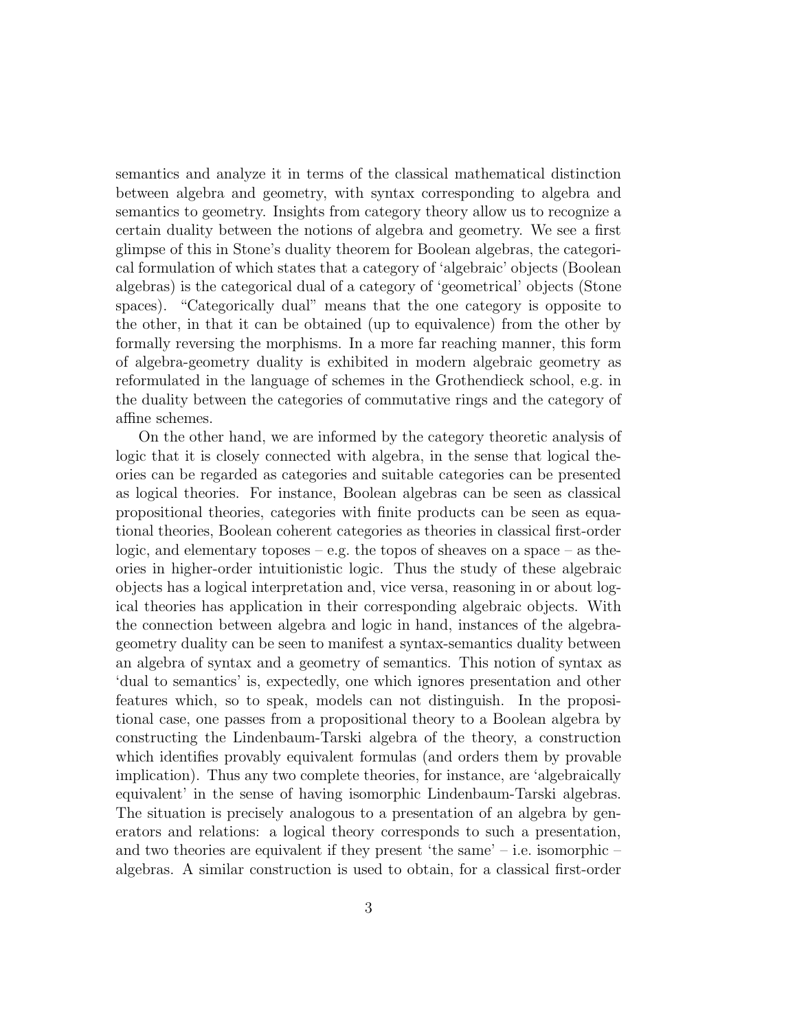semantics and analyze it in terms of the classical mathematical distinction between algebra and geometry, with syntax corresponding to algebra and semantics to geometry. Insights from category theory allow us to recognize a certain duality between the notions of algebra and geometry. We see a first glimpse of this in Stone's duality theorem for Boolean algebras, the categorical formulation of which states that a category of 'algebraic' objects (Boolean algebras) is the categorical dual of a category of 'geometrical' objects (Stone spaces). "Categorically dual" means that the one category is opposite to the other, in that it can be obtained (up to equivalence) from the other by formally reversing the morphisms. In a more far reaching manner, this form of algebra-geometry duality is exhibited in modern algebraic geometry as reformulated in the language of schemes in the Grothendieck school, e.g. in the duality between the categories of commutative rings and the category of affine schemes.

On the other hand, we are informed by the category theoretic analysis of logic that it is closely connected with algebra, in the sense that logical theories can be regarded as categories and suitable categories can be presented as logical theories. For instance, Boolean algebras can be seen as classical propositional theories, categories with finite products can be seen as equational theories, Boolean coherent categories as theories in classical first-order logic, and elementary toposes – e.g. the topos of sheaves on a space – as theories in higher-order intuitionistic logic. Thus the study of these algebraic objects has a logical interpretation and, vice versa, reasoning in or about logical theories has application in their corresponding algebraic objects. With the connection between algebra and logic in hand, instances of the algebra-geometry duality can be seen to manifest a syntax-semantics duality between an algebra of syntax and a geometry of semantics. This notion of syntax as 'dual to semantics' is, expectedly, one which ignores presentation and other features which, so to speak, models can not distinguish. In the propositional case, one passes from a propositional theory to a Boolean algebra by constructing the Lindenbaum-Tarski algebra of the theory, a construction which identifies provably equivalent formulas (and orders them by provable implication). Thus any two complete theories, for instance, are 'algebraically equivalent' in the sense of having isomorphic Lindenbaum-Tarski algebras. The situation is precisely analogous to a presentation of an algebra by generators and relations: a logical theory corresponds to such a presentation, and two theories are equivalent if they present 'the same' – i.e. isomorphic – algebras. A similar construction is used to obtain, for a classical first-order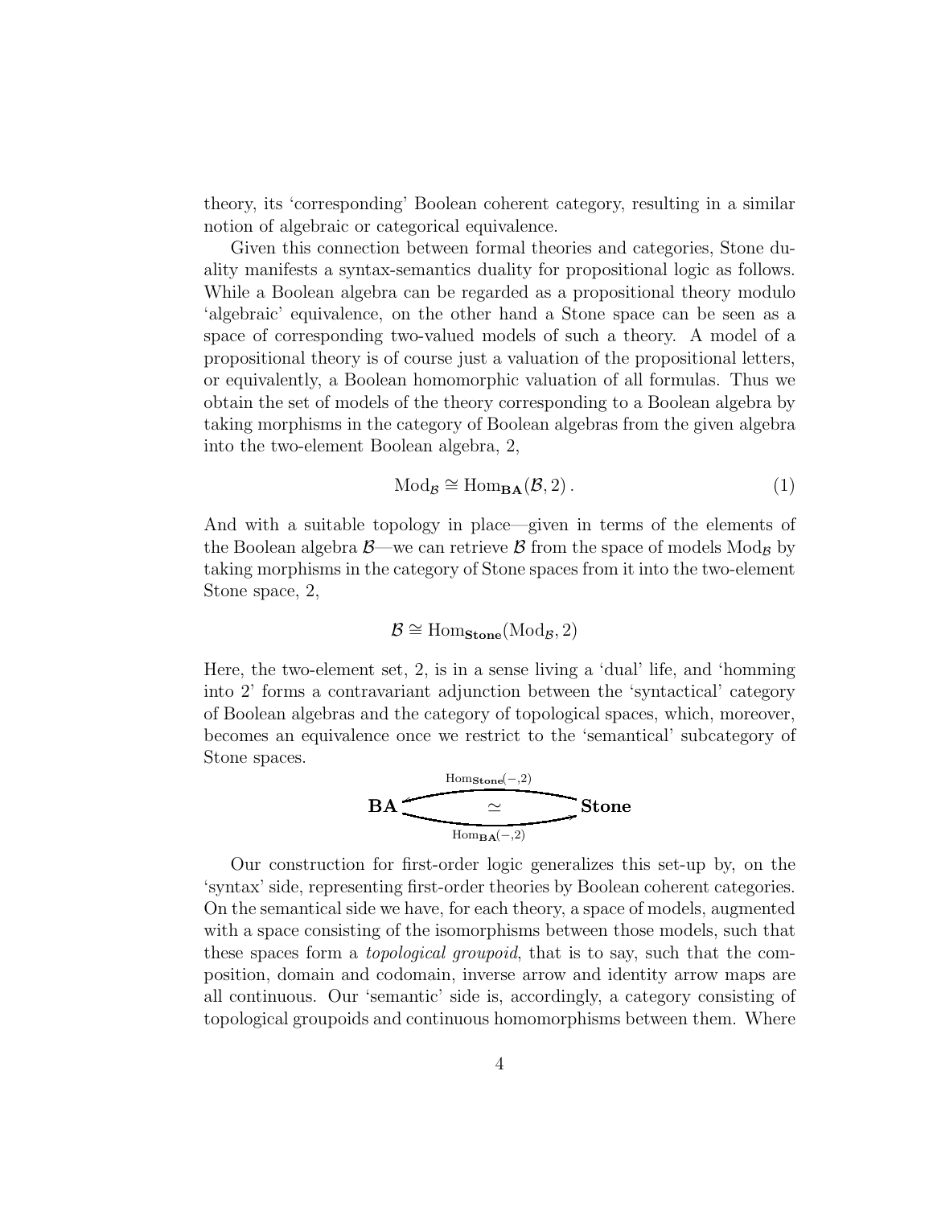theory, its 'corresponding' Boolean coherent category, resulting in a similar notion of algebraic or categorical equivalence.

Given this connection between formal theories and categories, Stone duality manifests a syntax-semantics duality for propositional logic as follows. While a Boolean algebra can be regarded as a propositional theory modulo 'algebraic' equivalence, on the other hand a Stone space can be seen as a space of corresponding two-valued models of such a theory. A model of a propositional theory is of course just a valuation of the propositional letters, or equivalently, a Boolean homomorphic valuation of all formulas. Thus we obtain the set of models of the theory corresponding to a Boolean algebra by taking morphisms in the category of Boolean algebras from the given algebra into the two-element Boolean algebra, 2,

$$\mathrm{Mod}_{\mathcal{B}} \cong \mathrm{Hom}_{\mathbf{BA}}(\mathcal{B}, 2)\,. \tag{1}$$

And with a suitable topology in place—given in terms of the elements of the Boolean algebra $\mathcal{B}$—we can retrieve $\mathcal{B}$ from the space of models $\mathrm{Mod}_{\mathcal{B}}$ by taking morphisms in the category of Stone spaces from it into the two-element Stone space, 2,

$$\mathcal{B} \cong \mathrm{Hom}_{\mathbf{Stone}}(\mathrm{Mod}_{\mathcal{B}}, 2)$$

Here, the two-element set, 2, is in a sense living a 'dual' life, and 'homming into 2' forms a contravariant adjunction between the 'syntactical' category of Boolean algebras and the category of topological spaces, which, moreover, becomes an equivalence once we restrict to the 'semantical' subcategory of Stone spaces.

$$\mathbf{BA} \underset{\mathrm{Hom}_{\mathbf{BA}}(-,2)}{\overset{\mathrm{Hom}_{\mathbf{Stone}}(-,2)}{\rightleftarrows}} \mathbf{Stone} \quad (\simeq)$$

Our construction for first-order logic generalizes this set-up by, on the 'syntax' side, representing first-order theories by Boolean coherent categories. On the semantical side we have, for each theory, a space of models, augmented with a space consisting of the isomorphisms between those models, such that these spaces form a *topological groupoid*, that is to say, such that the composition, domain and codomain, inverse arrow and identity arrow maps are all continuous. Our 'semantic' side is, accordingly, a category consisting of topological groupoids and continuous homomorphisms between them. Where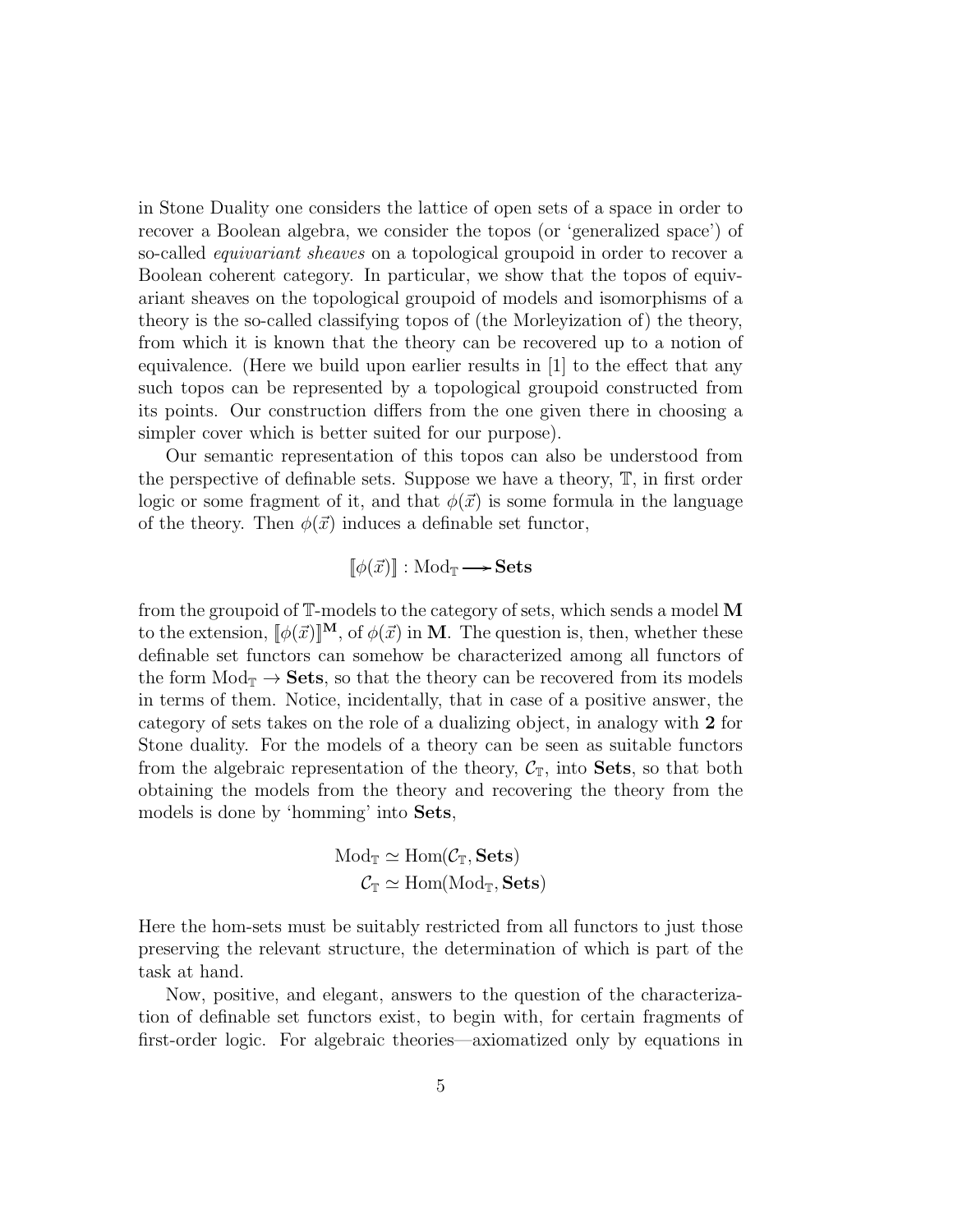in Stone Duality one considers the lattice of open sets of a space in order to recover a Boolean algebra, we consider the topos (or 'generalized space') of so-called *equivariant sheaves* on a topological groupoid in order to recover a Boolean coherent category. In particular, we show that the topos of equivariant sheaves on the topological groupoid of models and isomorphisms of a theory is the so-called classifying topos of (the Morleyization of) the theory, from which it is known that the theory can be recovered up to a notion of equivalence. (Here we build upon earlier results in [1] to the effect that any such topos can be represented by a topological groupoid constructed from its points. Our construction differs from the one given there in choosing a simpler cover which is better suited for our purpose).

Our semantic representation of this topos can also be understood from the perspective of definable sets. Suppose we have a theory, $\mathbb{T}$, in first order logic or some fragment of it, and that $\phi(\vec{x})$ is some formula in the language of the theory. Then $\phi(\vec{x})$ induces a definable set functor,

$$[\![\phi(\vec{x})]\!] : \mathrm{Mod}_{\mathbb{T}} \longrightarrow \mathbf{Sets}$$

from the groupoid of $\mathbb{T}$-models to the category of sets, which sends a model $\mathbf{M}$ to the extension, $[\![\phi(\vec{x})]\!]^{\mathbf{M}}$, of $\phi(\vec{x})$ in $\mathbf{M}$. The question is, then, whether these definable set functors can somehow be characterized among all functors of the form $\mathrm{Mod}_{\mathbb{T}} \to \mathbf{Sets}$, so that the theory can be recovered from its models in terms of them. Notice, incidentally, that in case of a positive answer, the category of sets takes on the role of a dualizing object, in analogy with $\mathbf{2}$ for Stone duality. For the models of a theory can be seen as suitable functors from the algebraic representation of the theory, $\mathcal{C}_{\mathbb{T}}$, into $\mathbf{Sets}$, so that both obtaining the models from the theory and recovering the theory from the models is done by 'homming' into $\mathbf{Sets}$,

$$\mathrm{Mod}_{\mathbb{T}} \simeq \mathrm{Hom}(\mathcal{C}_{\mathbb{T}}, \mathbf{Sets})$$
$$\mathcal{C}_{\mathbb{T}} \simeq \mathrm{Hom}(\mathrm{Mod}_{\mathbb{T}}, \mathbf{Sets})$$

Here the hom-sets must be suitably restricted from all functors to just those preserving the relevant structure, the determination of which is part of the task at hand.

Now, positive, and elegant, answers to the question of the characterization of definable set functors exist, to begin with, for certain fragments of first-order logic. For algebraic theories—axiomatized only by equations in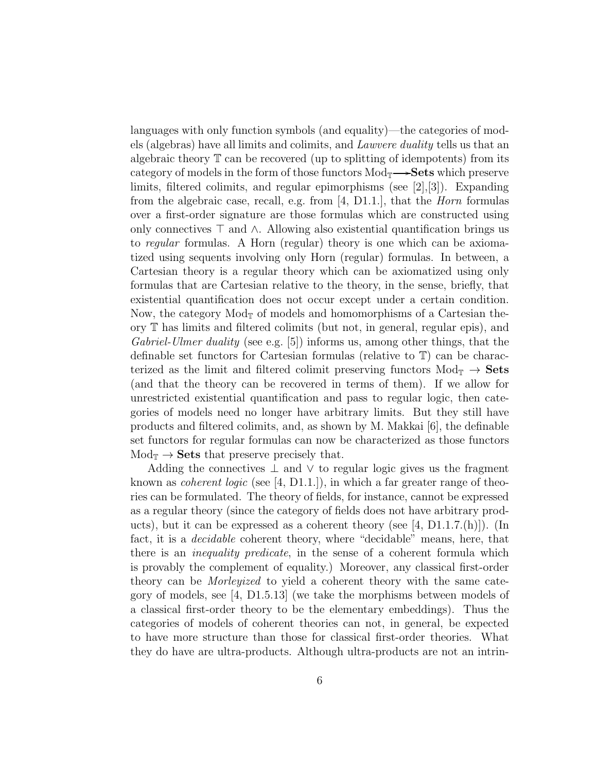languages with only function symbols (and equality)—the categories of models (algebras) have all limits and colimits, and *Lawvere duality* tells us that an algebraic theory $\mathbb{T}$ can be recovered (up to splitting of idempotents) from its category of models in the form of those functors $\mathrm{Mod}_{\mathbb{T}} \longrightarrow \mathbf{Sets}$ which preserve limits, filtered colimits, and regular epimorphisms (see [2],[3]). Expanding from the algebraic case, recall, e.g. from [4, D1.1.], that the *Horn* formulas over a first-order signature are those formulas which are constructed using only connectives $\top$ and $\wedge$. Allowing also existential quantification brings us to *regular* formulas. A Horn (regular) theory is one which can be axiomatized using sequents involving only Horn (regular) formulas. In between, a Cartesian theory is a regular theory which can be axiomatized using only formulas that are Cartesian relative to the theory, in the sense, briefly, that existential quantification does not occur except under a certain condition. Now, the category $\mathrm{Mod}_{\mathbb{T}}$ of models and homomorphisms of a Cartesian theory $\mathbb{T}$ has limits and filtered colimits (but not, in general, regular epis), and *Gabriel-Ulmer duality* (see e.g. [5]) informs us, among other things, that the definable set functors for Cartesian formulas (relative to $\mathbb{T}$) can be characterized as the limit and filtered colimit preserving functors $\mathrm{Mod}_{\mathbb{T}} \to \mathbf{Sets}$ (and that the theory can be recovered in terms of them). If we allow for unrestricted existential quantification and pass to regular logic, then categories of models need no longer have arbitrary limits. But they still have products and filtered colimits, and, as shown by M. Makkai [6], the definable set functors for regular formulas can now be characterized as those functors $\mathrm{Mod}_{\mathbb{T}} \to \mathbf{Sets}$ that preserve precisely that.

Adding the connectives $\bot$ and $\vee$ to regular logic gives us the fragment known as *coherent logic* (see [4, D1.1.]), in which a far greater range of theories can be formulated. The theory of fields, for instance, cannot be expressed as a regular theory (since the category of fields does not have arbitrary products), but it can be expressed as a coherent theory (see [4, D1.1.7.(h)]). (In fact, it is a *decidable* coherent theory, where "decidable" means, here, that there is an *inequality predicate*, in the sense of a coherent formula which is provably the complement of equality.) Moreover, any classical first-order theory can be *Morleyized* to yield a coherent theory with the same category of models, see [4, D1.5.13] (we take the morphisms between models of a classical first-order theory to be the elementary embeddings). Thus the categories of models of coherent theories can not, in general, be expected to have more structure than those for classical first-order theories. What they do have are ultra-products. Although ultra-products are not an intrin-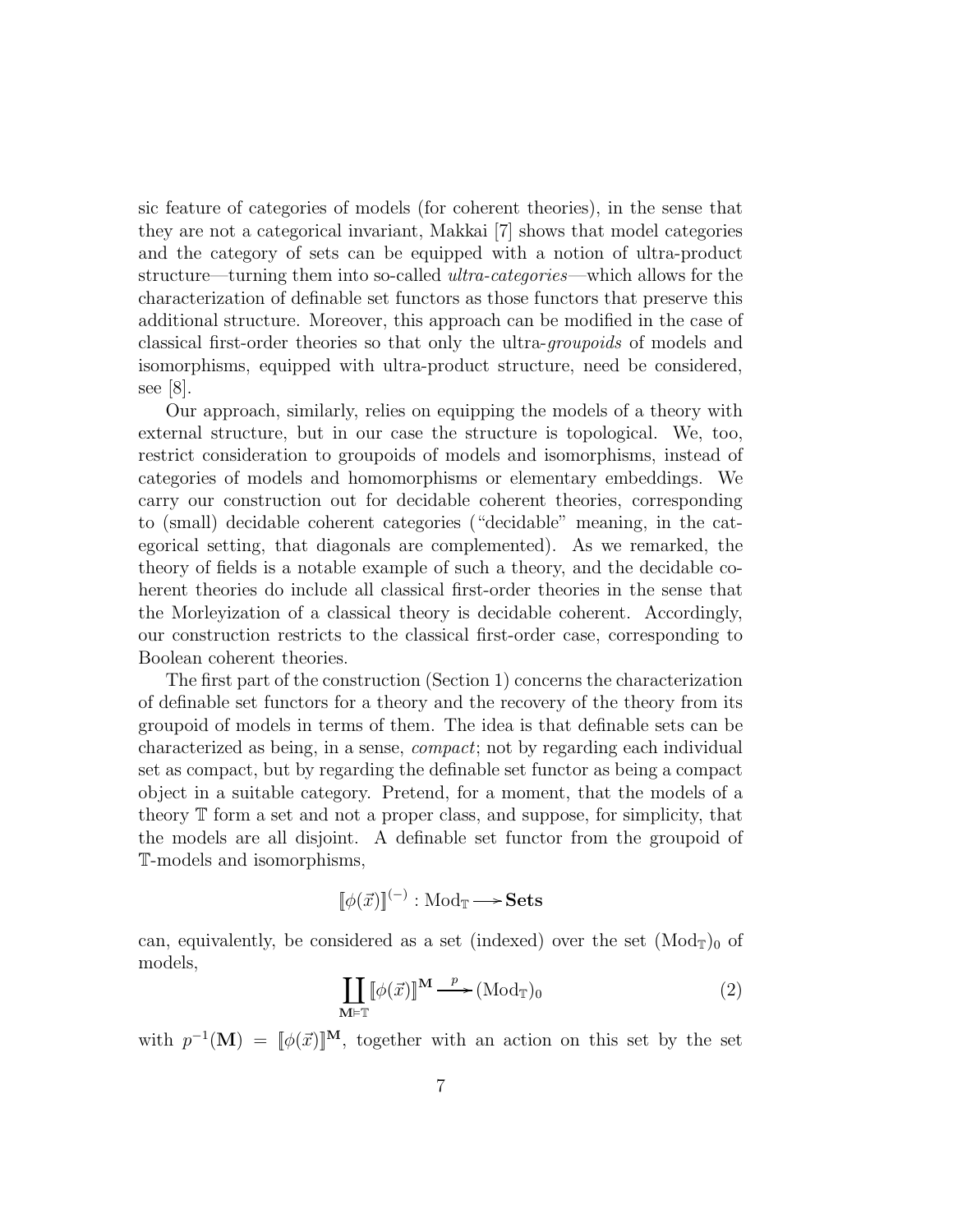sic feature of categories of models (for coherent theories), in the sense that they are not a categorical invariant, Makkai [7] shows that model categories and the category of sets can be equipped with a notion of ultra-product structure—turning them into so-called *ultra-categories*—which allows for the characterization of definable set functors as those functors that preserve this additional structure. Moreover, this approach can be modified in the case of classical first-order theories so that only the ultra-*groupoids* of models and isomorphisms, equipped with ultra-product structure, need be considered, see [8].

Our approach, similarly, relies on equipping the models of a theory with external structure, but in our case the structure is topological. We, too, restrict consideration to groupoids of models and isomorphisms, instead of categories of models and homomorphisms or elementary embeddings. We carry our construction out for decidable coherent theories, corresponding to (small) decidable coherent categories ("decidable" meaning, in the categorical setting, that diagonals are complemented). As we remarked, the theory of fields is a notable example of such a theory, and the decidable coherent theories do include all classical first-order theories in the sense that the Morleyization of a classical theory is decidable coherent. Accordingly, our construction restricts to the classical first-order case, corresponding to Boolean coherent theories.

The first part of the construction (Section 1) concerns the characterization of definable set functors for a theory and the recovery of the theory from its groupoid of models in terms of them. The idea is that definable sets can be characterized as being, in a sense, *compact*; not by regarding each individual set as compact, but by regarding the definable set functor as being a compact object in a suitable category. Pretend, for a moment, that the models of a theory $\mathbb{T}$ form a set and not a proper class, and suppose, for simplicity, that the models are all disjoint. A definable set functor from the groupoid of $\mathbb{T}$-models and isomorphisms,

$$[\![\phi(\vec{x})]\!]^{(-)} : \mathrm{Mod}_{\mathbb{T}} \longrightarrow \mathbf{Sets}$$

can, equivalently, be considered as a set (indexed) over the set $(\mathrm{Mod}_{\mathbb{T}})_0$ of models,

$$\coprod_{\mathbf{M}\vDash\mathbb{T}} [\![\phi(\vec{x})]\!]^{\mathbf{M}} \xrightarrow{\;p\;} (\mathrm{Mod}_{\mathbb{T}})_0 \tag{2}$$

with $p^{-1}(\mathbf{M}) = [\![\phi(\vec{x})]\!]^{\mathbf{M}}$, together with an action on this set by the set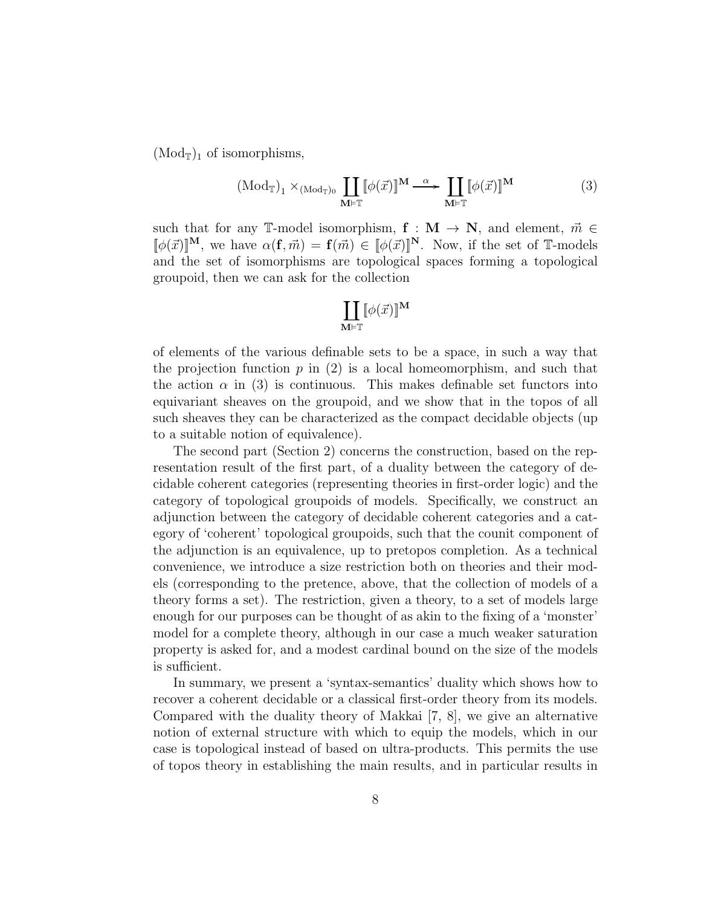$(\mathrm{Mod}_{\mathbb{T}})_1$ of isomorphisms,

$$(\mathrm{Mod}_{\mathbb{T}})_1 \times_{(\mathrm{Mod}_{\mathbb{T}})_0} \coprod_{\mathbf{M} \vDash \mathbb{T}} [\![\phi(\vec{x})]\!]^{\mathbf{M}} \xrightarrow{\alpha} \coprod_{\mathbf{M} \vDash \mathbb{T}} [\![\phi(\vec{x})]\!]^{\mathbf{M}} \tag{3}$$

such that for any $\mathbb{T}$-model isomorphism, $\mathbf{f} : \mathbf{M} \to \mathbf{N}$, and element, $\vec{m} \in [\![\phi(\vec{x})]\!]^{\mathbf{M}}$, we have $\alpha(\mathbf{f}, \vec{m}) = \mathbf{f}(\vec{m}) \in [\![\phi(\vec{x})]\!]^{\mathbf{N}}$. Now, if the set of $\mathbb{T}$-models and the set of isomorphisms are topological spaces forming a topological groupoid, then we can ask for the collection

$$\coprod_{\mathbf{M} \vDash \mathbb{T}} [\![\phi(\vec{x})]\!]^{\mathbf{M}}$$

of elements of the various definable sets to be a space, in such a way that the projection function $p$ in (2) is a local homeomorphism, and such that the action $\alpha$ in (3) is continuous. This makes definable set functors into equivariant sheaves on the groupoid, and we show that in the topos of all such sheaves they can be characterized as the compact decidable objects (up to a suitable notion of equivalence).

The second part (Section 2) concerns the construction, based on the representation result of the first part, of a duality between the category of decidable coherent categories (representing theories in first-order logic) and the category of topological groupoids of models. Specifically, we construct an adjunction between the category of decidable coherent categories and a category of 'coherent' topological groupoids, such that the counit component of the adjunction is an equivalence, up to pretopos completion. As a technical convenience, we introduce a size restriction both on theories and their models (corresponding to the pretence, above, that the collection of models of a theory forms a set). The restriction, given a theory, to a set of models large enough for our purposes can be thought of as akin to the fixing of a 'monster' model for a complete theory, although in our case a much weaker saturation property is asked for, and a modest cardinal bound on the size of the models is sufficient.

In summary, we present a 'syntax-semantics' duality which shows how to recover a coherent decidable or a classical first-order theory from its models. Compared with the duality theory of Makkai [7, 8], we give an alternative notion of external structure with which to equip the models, which in our case is topological instead of based on ultra-products. This permits the use of topos theory in establishing the main results, and in particular results in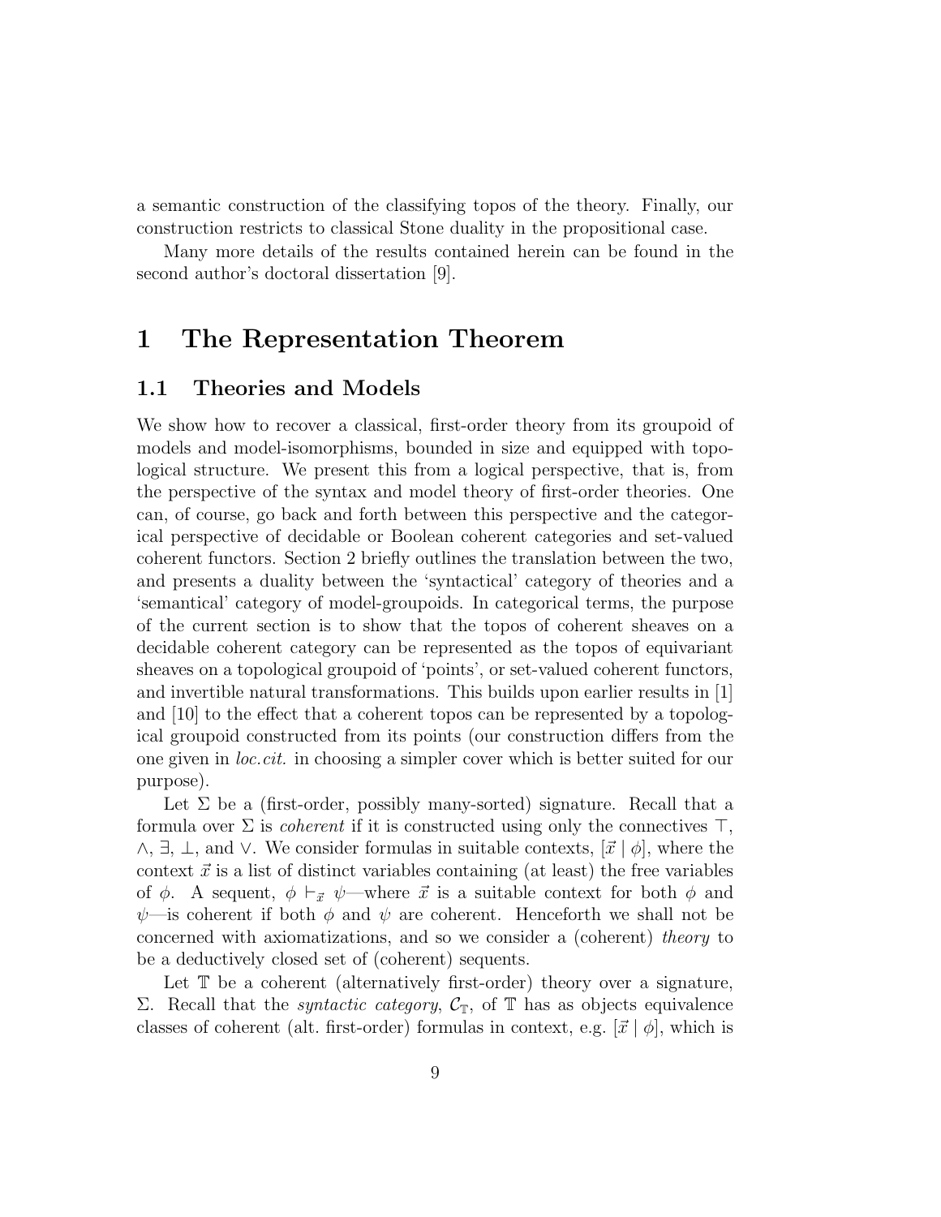a semantic construction of the classifying topos of the theory. Finally, our construction restricts to classical Stone duality in the propositional case.

Many more details of the results contained herein can be found in the second author's doctoral dissertation [9].

# 1 The Representation Theorem

## 1.1 Theories and Models

We show how to recover a classical, first-order theory from its groupoid of models and model-isomorphisms, bounded in size and equipped with topological structure. We present this from a logical perspective, that is, from the perspective of the syntax and model theory of first-order theories. One can, of course, go back and forth between this perspective and the categorical perspective of decidable or Boolean coherent categories and set-valued coherent functors. Section 2 briefly outlines the translation between the two, and presents a duality between the 'syntactical' category of theories and a 'semantical' category of model-groupoids. In categorical terms, the purpose of the current section is to show that the topos of coherent sheaves on a decidable coherent category can be represented as the topos of equivariant sheaves on a topological groupoid of 'points', or set-valued coherent functors, and invertible natural transformations. This builds upon earlier results in [1] and [10] to the effect that a coherent topos can be represented by a topological groupoid constructed from its points (our construction differs from the one given in *loc.cit.* in choosing a simpler cover which is better suited for our purpose).

Let $\Sigma$ be a (first-order, possibly many-sorted) signature. Recall that a formula over $\Sigma$ is *coherent* if it is constructed using only the connectives $\top$, $\wedge$, $\exists$, $\bot$, and $\vee$. We consider formulas in suitable contexts, $[\vec{x} \mid \phi]$, where the context $\vec{x}$ is a list of distinct variables containing (at least) the free variables of $\phi$. A sequent, $\phi \vdash_{\vec{x}} \psi$—where $\vec{x}$ is a suitable context for both $\phi$ and $\psi$—is coherent if both $\phi$ and $\psi$ are coherent. Henceforth we shall not be concerned with axiomatizations, and so we consider a (coherent) *theory* to be a deductively closed set of (coherent) sequents.

Let $\mathbb{T}$ be a coherent (alternatively first-order) theory over a signature, $\Sigma$. Recall that the *syntactic category*, $\mathcal{C}_{\mathbb{T}}$, of $\mathbb{T}$ has as objects equivalence classes of coherent (alt. first-order) formulas in context, e.g. $[\vec{x} \mid \phi]$, which is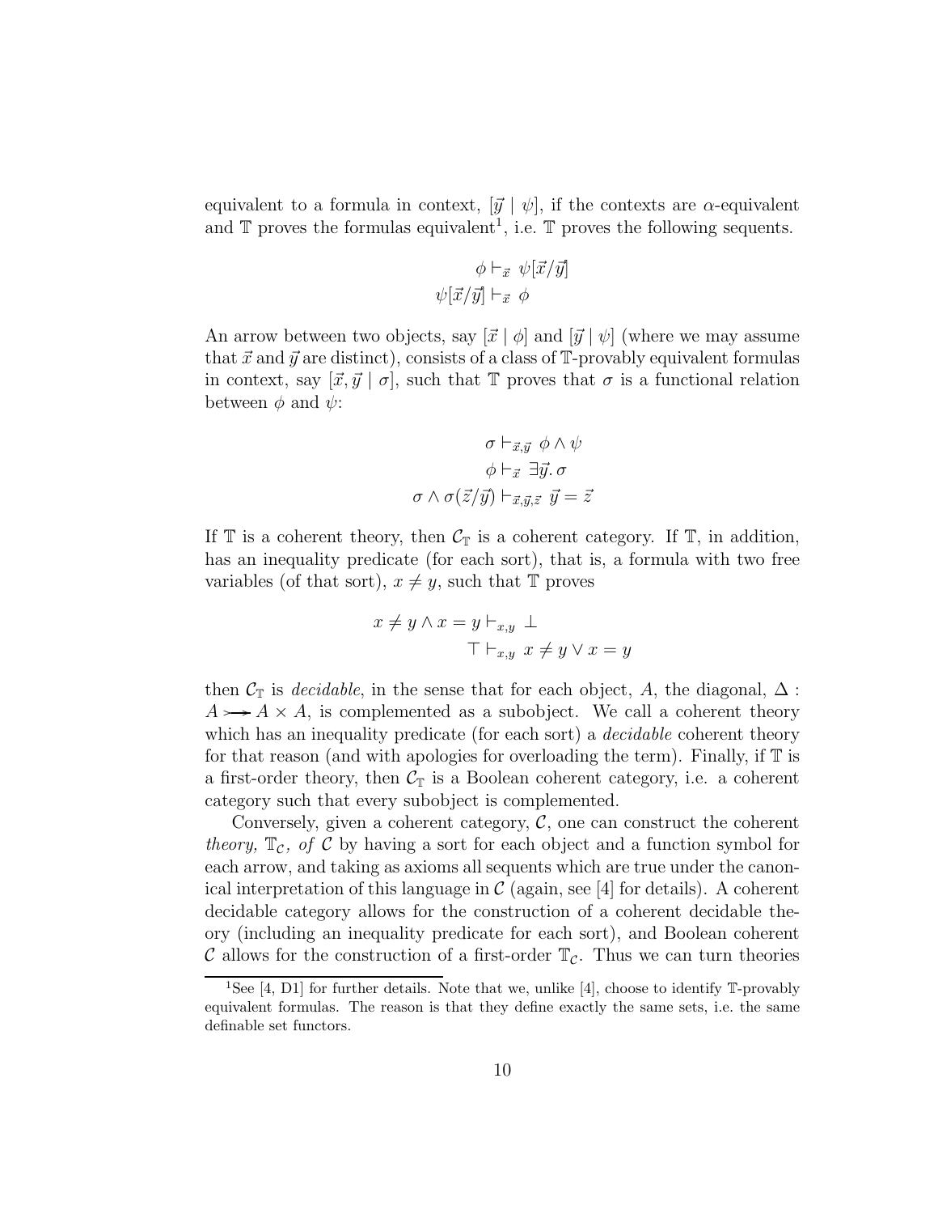equivalent to a formula in context, $[\vec{y} \mid \psi]$, if the contexts are $\alpha$-equivalent and $\mathbb{T}$ proves the formulas equivalent[1], i.e. $\mathbb{T}$ proves the following sequents.

$$\phi \vdash_{\vec{x}} \psi[\vec{x}/\vec{y}]$$
$$\psi[\vec{x}/\vec{y}] \vdash_{\vec{x}} \phi$$

An arrow between two objects, say $[\vec{x} \mid \phi]$ and $[\vec{y} \mid \psi]$ (where we may assume that $\vec{x}$ and $\vec{y}$ are distinct), consists of a class of $\mathbb{T}$-provably equivalent formulas in context, say $[\vec{x}, \vec{y} \mid \sigma]$, such that $\mathbb{T}$ proves that $\sigma$ is a functional relation between $\phi$ and $\psi$:

$$\sigma \vdash_{\vec{x},\vec{y}} \phi \wedge \psi$$
$$\phi \vdash_{\vec{x}} \exists \vec{y}.\, \sigma$$
$$\sigma \wedge \sigma(\vec{z}/\vec{y}) \vdash_{\vec{x},\vec{y},\vec{z}} \vec{y} = \vec{z}$$

If $\mathbb{T}$ is a coherent theory, then $\mathcal{C}_{\mathbb{T}}$ is a coherent category. If $\mathbb{T}$, in addition, has an inequality predicate (for each sort), that is, a formula with two free variables (of that sort), $x \neq y$, such that $\mathbb{T}$ proves

$$x \neq y \wedge x = y \vdash_{x,y} \bot$$
$$\top \vdash_{x,y} x \neq y \vee x = y$$

then $\mathcal{C}_{\mathbb{T}}$ is *decidable*, in the sense that for each object, $A$, the diagonal, $\Delta : A \rightarrowtail A \times A$, is complemented as a subobject. We call a coherent theory which has an inequality predicate (for each sort) a *decidable* coherent theory for that reason (and with apologies for overloading the term). Finally, if $\mathbb{T}$ is a first-order theory, then $\mathcal{C}_{\mathbb{T}}$ is a Boolean coherent category, i.e. a coherent category such that every subobject is complemented.

Conversely, given a coherent category, $\mathcal{C}$, one can construct the coherent *theory,* $\mathbb{T}_{\mathcal{C}}$*, of* $\mathcal{C}$ by having a sort for each object and a function symbol for each arrow, and taking as axioms all sequents which are true under the canonical interpretation of this language in $\mathcal{C}$ (again, see [4] for details). A coherent decidable category allows for the construction of a coherent decidable theory (including an inequality predicate for each sort), and Boolean coherent $\mathcal{C}$ allows for the construction of a first-order $\mathbb{T}_{\mathcal{C}}$. Thus we can turn theories

[1] See [4, D1] for further details. Note that we, unlike [4], choose to identify $\mathbb{T}$-provably equivalent formulas. The reason is that they define exactly the same sets, i.e. the same definable set functors.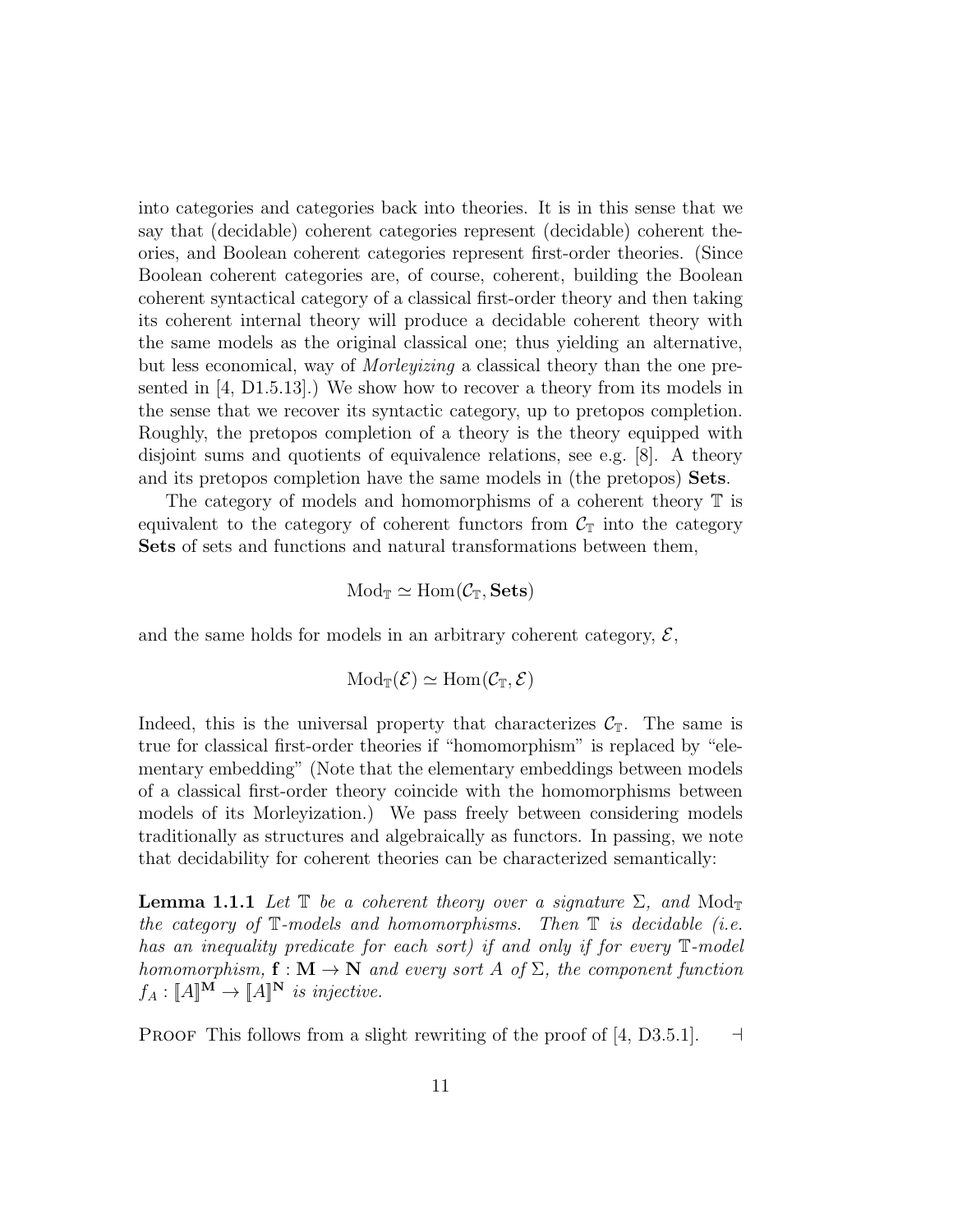into categories and categories back into theories. It is in this sense that we say that (decidable) coherent categories represent (decidable) coherent theories, and Boolean coherent categories represent first-order theories. (Since Boolean coherent categories are, of course, coherent, building the Boolean coherent syntactical category of a classical first-order theory and then taking its coherent internal theory will produce a decidable coherent theory with the same models as the original classical one; thus yielding an alternative, but less economical, way of *Morleyizing* a classical theory than the one presented in [4, D1.5.13].) We show how to recover a theory from its models in the sense that we recover its syntactic category, up to pretopos completion. Roughly, the pretopos completion of a theory is the theory equipped with disjoint sums and quotients of equivalence relations, see e.g. [8]. A theory and its pretopos completion have the same models in (the pretopos) **Sets**.

The category of models and homomorphisms of a coherent theory $\mathbb{T}$ is equivalent to the category of coherent functors from $\mathcal{C}_{\mathbb{T}}$ into the category **Sets** of sets and functions and natural transformations between them,

$$\mathrm{Mod}_{\mathbb{T}} \simeq \mathrm{Hom}(\mathcal{C}_{\mathbb{T}}, \mathbf{Sets})$$

and the same holds for models in an arbitrary coherent category, $\mathcal{E}$,

$$\mathrm{Mod}_{\mathbb{T}}(\mathcal{E}) \simeq \mathrm{Hom}(\mathcal{C}_{\mathbb{T}}, \mathcal{E})$$

Indeed, this is the universal property that characterizes $\mathcal{C}_{\mathbb{T}}$. The same is true for classical first-order theories if "homomorphism" is replaced by "elementary embedding" (Note that the elementary embeddings between models of a classical first-order theory coincide with the homomorphisms between models of its Morleyization.) We pass freely between considering models traditionally as structures and algebraically as functors. In passing, we note that decidability for coherent theories can be characterized semantically:

**Lemma 1.1.1** *Let $\mathbb{T}$ be a coherent theory over a signature $\Sigma$, and $\mathrm{Mod}_{\mathbb{T}}$ the category of $\mathbb{T}$-models and homomorphisms. Then $\mathbb{T}$ is decidable (i.e. has an inequality predicate for each sort) if and only if for every $\mathbb{T}$-model homomorphism, $\mathbf{f} : \mathbf{M} \to \mathbf{N}$ and every sort $A$ of $\Sigma$, the component function $f_A : [\![A]\!]^{\mathbf{M}} \to [\![A]\!]^{\mathbf{N}}$ is injective.*

Proof This follows from a slight rewriting of the proof of [4, D3.5.1]. $\dashv$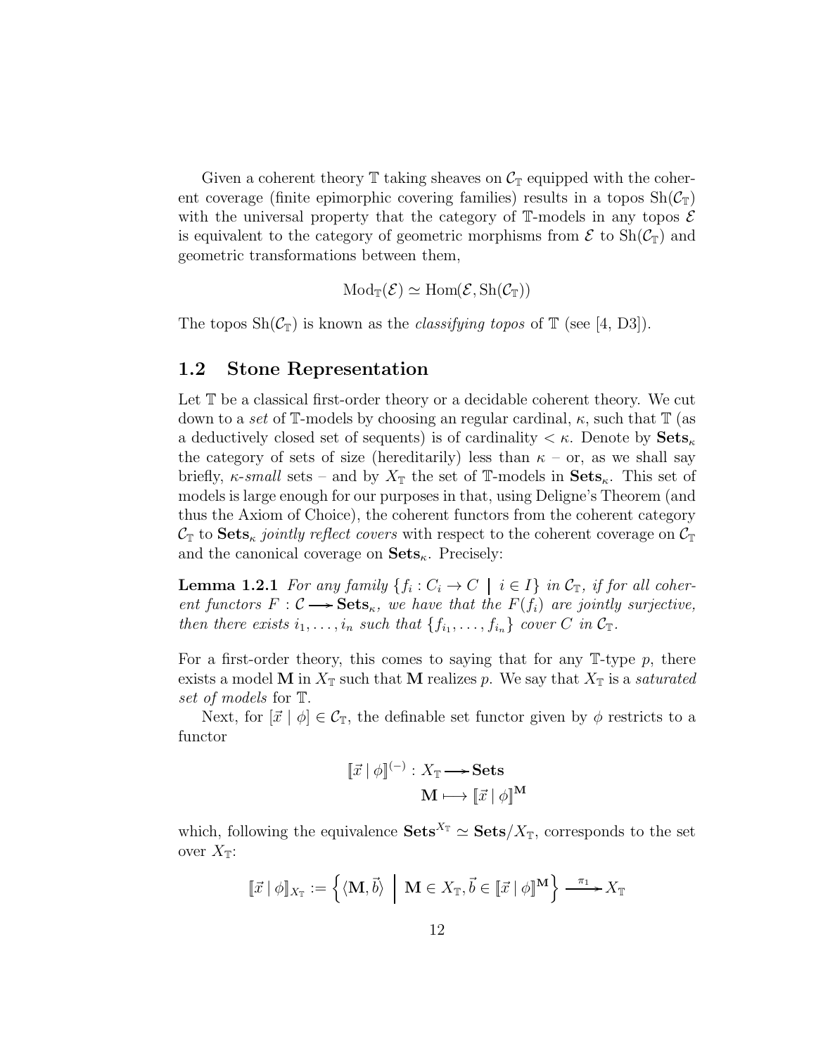Given a coherent theory $\mathbb{T}$ taking sheaves on $\mathcal{C}_{\mathbb{T}}$ equipped with the coherent coverage (finite epimorphic covering families) results in a topos $\mathrm{Sh}(\mathcal{C}_{\mathbb{T}})$ with the universal property that the category of $\mathbb{T}$-models in any topos $\mathcal{E}$ is equivalent to the category of geometric morphisms from $\mathcal{E}$ to $\mathrm{Sh}(\mathcal{C}_{\mathbb{T}})$ and geometric transformations between them,

$$\mathrm{Mod}_{\mathbb{T}}(\mathcal{E}) \simeq \mathrm{Hom}(\mathcal{E}, \mathrm{Sh}(\mathcal{C}_{\mathbb{T}}))$$

The topos $\mathrm{Sh}(\mathcal{C}_{\mathbb{T}})$ is known as the *classifying topos* of $\mathbb{T}$ (see [4, D3]).

## 1.2 Stone Representation

Let $\mathbb{T}$ be a classical first-order theory or a decidable coherent theory. We cut down to a *set* of $\mathbb{T}$-models by choosing an regular cardinal, $\kappa$, such that $\mathbb{T}$ (as a deductively closed set of sequents) is of cardinality $< \kappa$. Denote by $\mathbf{Sets}_\kappa$ the category of sets of size (hereditarily) less than $\kappa$ – or, as we shall say briefly, $\kappa$*-small* sets – and by $X_{\mathbb{T}}$ the set of $\mathbb{T}$-models in $\mathbf{Sets}_\kappa$. This set of models is large enough for our purposes in that, using Deligne's Theorem (and thus the Axiom of Choice), the coherent functors from the coherent category $\mathcal{C}_{\mathbb{T}}$ to $\mathbf{Sets}_\kappa$ *jointly reflect covers* with respect to the coherent coverage on $\mathcal{C}_{\mathbb{T}}$ and the canonical coverage on $\mathbf{Sets}_\kappa$. Precisely:

**Lemma 1.2.1** *For any family $\{f_i : C_i \to C \mid i \in I\}$ in $\mathcal{C}_{\mathbb{T}}$, if for all coherent functors $F : \mathcal{C} \longrightarrow \mathbf{Sets}_\kappa$, we have that the $F(f_i)$ are jointly surjective, then there exists $i_1, \ldots, i_n$ such that $\{f_{i_1}, \ldots, f_{i_n}\}$ cover $C$ in $\mathcal{C}_{\mathbb{T}}$.*

For a first-order theory, this comes to saying that for any $\mathbb{T}$-type $p$, there exists a model $\mathbf{M}$ in $X_{\mathbb{T}}$ such that $\mathbf{M}$ realizes $p$. We say that $X_{\mathbb{T}}$ is a *saturated set of models* for $\mathbb{T}$.

Next, for $[\vec{x} \mid \phi] \in \mathcal{C}_{\mathbb{T}}$, the definable set functor given by $\phi$ restricts to a functor

$$\begin{aligned} [\![\vec{x} \mid \phi]\!]^{(-)} : X_{\mathbb{T}} &\longrightarrow \mathbf{Sets} \\ \mathbf{M} &\longmapsto [\![\vec{x} \mid \phi]\!]^{\mathbf{M}} \end{aligned}$$

which, following the equivalence $\mathbf{Sets}^{X_{\mathbb{T}}} \simeq \mathbf{Sets}/X_{\mathbb{T}}$, corresponds to the set over $X_{\mathbb{T}}$:

$$[\![\vec{x} \mid \phi]\!]_{X_{\mathbb{T}}} := \left\{ \langle \mathbf{M}, \vec{b} \rangle \;\middle|\; \mathbf{M} \in X_{\mathbb{T}}, \vec{b} \in [\![\vec{x} \mid \phi]\!]^{\mathbf{M}} \right\} \xrightarrow{\pi_1} X_{\mathbb{T}}$$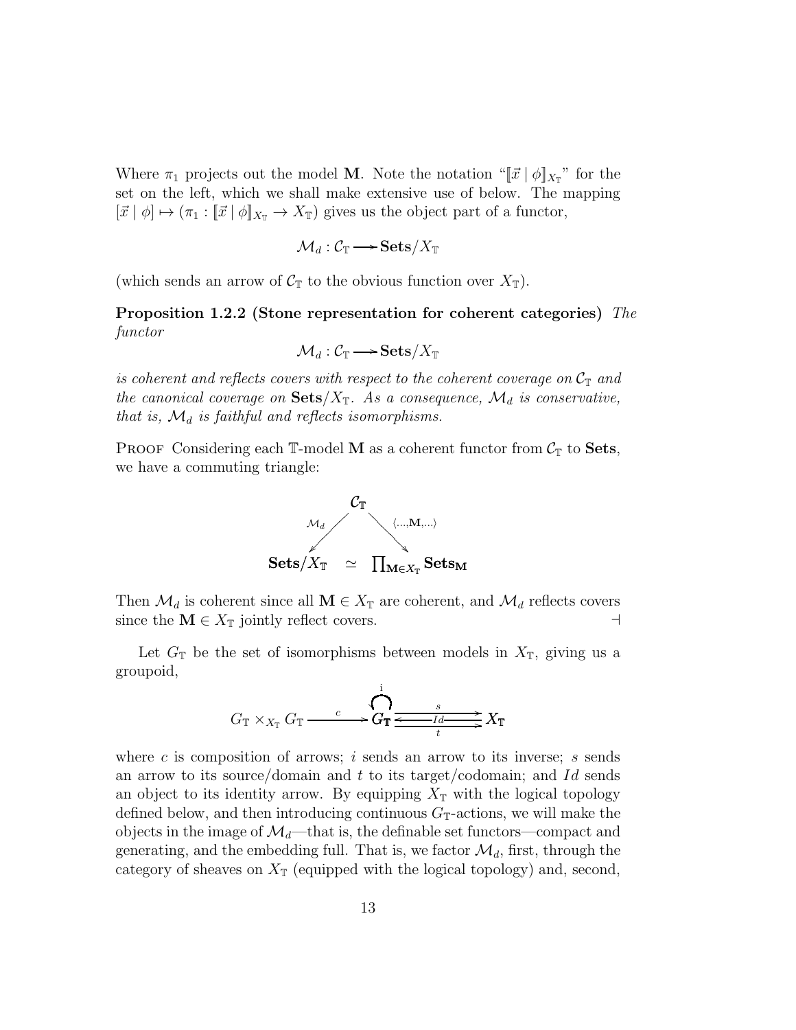Where $\pi_1$ projects out the model $\mathbf{M}$. Note the notation "$[\![\vec{x} \mid \phi]\!]_{X_{\mathbb{T}}}$" for the set on the left, which we shall make extensive use of below. The mapping $[\vec{x} \mid \phi] \mapsto (\pi_1 : [\![\vec{x} \mid \phi]\!]_{X_{\mathbb{T}}} \to X_{\mathbb{T}})$ gives us the object part of a functor,

$$\mathcal{M}_d : \mathcal{C}_{\mathbb{T}} \longrightarrow \mathbf{Sets}/X_{\mathbb{T}}$$

(which sends an arrow of $\mathcal{C}_{\mathbb{T}}$ to the obvious function over $X_{\mathbb{T}}$).

**Proposition 1.2.2 (Stone representation for coherent categories)** *The functor*

$$\mathcal{M}_d : \mathcal{C}_{\mathbb{T}} \longrightarrow \mathbf{Sets}/X_{\mathbb{T}}$$

*is coherent and reflects covers with respect to the coherent coverage on $\mathcal{C}_{\mathbb{T}}$ and the canonical coverage on $\mathbf{Sets}/X_{\mathbb{T}}$. As a consequence, $\mathcal{M}_d$ is conservative, that is, $\mathcal{M}_d$ is faithful and reflects isomorphisms.*

Proof Considering each $\mathbb{T}$-model $\mathbf{M}$ as a coherent functor from $\mathcal{C}_{\mathbb{T}}$ to $\mathbf{Sets}$, we have a commuting triangle:

$$\begin{array}{ccc} & \mathcal{C}_{\mathbb{T}} & \\ {\scriptstyle \mathcal{M}_d} \swarrow & & \searrow {\scriptstyle \langle \ldots, \mathbf{M}, \ldots \rangle} \\ \mathbf{Sets}/X_{\mathbb{T}} & \simeq & \prod_{\mathbf{M} \in X_{\mathbb{T}}} \mathbf{Sets}_{\mathbf{M}} \end{array}$$

Then $\mathcal{M}_d$ is coherent since all $\mathbf{M} \in X_{\mathbb{T}}$ are coherent, and $\mathcal{M}_d$ reflects covers since the $\mathbf{M} \in X_{\mathbb{T}}$ jointly reflect covers. $\dashv$

Let $G_{\mathbb{T}}$ be the set of isomorphisms between models in $X_{\mathbb{T}}$, giving us a groupoid,

$$G_{\mathbb{T}} \times_{X_{\mathbb{T}}} G_{\mathbb{T}} \xrightarrow{\ c\ } G_{\mathbb{T}} \circlearrowleft^{i} \ \underset{t}{\overset{s}{\rightrightarrows}} \ X_{\mathbb{T}} \quad (Id : X_{\mathbb{T}} \to G_{\mathbb{T}})$$

where $c$ is composition of arrows; $i$ sends an arrow to its inverse; $s$ sends an arrow to its source/domain and $t$ to its target/codomain; and $Id$ sends an object to its identity arrow. By equipping $X_{\mathbb{T}}$ with the logical topology defined below, and then introducing continuous $G_{\mathbb{T}}$-actions, we will make the objects in the image of $\mathcal{M}_d$—that is, the definable set functors—compact and generating, and the embedding full. That is, we factor $\mathcal{M}_d$, first, through the category of sheaves on $X_{\mathbb{T}}$ (equipped with the logical topology) and, second,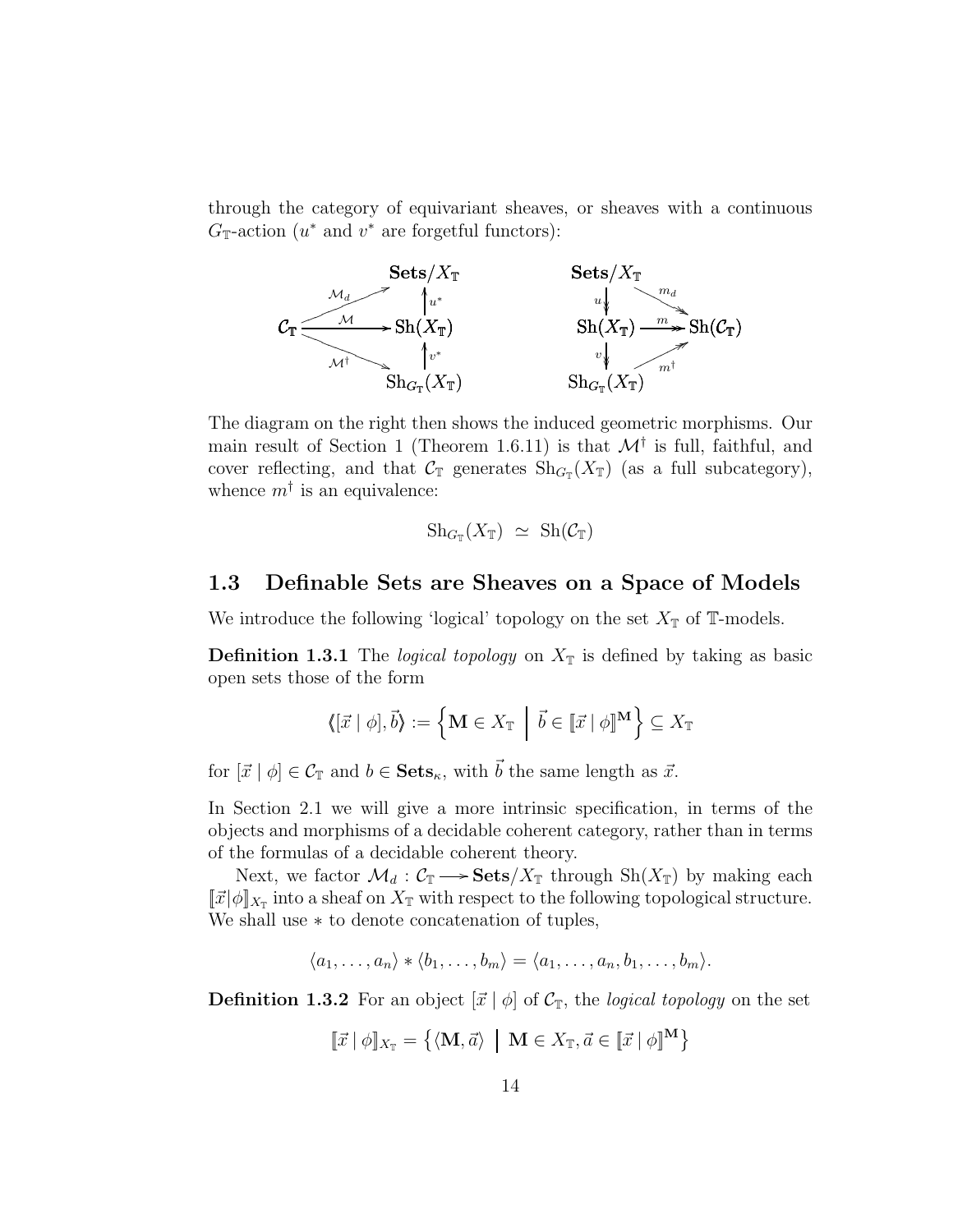through the category of equivariant sheaves, or sheaves with a continuous $G_{\mathbb{T}}$-action ($u^*$ and $v^*$ are forgetful functors):

$$
\begin{array}{ccc}
 & \mathbf{Sets}/X_{\mathbb{T}} & \\
 \overset{\mathcal{M}_d}{\nearrow} & \uparrow u^* & \\
\mathcal{C}_{\mathbb{T}} \xrightarrow{\ \mathcal{M}\ } & \mathrm{Sh}(X_{\mathbb{T}}) & \\
 \underset{\mathcal{M}^\dagger}{\searrow} & \uparrow v^* & \\
 & \mathrm{Sh}_{G_{\mathbb{T}}}(X_{\mathbb{T}}) &
\end{array}
\qquad\qquad
\begin{array}{ccc}
\mathbf{Sets}/X_{\mathbb{T}} & & \\
u \downarrow & \overset{m_d}{\searrow} & \\
\mathrm{Sh}(X_{\mathbb{T}}) & \xrightarrow{\ m\ } & \mathrm{Sh}(\mathcal{C}_{\mathbb{T}}) \\
v \downarrow & \underset{m^\dagger}{\nearrow} & \\
\mathrm{Sh}_{G_{\mathbb{T}}}(X_{\mathbb{T}}) & &
\end{array}
$$

The diagram on the right then shows the induced geometric morphisms. Our main result of Section 1 (Theorem 1.6.11) is that $\mathcal{M}^\dagger$ is full, faithful, and cover reflecting, and that $\mathcal{C}_{\mathbb{T}}$ generates $\mathrm{Sh}_{G_{\mathbb{T}}}(X_{\mathbb{T}})$ (as a full subcategory), whence $m^\dagger$ is an equivalence:

$$\mathrm{Sh}_{G_{\mathbb{T}}}(X_{\mathbb{T}}) \ \simeq\ \mathrm{Sh}(\mathcal{C}_{\mathbb{T}})$$

## 1.3 Definable Sets are Sheaves on a Space of Models

We introduce the following 'logical' topology on the set $X_{\mathbb{T}}$ of $\mathbb{T}$-models.

**Definition 1.3.1** The *logical topology* on $X_{\mathbb{T}}$ is defined by taking as basic open sets those of the form

$$\langle\!\langle [\vec{x} \mid \phi], \vec{b} \rangle\!\rangle := \left\{ \mathbf{M} \in X_{\mathbb{T}} \;\middle|\; \vec{b} \in [\![\vec{x} \mid \phi]\!]^{\mathbf{M}} \right\} \subseteq X_{\mathbb{T}}$$

for $[\vec{x} \mid \phi] \in \mathcal{C}_{\mathbb{T}}$ and $b \in \mathbf{Sets}_\kappa$, with $\vec{b}$ the same length as $\vec{x}$.

In Section 2.1 we will give a more intrinsic specification, in terms of the objects and morphisms of a decidable coherent category, rather than in terms of the formulas of a decidable coherent theory.

Next, we factor $\mathcal{M}_d : \mathcal{C}_{\mathbb{T}} \longrightarrow \mathbf{Sets}/X_{\mathbb{T}}$ through $\mathrm{Sh}(X_{\mathbb{T}})$ by making each $[\![\vec{x}|\phi]\!]_{X_{\mathbb{T}}}$ into a sheaf on $X_{\mathbb{T}}$ with respect to the following topological structure. We shall use $*$ to denote concatenation of tuples,

$$\langle a_1, \ldots, a_n \rangle * \langle b_1, \ldots, b_m \rangle = \langle a_1, \ldots, a_n, b_1, \ldots, b_m \rangle.$$

**Definition 1.3.2** For an object $[\vec{x} \mid \phi]$ of $\mathcal{C}_{\mathbb{T}}$, the *logical topology* on the set

$$[\![\vec{x} \mid \phi]\!]_{X_{\mathbb{T}}} = \left\{ \langle \mathbf{M}, \vec{a} \rangle \;\middle|\; \mathbf{M} \in X_{\mathbb{T}}, \vec{a} \in [\![\vec{x} \mid \phi]\!]^{\mathbf{M}} \right\}$$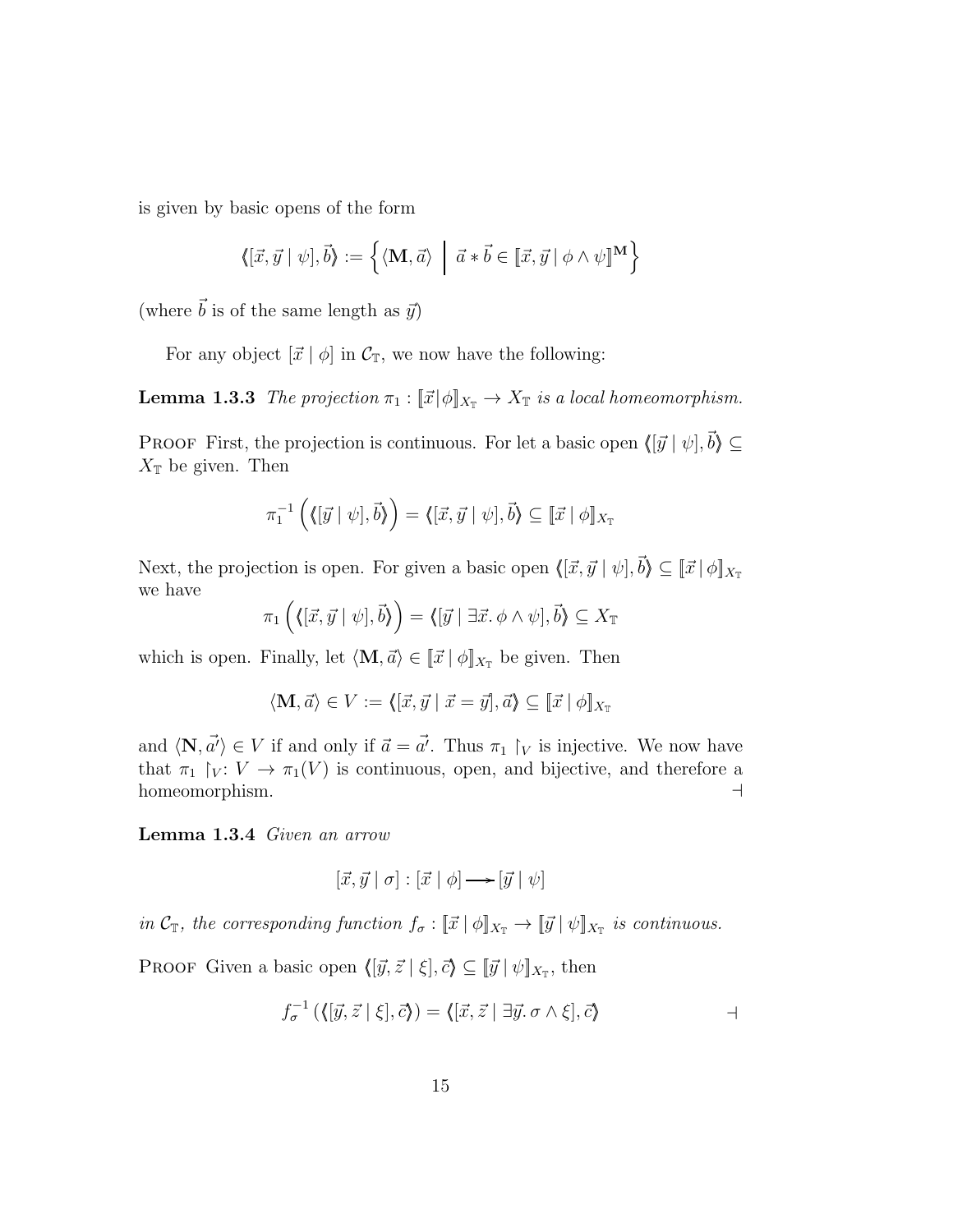is given by basic opens of the form

$$\langle\!\langle [\vec{x}, \vec{y} \mid \psi], \vec{b} \rangle\!\rangle := \left\{ \langle \mathbf{M}, \vec{a} \rangle \;\middle|\; \vec{a} * \vec{b} \in [\![\vec{x}, \vec{y} \mid \phi \wedge \psi]\!]^{\mathbf{M}} \right\}$$

(where $\vec{b}$ is of the same length as $\vec{y}$)

For any object $[\vec{x} \mid \phi]$ in $\mathcal{C}_{\mathbb{T}}$, we now have the following:

**Lemma 1.3.3** *The projection $\pi_1 : [\![\vec{x} \mid \phi]\!]_{X_{\mathbb{T}}} \to X_{\mathbb{T}}$ is a local homeomorphism.*

Proof First, the projection is continuous. For let a basic open $\langle\!\langle [\vec{y} \mid \psi], \vec{b} \rangle\!\rangle \subseteq X_{\mathbb{T}}$ be given. Then

$$\pi_1^{-1}\left( \langle\!\langle [\vec{y} \mid \psi], \vec{b} \rangle\!\rangle \right) = \langle\!\langle [\vec{x}, \vec{y} \mid \psi], \vec{b} \rangle\!\rangle \subseteq [\![\vec{x} \mid \phi]\!]_{X_{\mathbb{T}}}$$

Next, the projection is open. For given a basic open $\langle\!\langle [\vec{x}, \vec{y} \mid \psi], \vec{b} \rangle\!\rangle \subseteq [\![\vec{x} \mid \phi]\!]_{X_{\mathbb{T}}}$ we have

$$\pi_1\left( \langle\!\langle [\vec{x}, \vec{y} \mid \psi], \vec{b} \rangle\!\rangle \right) = \langle\!\langle [\vec{y} \mid \exists \vec{x}.\, \phi \wedge \psi], \vec{b} \rangle\!\rangle \subseteq X_{\mathbb{T}}$$

which is open. Finally, let $\langle \mathbf{M}, \vec{a} \rangle \in [\![\vec{x} \mid \phi]\!]_{X_{\mathbb{T}}}$ be given. Then

$$\langle \mathbf{M}, \vec{a} \rangle \in V := \langle\!\langle [\vec{x}, \vec{y} \mid \vec{x} = \vec{y}], \vec{a} \rangle\!\rangle \subseteq [\![\vec{x} \mid \phi]\!]_{X_{\mathbb{T}}}$$

and $\langle \mathbf{N}, \vec{a'} \rangle \in V$ if and only if $\vec{a} = \vec{a'}$. Thus $\pi_1 \restriction_V$ is injective. We now have that $\pi_1 \restriction_V : V \to \pi_1(V)$ is continuous, open, and bijective, and therefore a homeomorphism. $\dashv$

**Lemma 1.3.4** *Given an arrow*

$$[\vec{x}, \vec{y} \mid \sigma] : [\vec{x} \mid \phi] \longrightarrow [\vec{y} \mid \psi]$$

*in $\mathcal{C}_{\mathbb{T}}$, the corresponding function $f_\sigma : [\![\vec{x} \mid \phi]\!]_{X_{\mathbb{T}}} \to [\![\vec{y} \mid \psi]\!]_{X_{\mathbb{T}}}$ is continuous.*

Proof Given a basic open $\langle\!\langle [\vec{y}, \vec{z} \mid \xi], \vec{c} \rangle\!\rangle \subseteq [\![\vec{y} \mid \psi]\!]_{X_{\mathbb{T}}}$, then

$$f_\sigma^{-1}\left( \langle\!\langle [\vec{y}, \vec{z} \mid \xi], \vec{c} \rangle\!\rangle \right) = \langle\!\langle [\vec{x}, \vec{z} \mid \exists \vec{y}.\, \sigma \wedge \xi], \vec{c} \rangle\!\rangle \qquad \dashv$$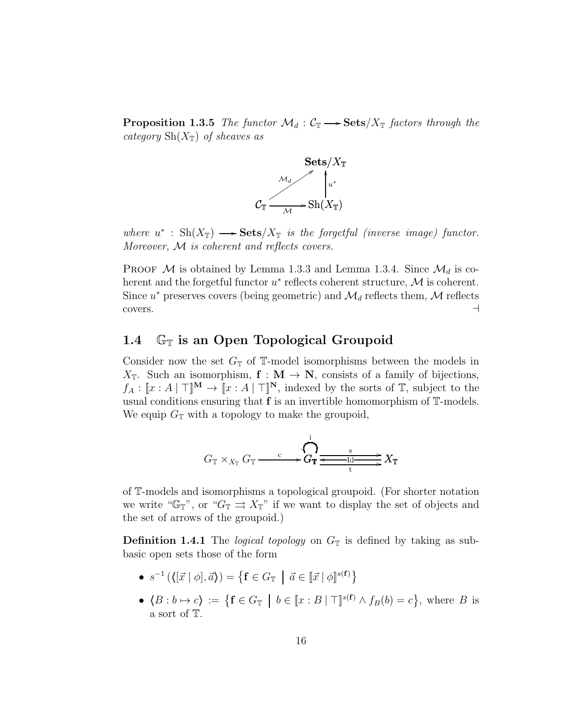**Proposition 1.3.5** *The functor $\mathcal{M}_d : \mathcal{C}_{\mathbb{T}} \longrightarrow \mathbf{Sets}/X_{\mathbb{T}}$ factors through the category $\mathrm{Sh}(X_{\mathbb{T}})$ of sheaves as*

$$\begin{array}{ccc} & & \mathbf{Sets}/X_{\mathbb{T}} \\ & \overset{\mathcal{M}_d}{\nearrow} & \uparrow u^* \\ \mathcal{C}_{\mathbb{T}} & \xrightarrow[\mathcal{M}]{} & \mathrm{Sh}(X_{\mathbb{T}}) \end{array}$$

*where $u^* : \mathrm{Sh}(X_{\mathbb{T}}) \longrightarrow \mathbf{Sets}/X_{\mathbb{T}}$ is the forgetful (inverse image) functor. Moreover, $\mathcal{M}$ is coherent and reflects covers.*

Proof $\mathcal{M}$ is obtained by Lemma 1.3.3 and Lemma 1.3.4. Since $\mathcal{M}_d$ is coherent and the forgetful functor $u^*$ reflects coherent structure, $\mathcal{M}$ is coherent. Since $u^*$ preserves covers (being geometric) and $\mathcal{M}_d$ reflects them, $\mathcal{M}$ reflects covers. ⊣

## 1.4 $\mathbb{G}_{\mathbb{T}}$ is an Open Topological Groupoid

Consider now the set $G_{\mathbb{T}}$ of $\mathbb{T}$-model isomorphisms between the models in $X_{\mathbb{T}}$. Such an isomorphism, $\mathbf{f} : \mathbf{M} \to \mathbf{N}$, consists of a family of bijections, $f_A : [\![x : A \mid \top]\!]^{\mathbf{M}} \to [\![x : A \mid \top]\!]^{\mathbf{N}}$, indexed by the sorts of $\mathbb{T}$, subject to the usual conditions ensuring that $\mathbf{f}$ is an invertible homomorphism of $\mathbb{T}$-models. We equip $G_{\mathbb{T}}$ with a topology to make the groupoid,

$$G_{\mathbb{T}} \times_{X_{\mathbb{T}}} G_{\mathbb{T}} \xrightarrow{\ c\ } G_{\mathbb{T}} \circlearrowleft^{i} \ \underset{t}{\overset{s}{\rightrightarrows}}\ \overset{\mathrm{Id}}{\longleftarrow}\ X_{\mathbb{T}}$$

of $\mathbb{T}$-models and isomorphisms a topological groupoid. (For shorter notation we write "$\mathbb{G}_{\mathbb{T}}$", or "$G_{\mathbb{T}} \rightrightarrows X_{\mathbb{T}}$" if we want to display the set of objects and the set of arrows of the groupoid.)

**Definition 1.4.1** The *logical topology* on $G_{\mathbb{T}}$ is defined by taking as subbasic open sets those of the form

- $s^{-1}\left(\langle\!\langle [\vec{x} \mid \phi], \vec{a} \rangle\!\rangle\right) = \left\{ \mathbf{f} \in G_{\mathbb{T}} \;\middle|\; \vec{a} \in [\![\vec{x} \mid \phi]\!]^{s(\mathbf{f})} \right\}$
- $\langle\!\langle B : b \mapsto c \rangle\!\rangle := \left\{ \mathbf{f} \in G_{\mathbb{T}} \;\middle|\; b \in [\![x : B \mid \top]\!]^{s(\mathbf{f})} \wedge f_B(b) = c \right\}$, where $B$ is a sort of $\mathbb{T}$.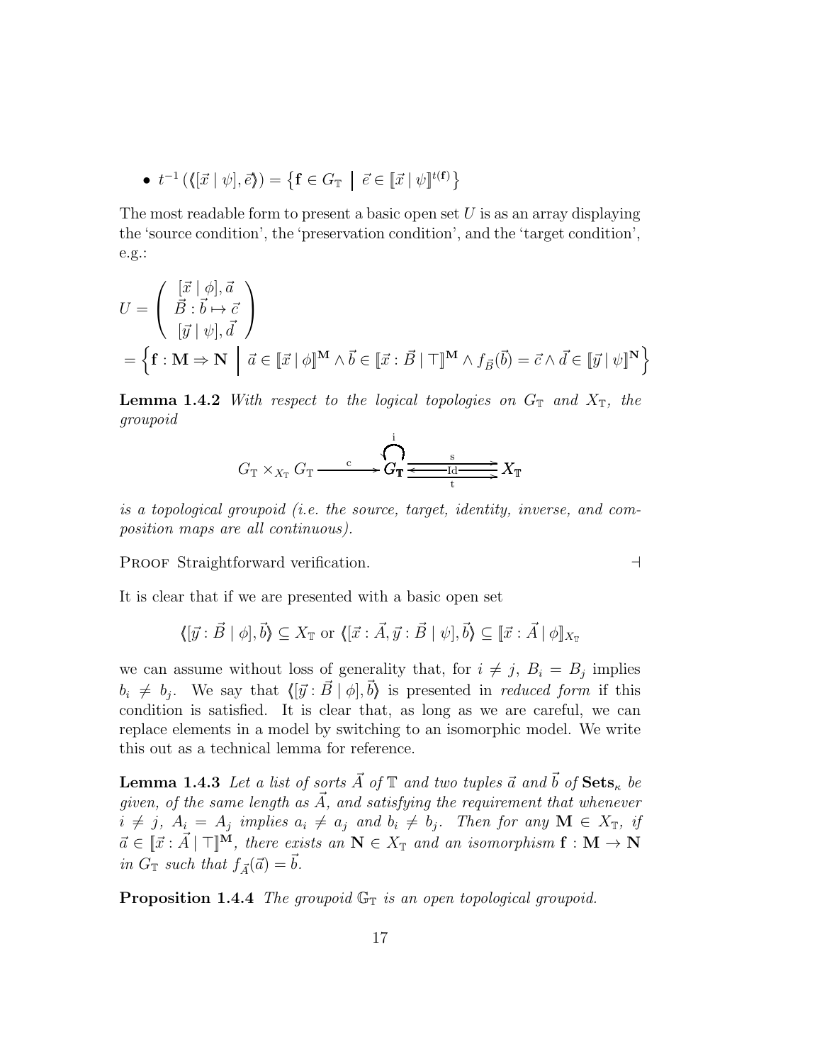- $t^{-1}\left(\langle\!\langle[\vec{x} \mid \psi], \vec{e}\rangle\!\rangle\right) = \left\{\mathbf{f} \in G_{\mathbb{T}} \;\middle|\; \vec{e} \in [\![\vec{x} \mid \psi]\!]^{t(\mathbf{f})}\right\}$

The most readable form to present a basic open set $U$ is as an array displaying the 'source condition', the 'preservation condition', and the 'target condition', e.g.:

$$
\begin{aligned}
U &= \begin{pmatrix} [\vec{x} \mid \phi], \vec{a} \\ \vec{B} : \vec{b} \mapsto \vec{c} \\ [\vec{y} \mid \psi], \vec{d} \end{pmatrix} \\
&= \left\{ \mathbf{f} : \mathbf{M} \Rightarrow \mathbf{N} \;\middle|\; \vec{a} \in [\![\vec{x} \mid \phi]\!]^{\mathbf{M}} \wedge \vec{b} \in [\![\vec{x} : \vec{B} \mid \top]\!]^{\mathbf{M}} \wedge f_{\vec{B}}(\vec{b}) = \vec{c} \wedge \vec{d} \in [\![\vec{y} \mid \psi]\!]^{\mathbf{N}} \right\}
\end{aligned}
$$

**Lemma 1.4.2** *With respect to the logical topologies on $G_{\mathbb{T}}$ and $X_{\mathbb{T}}$, the groupoid*

$$
G_{\mathbb{T}} \times_{X_{\mathbb{T}}} G_{\mathbb{T}} \xrightarrow{\;c\;} G_{\mathbb{T}} \underset{t}{\overset{s}{\underset{\longleftarrow \mathrm{Id} \longleftarrow}{\rightrightarrows}}} X_{\mathbb{T}} \qquad (\text{with } i : G_{\mathbb{T}} \to G_{\mathbb{T}})
$$

*is a topological groupoid (i.e. the source, target, identity, inverse, and composition maps are all continuous).*

Proof Straightforward verification. $\dashv$

It is clear that if we are presented with a basic open set

$$
\langle\!\langle[\vec{y} : \vec{B} \mid \phi], \vec{b}\rangle\!\rangle \subseteq X_{\mathbb{T}} \text{ or } \langle\!\langle[\vec{x} : \vec{A}, \vec{y} : \vec{B} \mid \psi], \vec{b}\rangle\!\rangle \subseteq [\![\vec{x} : \vec{A} \mid \phi]\!]_{X_{\mathbb{T}}}
$$

we can assume without loss of generality that, for $i \neq j$, $B_i = B_j$ implies $b_i \neq b_j$. We say that $\langle\!\langle[\vec{y} : \vec{B} \mid \phi], \vec{b}\rangle\!\rangle$ is presented in *reduced form* if this condition is satisfied. It is clear that, as long as we are careful, we can replace elements in a model by switching to an isomorphic model. We write this out as a technical lemma for reference.

**Lemma 1.4.3** *Let a list of sorts $\vec{A}$ of $\mathbb{T}$ and two tuples $\vec{a}$ and $\vec{b}$ of $\mathbf{Sets}_{\kappa}$ be given, of the same length as $\vec{A}$, and satisfying the requirement that whenever $i \neq j$, $A_i = A_j$ implies $a_i \neq a_j$ and $b_i \neq b_j$. Then for any $\mathbf{M} \in X_{\mathbb{T}}$, if $\vec{a} \in [\![\vec{x} : \vec{A} \mid \top]\!]^{\mathbf{M}}$, there exists an $\mathbf{N} \in X_{\mathbb{T}}$ and an isomorphism $\mathbf{f} : \mathbf{M} \to \mathbf{N}$ in $G_{\mathbb{T}}$ such that $f_{\vec{A}}(\vec{a}) = \vec{b}$.*

**Proposition 1.4.4** *The groupoid $\mathbb{G}_{\mathbb{T}}$ is an open topological groupoid.*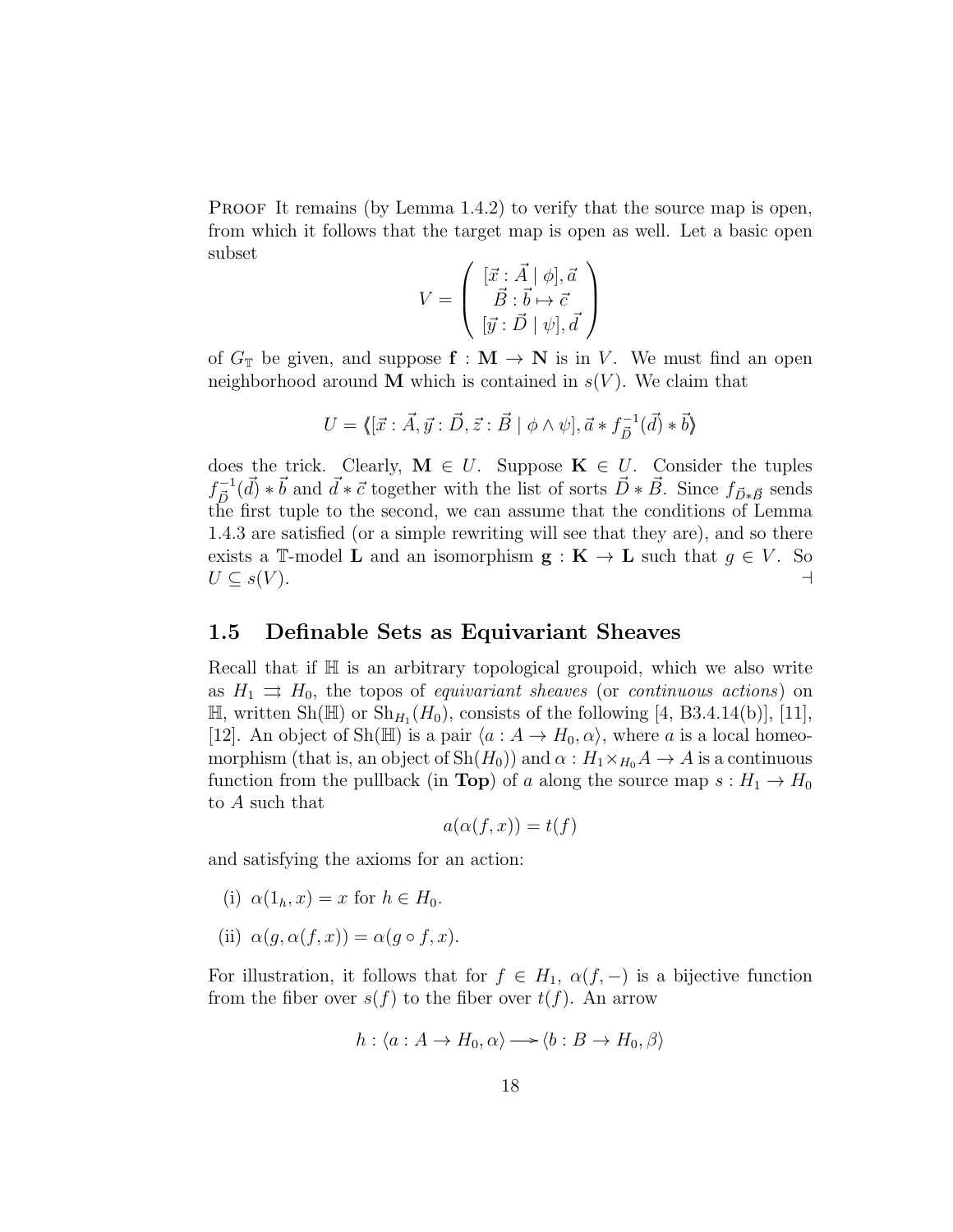Proof It remains (by Lemma 1.4.2) to verify that the source map is open, from which it follows that the target map is open as well. Let a basic open subset

$$V = \left( \begin{array}{c} [\vec{x} : \vec{A} \mid \phi], \vec{a} \\ \vec{B} : \vec{b} \mapsto \vec{c} \\ [\vec{y} : \vec{D} \mid \psi], \vec{d} \end{array} \right)$$

of $G_{\mathbb{T}}$ be given, and suppose $\mathbf{f} : \mathbf{M} \to \mathbf{N}$ is in $V$. We must find an open neighborhood around $\mathbf{M}$ which is contained in $s(V)$. We claim that

$$U = \langle\!\langle [\vec{x} : \vec{A}, \vec{y} : \vec{D}, \vec{z} : \vec{B} \mid \phi \wedge \psi], \vec{a} * f^{-1}_{\vec{D}}(\vec{d}) * \vec{b} \rangle\!\rangle$$

does the trick. Clearly, $\mathbf{M} \in U$. Suppose $\mathbf{K} \in U$. Consider the tuples $f^{-1}_{\vec{D}}(\vec{d}) * \vec{b}$ and $\vec{d} * \vec{c}$ together with the list of sorts $\vec{D} * \vec{B}$. Since $f_{\vec{D} * \vec{B}}$ sends the first tuple to the second, we can assume that the conditions of Lemma 1.4.3 are satisfied (or a simple rewriting will see that they are), and so there exists a $\mathbb{T}$-model $\mathbf{L}$ and an isomorphism $\mathbf{g} : \mathbf{K} \to \mathbf{L}$ such that $g \in V$. So $U \subseteq s(V)$. ⊣

## 1.5 Definable Sets as Equivariant Sheaves

Recall that if $\mathbb{H}$ is an arbitrary topological groupoid, which we also write as $H_1 \rightrightarrows H_0$, the topos of *equivariant sheaves* (or *continuous actions*) on $\mathbb{H}$, written $\mathrm{Sh}(\mathbb{H})$ or $\mathrm{Sh}_{H_1}(H_0)$, consists of the following [4, B3.4.14(b)], [11], [12]. An object of $\mathrm{Sh}(\mathbb{H})$ is a pair $\langle a : A \to H_0, \alpha \rangle$, where $a$ is a local homeomorphism (that is, an object of $\mathrm{Sh}(H_0)$) and $\alpha : H_1 \times_{H_0} A \to A$ is a continuous function from the pullback (in **Top**) of $a$ along the source map $s : H_1 \to H_0$ to $A$ such that

$$a(\alpha(f, x)) = t(f)$$

and satisfying the axioms for an action:

(i) $\alpha(1_h, x) = x$ for $h \in H_0$.

(ii) $\alpha(g, \alpha(f, x)) = \alpha(g \circ f, x)$.

For illustration, it follows that for $f \in H_1$, $\alpha(f, -)$ is a bijective function from the fiber over $s(f)$ to the fiber over $t(f)$. An arrow

$$h : \langle a : A \to H_0, \alpha \rangle \longrightarrow \langle b : B \to H_0, \beta \rangle$$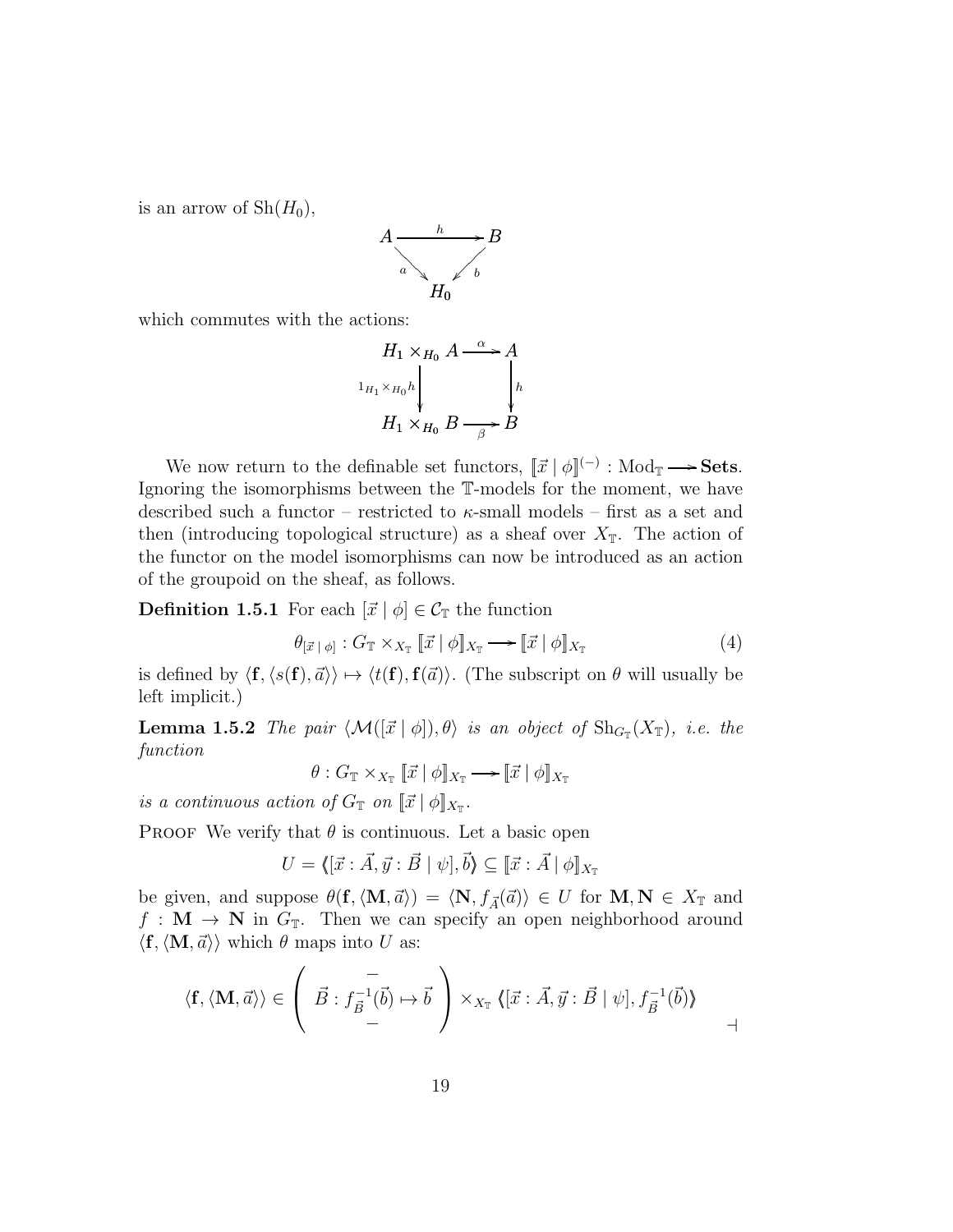is an arrow of $\mathrm{Sh}(H_0)$,

$$\begin{array}{ccc} A & \xrightarrow{h} & B \\ & {\scriptstyle a}\searrow \quad \swarrow{\scriptstyle b} & \\ & H_0 & \end{array}$$

which commutes with the actions:

$$\begin{array}{ccc} H_1 \times_{H_0} A & \xrightarrow{\alpha} & A \\ {\scriptstyle 1_{H_1} \times_{H_0} h}\downarrow & & \downarrow{\scriptstyle h} \\ H_1 \times_{H_0} B & \xrightarrow[\beta]{} & B \end{array}$$

We now return to the definable set functors, $[\![\vec{x} \mid \phi]\!]^{(-)} : \mathrm{Mod}_{\mathbb{T}} \longrightarrow \mathbf{Sets}$. Ignoring the isomorphisms between the $\mathbb{T}$-models for the moment, we have described such a functor – restricted to $\kappa$-small models – first as a set and then (introducing topological structure) as a sheaf over $X_{\mathbb{T}}$. The action of the functor on the model isomorphisms can now be introduced as an action of the groupoid on the sheaf, as follows.

**Definition 1.5.1** For each $[\vec{x} \mid \phi] \in \mathcal{C}_{\mathbb{T}}$ the function

$$\theta_{[\vec{x} \mid \phi]} : G_{\mathbb{T}} \times_{X_{\mathbb{T}}} [\![\vec{x} \mid \phi]\!]_{X_{\mathbb{T}}} \longrightarrow [\![\vec{x} \mid \phi]\!]_{X_{\mathbb{T}}} \tag{4}$$

is defined by $\langle \mathbf{f}, \langle s(\mathbf{f}), \vec{a}\rangle\rangle \mapsto \langle t(\mathbf{f}), \mathbf{f}(\vec{a})\rangle$. (The subscript on $\theta$ will usually be left implicit.)

**Lemma 1.5.2** *The pair $\langle \mathcal{M}([\vec{x} \mid \phi]), \theta\rangle$ is an object of $\mathrm{Sh}_{G_{\mathbb{T}}}(X_{\mathbb{T}})$, i.e. the function*

$$\theta : G_{\mathbb{T}} \times_{X_{\mathbb{T}}} [\![\vec{x} \mid \phi]\!]_{X_{\mathbb{T}}} \longrightarrow [\![\vec{x} \mid \phi]\!]_{X_{\mathbb{T}}}$$

*is a continuous action of $G_{\mathbb{T}}$ on $[\![\vec{x} \mid \phi]\!]_{X_{\mathbb{T}}}$.*

Proof We verify that $\theta$ is continuous. Let a basic open

$$U = \langle\!\langle [\vec{x} : \vec{A}, \vec{y} : \vec{B} \mid \psi], \vec{b}\rangle\!\rangle \subseteq [\![\vec{x} : \vec{A} \mid \phi]\!]_{X_{\mathbb{T}}}$$

be given, and suppose $\theta(\mathbf{f}, \langle \mathbf{M}, \vec{a}\rangle) = \langle \mathbf{N}, f_{\vec{A}}(\vec{a})\rangle \in U$ for $\mathbf{M}, \mathbf{N} \in X_{\mathbb{T}}$ and $f : \mathbf{M} \to \mathbf{N}$ in $G_{\mathbb{T}}$. Then we can specify an open neighborhood around $\langle \mathbf{f}, \langle \mathbf{M}, \vec{a}\rangle\rangle$ which $\theta$ maps into $U$ as:

$$\langle \mathbf{f}, \langle \mathbf{M}, \vec{a}\rangle\rangle \in \left(\begin{array}{c} - \\ \vec{B} : f_{\vec{B}}^{-1}(\vec{b}) \mapsto \vec{b} \\ - \end{array}\right) \times_{X_{\mathbb{T}}} \langle\!\langle [\vec{x} : \vec{A}, \vec{y} : \vec{B} \mid \psi], f_{\vec{B}}^{-1}(\vec{b})\rangle\!\rangle$$

⊣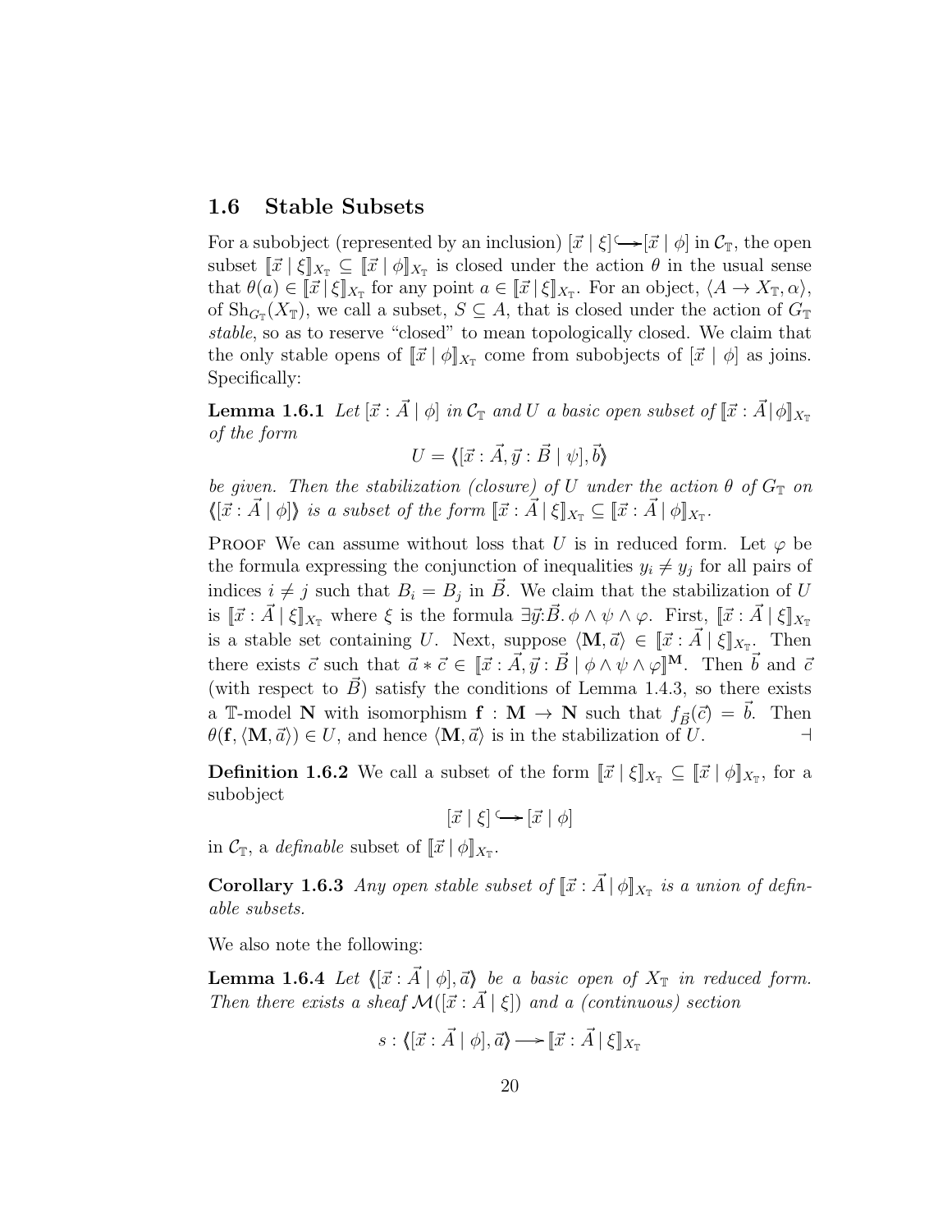## 1.6 Stable Subsets

For a subobject (represented by an inclusion) $[\vec{x} \mid \xi] \hookrightarrow [\vec{x} \mid \phi]$ in $\mathcal{C}_{\mathbb{T}}$, the open subset $[\![\vec{x} \mid \xi]\!]_{X_{\mathbb{T}}} \subseteq [\![\vec{x} \mid \phi]\!]_{X_{\mathbb{T}}}$ is closed under the action $\theta$ in the usual sense that $\theta(a) \in [\![\vec{x} \mid \xi]\!]_{X_{\mathbb{T}}}$ for any point $a \in [\![\vec{x} \mid \xi]\!]_{X_{\mathbb{T}}}$. For an object, $\langle A \to X_{\mathbb{T}}, \alpha \rangle$, of $\mathrm{Sh}_{G_{\mathbb{T}}}(X_{\mathbb{T}})$, we call a subset, $S \subseteq A$, that is closed under the action of $G_{\mathbb{T}}$ *stable*, so as to reserve "closed" to mean topologically closed. We claim that the only stable opens of $[\![\vec{x} \mid \phi]\!]_{X_{\mathbb{T}}}$ come from subobjects of $[\vec{x} \mid \phi]$ as joins. Specifically:

**Lemma 1.6.1** *Let $[\vec{x} : \vec{A} \mid \phi]$ in $\mathcal{C}_{\mathbb{T}}$ and $U$ a basic open subset of $[\![\vec{x} : \vec{A} \mid \phi]\!]_{X_{\mathbb{T}}}$ of the form*

$$U = \langle\!\langle [\vec{x} : \vec{A}, \vec{y} : \vec{B} \mid \psi], \vec{b} \rangle\!\rangle$$

*be given. Then the stabilization (closure) of $U$ under the action $\theta$ of $G_{\mathbb{T}}$ on $\langle\!\langle [\vec{x} : \vec{A} \mid \phi] \rangle\!\rangle$ is a subset of the form $[\![\vec{x} : \vec{A} \mid \xi]\!]_{X_{\mathbb{T}}} \subseteq [\![\vec{x} : \vec{A} \mid \phi]\!]_{X_{\mathbb{T}}}$.*

Proof We can assume without loss that $U$ is in reduced form. Let $\varphi$ be the formula expressing the conjunction of inequalities $y_i \neq y_j$ for all pairs of indices $i \neq j$ such that $B_i = B_j$ in $\vec{B}$. We claim that the stabilization of $U$ is $[\![\vec{x} : \vec{A} \mid \xi]\!]_{X_{\mathbb{T}}}$ where $\xi$ is the formula $\exists \vec{y}{:}\vec{B}.\, \phi \wedge \psi \wedge \varphi$. First, $[\![\vec{x} : \vec{A} \mid \xi]\!]_{X_{\mathbb{T}}}$ is a stable set containing $U$. Next, suppose $\langle \mathbf{M}, \vec{a} \rangle \in [\![\vec{x} : \vec{A} \mid \xi]\!]_{X_{\mathbb{T}}}$. Then there exists $\vec{c}$ such that $\vec{a} * \vec{c} \in [\![\vec{x} : \vec{A}, \vec{y} : \vec{B} \mid \phi \wedge \psi \wedge \varphi]\!]^{\mathbf{M}}$. Then $\vec{b}$ and $\vec{c}$ (with respect to $\vec{B}$) satisfy the conditions of Lemma 1.4.3, so there exists a $\mathbb{T}$-model $\mathbf{N}$ with isomorphism $\mathbf{f} : \mathbf{M} \to \mathbf{N}$ such that $f_{\vec{B}}(\vec{c}) = \vec{b}$. Then $\theta(\mathbf{f}, \langle \mathbf{M}, \vec{a} \rangle) \in U$, and hence $\langle \mathbf{M}, \vec{a} \rangle$ is in the stabilization of $U$. ⊣

**Definition 1.6.2** We call a subset of the form $[\![\vec{x} \mid \xi]\!]_{X_{\mathbb{T}}} \subseteq [\![\vec{x} \mid \phi]\!]_{X_{\mathbb{T}}}$, for a subobject

$$[\vec{x} \mid \xi] \hookrightarrow [\vec{x} \mid \phi]$$

in $\mathcal{C}_{\mathbb{T}}$, a *definable* subset of $[\![\vec{x} \mid \phi]\!]_{X_{\mathbb{T}}}$.

**Corollary 1.6.3** *Any open stable subset of $[\![\vec{x} : \vec{A} \mid \phi]\!]_{X_{\mathbb{T}}}$ is a union of definable subsets.*

We also note the following:

**Lemma 1.6.4** *Let $\langle\!\langle [\vec{x} : \vec{A} \mid \phi], \vec{a} \rangle\!\rangle$ be a basic open of $X_{\mathbb{T}}$ in reduced form. Then there exists a sheaf $\mathcal{M}([\vec{x} : \vec{A} \mid \xi])$ and a (continuous) section*

$$s : \langle\!\langle [\vec{x} : \vec{A} \mid \phi], \vec{a} \rangle\!\rangle \longrightarrow [\![\vec{x} : \vec{A} \mid \xi]\!]_{X_{\mathbb{T}}}$$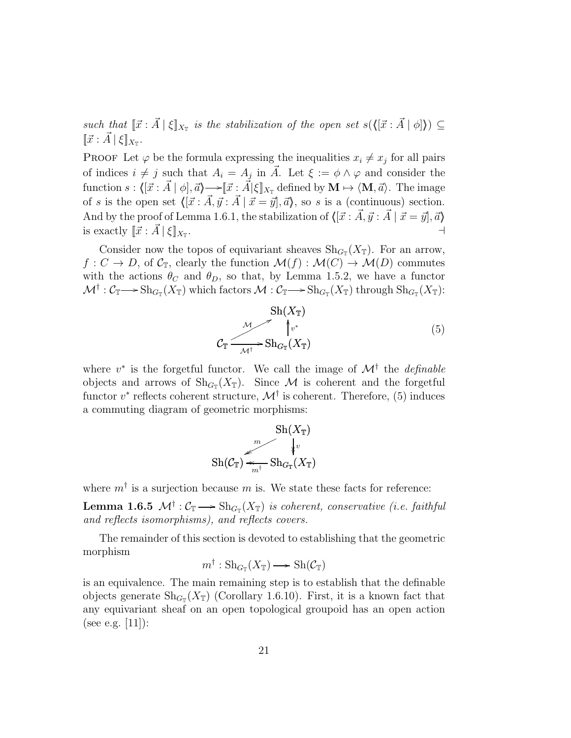*such that* $[\![\vec{x}:\vec{A}\mid\xi]\!]_{X_{\mathbb{T}}}$ *is the stabilization of the open set* $s(\langle\!\langle[\vec{x}:\vec{A}\mid\phi]\rangle\!\rangle)\subseteq[\![\vec{x}:\vec{A}\mid\xi]\!]_{X_{\mathbb{T}}}$.

Proof Let $\varphi$ be the formula expressing the inequalities $x_i \neq x_j$ for all pairs of indices $i \neq j$ such that $A_i = A_j$ in $\vec{A}$. Let $\xi := \phi \wedge \varphi$ and consider the function $s : \langle\!\langle[\vec{x}:\vec{A}\mid\phi],\vec{a}\rangle\!\rangle \longrightarrow [\![\vec{x}:\vec{A}|\xi]\!]_{X_{\mathbb{T}}}$ defined by $\mathbf{M}\mapsto\langle\mathbf{M},\vec{a}\rangle$. The image of $s$ is the open set $\langle\!\langle[\vec{x}:\vec{A},\vec{y}:\vec{A}\mid\vec{x}=\vec{y}],\vec{a}\rangle\!\rangle$, so $s$ is a (continuous) section. And by the proof of Lemma 1.6.1, the stabilization of $\langle\!\langle[\vec{x}:\vec{A},\vec{y}:\vec{A}\mid\vec{x}=\vec{y}],\vec{a}\rangle\!\rangle$ is exactly $[\![\vec{x}:\vec{A}\mid\xi]\!]_{X_{\mathbb{T}}}$. $\dashv$

Consider now the topos of equivariant sheaves $\mathrm{Sh}_{G_{\mathbb{T}}}(X_{\mathbb{T}})$. For an arrow, $f : C \to D$, of $\mathcal{C}_{\mathbb{T}}$, clearly the function $\mathcal{M}(f) : \mathcal{M}(C) \to \mathcal{M}(D)$ commutes with the actions $\theta_C$ and $\theta_D$, so that, by Lemma 1.5.2, we have a functor $\mathcal{M}^{\dagger} : \mathcal{C}_{\mathbb{T}} \longrightarrow \mathrm{Sh}_{G_{\mathbb{T}}}(X_{\mathbb{T}})$ which factors $\mathcal{M} : \mathcal{C}_{\mathbb{T}} \longrightarrow \mathrm{Sh}_{G_{\mathbb{T}}}(X_{\mathbb{T}})$ through $\mathrm{Sh}_{G_{\mathbb{T}}}(X_{\mathbb{T}})$:

$$\begin{array}{ccc} & & \mathrm{Sh}(X_{\mathbb{T}}) \\ & \overset{\mathcal{M}}{\nearrow} & \uparrow v^{*} \\ \mathcal{C}_{\mathbb{T}} & \xrightarrow[\mathcal{M}^{\dagger}]{} & \mathrm{Sh}_{G_{\mathbb{T}}}(X_{\mathbb{T}}) \end{array} \tag{5}$$

where $v^*$ is the forgetful functor. We call the image of $\mathcal{M}^{\dagger}$ the *definable* objects and arrows of $\mathrm{Sh}_{G_{\mathbb{T}}}(X_{\mathbb{T}})$. Since $\mathcal{M}$ is coherent and the forgetful functor $v^*$ reflects coherent structure, $\mathcal{M}^{\dagger}$ is coherent. Therefore, (5) induces a commuting diagram of geometric morphisms:

$$\begin{array}{ccc} & & \mathrm{Sh}(X_{\mathbb{T}}) \\ & \overset{m}{\swarrow} & \downarrow v \\ \mathrm{Sh}(\mathcal{C}_{\mathbb{T}}) & \xleftarrow[m^{\dagger}]{} & \mathrm{Sh}_{G_{\mathbb{T}}}(X_{\mathbb{T}}) \end{array}$$

where $m^{\dagger}$ is a surjection because $m$ is. We state these facts for reference:

**Lemma 1.6.5** *$\mathcal{M}^{\dagger} : \mathcal{C}_{\mathbb{T}} \longrightarrow \mathrm{Sh}_{G_{\mathbb{T}}}(X_{\mathbb{T}})$ is coherent, conservative (i.e. faithful and reflects isomorphisms), and reflects covers.*

The remainder of this section is devoted to establishing that the geometric morphism

$$m^{\dagger} : \mathrm{Sh}_{G_{\mathbb{T}}}(X_{\mathbb{T}}) \longrightarrow \mathrm{Sh}(\mathcal{C}_{\mathbb{T}})$$

is an equivalence. The main remaining step is to establish that the definable objects generate $\mathrm{Sh}_{G_{\mathbb{T}}}(X_{\mathbb{T}})$ (Corollary 1.6.10). First, it is a known fact that any equivariant sheaf on an open topological groupoid has an open action (see e.g. [11]):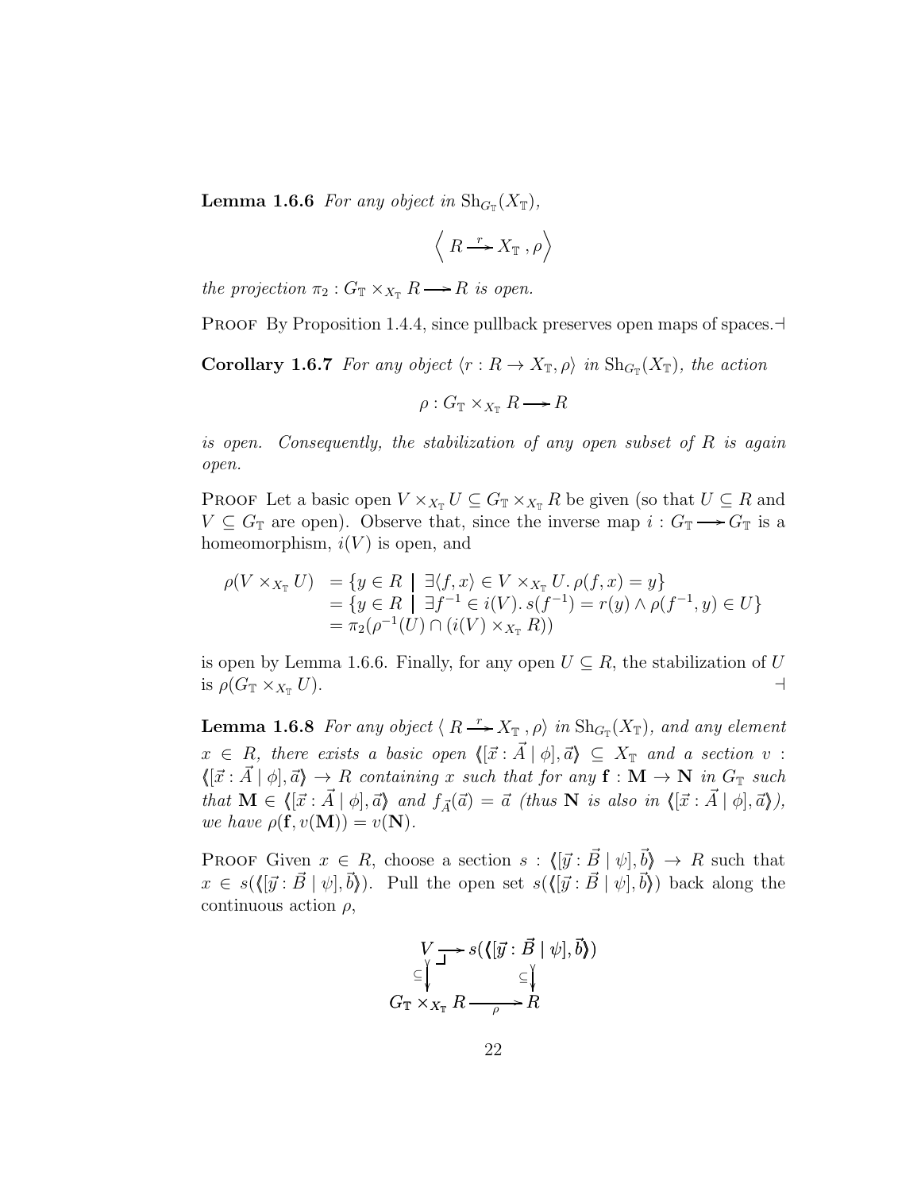**Lemma 1.6.6** *For any object in* $\mathrm{Sh}_{G_{\mathbb{T}}}(X_{\mathbb{T}})$,

$$\left\langle\, R \xrightarrow{\;r\;} X_{\mathbb{T}}\,,\rho \right\rangle$$

*the projection* $\pi_2 : G_{\mathbb{T}} \times_{X_{\mathbb{T}}} R \longrightarrow R$ *is open.*

Proof By Proposition 1.4.4, since pullback preserves open maps of spaces. $\dashv$

**Corollary 1.6.7** *For any object* $\langle r : R \to X_{\mathbb{T}}, \rho\rangle$ *in* $\mathrm{Sh}_{G_{\mathbb{T}}}(X_{\mathbb{T}})$, *the action*

$$\rho : G_{\mathbb{T}} \times_{X_{\mathbb{T}}} R \longrightarrow R$$

*is open. Consequently, the stabilization of any open subset of* $R$ *is again open.*

Proof Let a basic open $V \times_{X_{\mathbb{T}}} U \subseteq G_{\mathbb{T}} \times_{X_{\mathbb{T}}} R$ be given (so that $U \subseteq R$ and $V \subseteq G_{\mathbb{T}}$ are open). Observe that, since the inverse map $i : G_{\mathbb{T}} \longrightarrow G_{\mathbb{T}}$ is a homeomorphism, $i(V)$ is open, and

$$\begin{aligned}
\rho(V \times_{X_{\mathbb{T}}} U) &= \{y \in R \mid \exists \langle f, x\rangle \in V \times_{X_{\mathbb{T}}} U.\, \rho(f, x) = y\} \\
&= \{y \in R \mid \exists f^{-1} \in i(V).\, s(f^{-1}) = r(y) \wedge \rho(f^{-1}, y) \in U\} \\
&= \pi_2(\rho^{-1}(U) \cap (i(V) \times_{X_{\mathbb{T}}} R))
\end{aligned}$$

is open by Lemma 1.6.6. Finally, for any open $U \subseteq R$, the stabilization of $U$ is $\rho(G_{\mathbb{T}} \times_{X_{\mathbb{T}}} U)$. $\dashv$

**Lemma 1.6.8** *For any object* $\langle\, R \xrightarrow{\;r\;} X_{\mathbb{T}}\,, \rho\rangle$ *in* $\mathrm{Sh}_{G_{\mathbb{T}}}(X_{\mathbb{T}})$, *and any element* $x \in R$, *there exists a basic open* $\langle\!\langle [\vec{x} : \vec{A} \mid \phi], \vec{a} \rangle\!\rangle \subseteq X_{\mathbb{T}}$ *and a section* $v : \langle\!\langle [\vec{x} : \vec{A} \mid \phi], \vec{a} \rangle\!\rangle \to R$ *containing* $x$ *such that for any* $\mathbf{f} : \mathbf{M} \to \mathbf{N}$ *in* $G_{\mathbb{T}}$ *such that* $\mathbf{M} \in \langle\!\langle [\vec{x} : \vec{A} \mid \phi], \vec{a} \rangle\!\rangle$ *and* $f_{\vec{A}}(\vec{a}) = \vec{a}$ *(thus* $\mathbf{N}$ *is also in* $\langle\!\langle [\vec{x} : \vec{A} \mid \phi], \vec{a} \rangle\!\rangle$*), we have* $\rho(\mathbf{f}, v(\mathbf{M})) = v(\mathbf{N})$.

Proof Given $x \in R$, choose a section $s : \langle\!\langle [\vec{y} : \vec{B} \mid \psi], \vec{b} \rangle\!\rangle \to R$ such that $x \in s(\langle\!\langle [\vec{y} : \vec{B} \mid \psi], \vec{b} \rangle\!\rangle)$. Pull the open set $s(\langle\!\langle [\vec{y} : \vec{B} \mid \psi], \vec{b} \rangle\!\rangle)$ back along the continuous action $\rho$,

$$\begin{array}{ccc}
V & \longrightarrow & s(\langle\!\langle [\vec{y} : \vec{B} \mid \psi], \vec{b} \rangle\!\rangle) \\
\subseteq\big\downarrow & \lrcorner & \big\downarrow\subseteq \\
G_{\mathbb{T}} \times_{X_{\mathbb{T}}} R & \xrightarrow[\rho]{} & R
\end{array}$$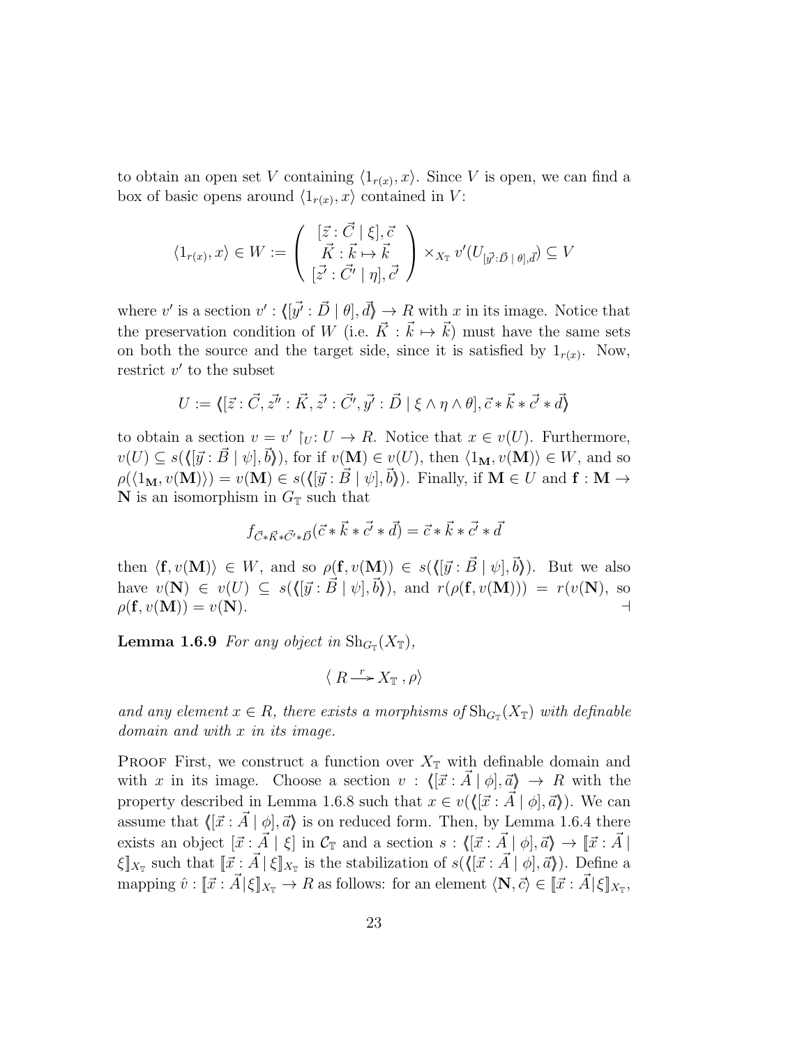to obtain an open set $V$ containing $\langle 1_{r(x)}, x\rangle$. Since $V$ is open, we can find a box of basic opens around $\langle 1_{r(x)}, x\rangle$ contained in $V$:

$$\langle 1_{r(x)}, x\rangle \in W := \left(\begin{array}{c} [\vec{z} : \vec{C} \mid \xi], \vec{c} \\ \vec{K} : \vec{k} \mapsto \vec{k} \\ [\vec{z'} : \vec{C'} \mid \eta], \vec{c'} \end{array}\right) \times_{X_{\mathbb{T}}} v'(U_{[\vec{y'}:\vec{D} \mid \theta], \vec{d}}) \subseteq V$$

where $v'$ is a section $v' : \langle\!\langle [\vec{y'} : \vec{D} \mid \theta], \vec{d}\rangle\!\rangle \to R$ with $x$ in its image. Notice that the preservation condition of $W$ (i.e. $\vec{K} : \vec{k} \mapsto \vec{k}$) must have the same sets on both the source and the target side, since it is satisfied by $1_{r(x)}$. Now, restrict $v'$ to the subset

$$U := \langle\!\langle [\vec{z} : \vec{C}, \vec{z''} : \vec{K}, \vec{z'} : \vec{C'}, \vec{y'} : \vec{D} \mid \xi \wedge \eta \wedge \theta], \vec{c} * \vec{k} * \vec{c'} * \vec{d}\rangle\!\rangle$$

to obtain a section $v = v' \restriction_U : U \to R$. Notice that $x \in v(U)$. Furthermore, $v(U) \subseteq s(\langle\!\langle [\vec{y} : \vec{B} \mid \psi], \vec{b}\rangle\!\rangle)$, for if $v(\mathbf{M}) \in v(U)$, then $\langle 1_{\mathbf{M}}, v(\mathbf{M})\rangle \in W$, and so $\rho(\langle 1_{\mathbf{M}}, v(\mathbf{M})\rangle) = v(\mathbf{M}) \in s(\langle\!\langle [\vec{y} : \vec{B} \mid \psi], \vec{b}\rangle\!\rangle)$. Finally, if $\mathbf{M} \in U$ and $\mathbf{f} : \mathbf{M} \to \mathbf{N}$ is an isomorphism in $G_{\mathbb{T}}$ such that

$$f_{\vec{C} * \vec{K} * \vec{C'} * \vec{D}}(\vec{c} * \vec{k} * \vec{c'} * \vec{d}) = \vec{c} * \vec{k} * \vec{c'} * \vec{d}$$

then $\langle \mathbf{f}, v(\mathbf{M})\rangle \in W$, and so $\rho(\mathbf{f}, v(\mathbf{M})) \in s(\langle\!\langle [\vec{y} : \vec{B} \mid \psi], \vec{b}\rangle\!\rangle)$. But we also have $v(\mathbf{N}) \in v(U) \subseteq s(\langle\!\langle [\vec{y} : \vec{B} \mid \psi], \vec{b}\rangle\!\rangle)$, and $r(\rho(\mathbf{f}, v(\mathbf{M}))) = r(v(\mathbf{N})$, so $\rho(\mathbf{f}, v(\mathbf{M})) = v(\mathbf{N})$. $\dashv$

**Lemma 1.6.9** *For any object in* $\mathrm{Sh}_{G_{\mathbb{T}}}(X_{\mathbb{T}})$,

$$\langle\, R \xrightarrow{r} X_{\mathbb{T}}\, , \rho\rangle$$

*and any element* $x \in R$, *there exists a morphisms of* $\mathrm{Sh}_{G_{\mathbb{T}}}(X_{\mathbb{T}})$ *with definable domain and with* $x$ *in its image.*

Proof First, we construct a function over $X_{\mathbb{T}}$ with definable domain and with $x$ in its image. Choose a section $v : \langle\!\langle [\vec{x} : \vec{A} \mid \phi], \vec{a}\rangle\!\rangle \to R$ with the property described in Lemma 1.6.8 such that $x \in v(\langle\!\langle [\vec{x} : \vec{A} \mid \phi], \vec{a}\rangle\!\rangle)$. We can assume that $\langle\!\langle [\vec{x} : \vec{A} \mid \phi], \vec{a}\rangle\!\rangle$ is on reduced form. Then, by Lemma 1.6.4 there exists an object $[\vec{x} : \vec{A} \mid \xi]$ in $\mathcal{C}_{\mathbb{T}}$ and a section $s : \langle\!\langle [\vec{x} : \vec{A} \mid \phi], \vec{a}\rangle\!\rangle \to [\![\vec{x} : \vec{A} \mid \xi]\!]_{X_{\mathbb{T}}}$ such that $[\![\vec{x} : \vec{A} \mid \xi]\!]_{X_{\mathbb{T}}}$ is the stabilization of $s(\langle\!\langle [\vec{x} : \vec{A} \mid \phi], \vec{a}\rangle\!\rangle)$. Define a mapping $\hat{v} : [\![\vec{x} : \vec{A} | \xi]\!]_{X_{\mathbb{T}}} \to R$ as follows: for an element $\langle \mathbf{N}, \vec{c}\rangle \in [\![\vec{x} : \vec{A} | \xi]\!]_{X_{\mathbb{T}}}$,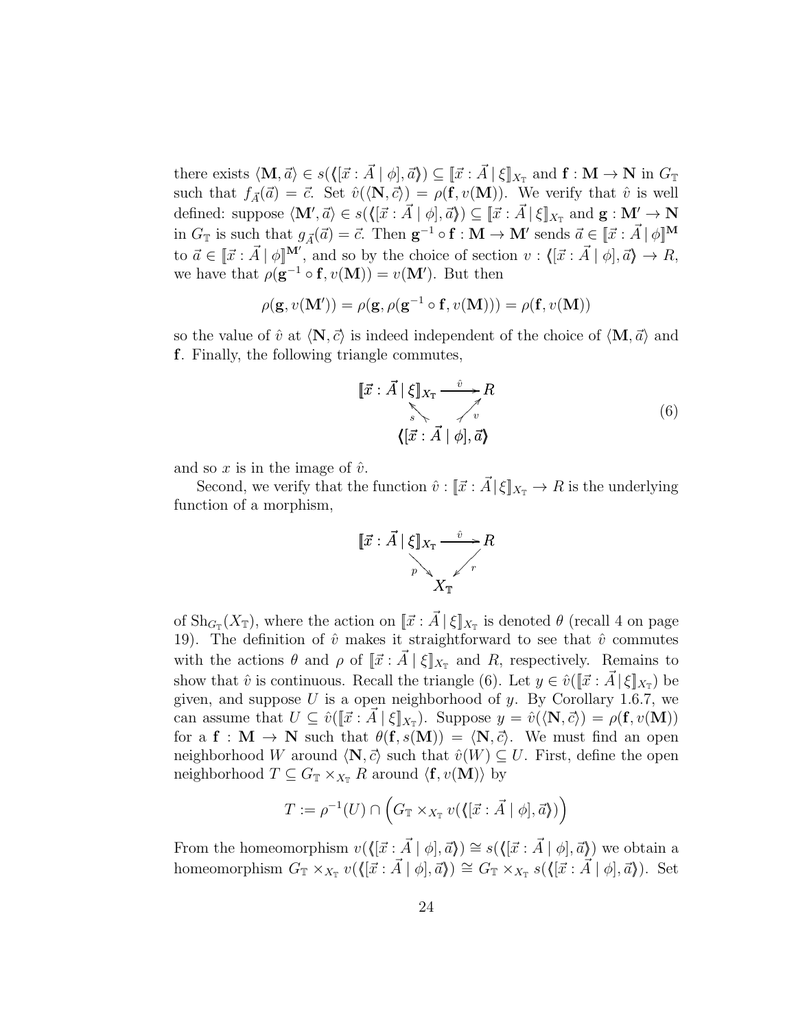there exists $\langle \mathbf{M}, \vec{a} \rangle \in s(\langle\!\langle [\vec{x} : \vec{A} \mid \phi], \vec{a} \rangle\!\rangle) \subseteq [\![\vec{x} : \vec{A} \,|\, \xi]\!]_{X_\mathbb{T}}$ and $\mathbf{f} : \mathbf{M} \to \mathbf{N}$ in $G_\mathbb{T}$ such that $f_{\vec{A}}(\vec{a}) = \vec{c}$. Set $\hat{v}(\langle \mathbf{N}, \vec{c} \rangle) = \rho(\mathbf{f}, v(\mathbf{M}))$. We verify that $\hat{v}$ is well defined: suppose $\langle \mathbf{M}', \vec{a} \rangle \in s(\langle\!\langle [\vec{x} : \vec{A} \mid \phi], \vec{a} \rangle\!\rangle) \subseteq [\![\vec{x} : \vec{A} \,|\, \xi]\!]_{X_\mathbb{T}}$ and $\mathbf{g} : \mathbf{M}' \to \mathbf{N}$ in $G_\mathbb{T}$ is such that $g_{\vec{A}}(\vec{a}) = \vec{c}$. Then $\mathbf{g}^{-1} \circ \mathbf{f} : \mathbf{M} \to \mathbf{M}'$ sends $\vec{a} \in [\![\vec{x} : \vec{A} \mid \phi]\!]^{\mathbf{M}}$ to $\vec{a} \in [\![\vec{x} : \vec{A} \mid \phi]\!]^{\mathbf{M}'}$, and so by the choice of section $v : \langle\!\langle [\vec{x} : \vec{A} \mid \phi], \vec{a} \rangle\!\rangle \to R$, we have that $\rho(\mathbf{g}^{-1} \circ \mathbf{f}, v(\mathbf{M})) = v(\mathbf{M}')$. But then

$$\rho(\mathbf{g}, v(\mathbf{M}')) = \rho(\mathbf{g}, \rho(\mathbf{g}^{-1} \circ \mathbf{f}, v(\mathbf{M}))) = \rho(\mathbf{f}, v(\mathbf{M}))$$

so the value of $\hat{v}$ at $\langle \mathbf{N}, \vec{c} \rangle$ is indeed independent of the choice of $\langle \mathbf{M}, \vec{a} \rangle$ and $\mathbf{f}$. Finally, the following triangle commutes,

$$\begin{array}{ccc} [\![\vec{x} : \vec{A} \,|\, \xi]\!]_{X_\mathbb{T}} & \xrightarrow{\hat{v}} & R \\ & {\scriptstyle s}\nwarrow \quad \nearrow{\scriptstyle v} & \\ & \langle\!\langle [\vec{x} : \vec{A} \mid \phi], \vec{a} \rangle\!\rangle & \end{array} \tag{6}$$

and so $x$ is in the image of $\hat{v}$.

Second, we verify that the function $\hat{v} : [\![\vec{x} : \vec{A} \,|\, \xi]\!]_{X_\mathbb{T}} \to R$ is the underlying function of a morphism,

$$\begin{array}{ccc} [\![\vec{x} : \vec{A} \,|\, \xi]\!]_{X_\mathbb{T}} & \xrightarrow{\hat{v}} & R \\ & {\scriptstyle p}\searrow \quad \swarrow{\scriptstyle r} & \\ & X_\mathbb{T} & \end{array}$$

of $\mathrm{Sh}_{G_\mathbb{T}}(X_\mathbb{T})$, where the action on $[\![\vec{x} : \vec{A} \,|\, \xi]\!]_{X_\mathbb{T}}$ is denoted $\theta$ (recall 4 on page 19). The definition of $\hat{v}$ makes it straightforward to see that $\hat{v}$ commutes with the actions $\theta$ and $\rho$ of $[\![\vec{x} : \vec{A} \,|\, \xi]\!]_{X_\mathbb{T}}$ and $R$, respectively. Remains to show that $\hat{v}$ is continuous. Recall the triangle (6). Let $y \in \hat{v}([\![\vec{x} : \vec{A} \,|\, \xi]\!]_{X_\mathbb{T}})$ be given, and suppose $U$ is a open neighborhood of $y$. By Corollary 1.6.7, we can assume that $U \subseteq \hat{v}([\![\vec{x} : \vec{A} \,|\, \xi]\!]_{X_\mathbb{T}})$. Suppose $y = \hat{v}(\langle \mathbf{N}, \vec{c} \rangle) = \rho(\mathbf{f}, v(\mathbf{M}))$ for a $\mathbf{f} : \mathbf{M} \to \mathbf{N}$ such that $\theta(\mathbf{f}, s(\mathbf{M})) = \langle \mathbf{N}, \vec{c} \rangle$. We must find an open neighborhood $W$ around $\langle \mathbf{N}, \vec{c} \rangle$ such that $\hat{v}(W) \subseteq U$. First, define the open neighborhood $T \subseteq G_\mathbb{T} \times_{X_\mathbb{T}} R$ around $\langle \mathbf{f}, v(\mathbf{M}) \rangle$ by

$$T := \rho^{-1}(U) \cap \Big( G_\mathbb{T} \times_{X_\mathbb{T}} v(\langle\!\langle [\vec{x} : \vec{A} \mid \phi], \vec{a} \rangle\!\rangle) \Big)$$

From the homeomorphism $v(\langle\!\langle [\vec{x} : \vec{A} \mid \phi], \vec{a} \rangle\!\rangle) \cong s(\langle\!\langle [\vec{x} : \vec{A} \mid \phi], \vec{a} \rangle\!\rangle)$ we obtain a homeomorphism $G_\mathbb{T} \times_{X_\mathbb{T}} v(\langle\!\langle [\vec{x} : \vec{A} \mid \phi], \vec{a} \rangle\!\rangle) \cong G_\mathbb{T} \times_{X_\mathbb{T}} s(\langle\!\langle [\vec{x} : \vec{A} \mid \phi], \vec{a} \rangle\!\rangle)$. Set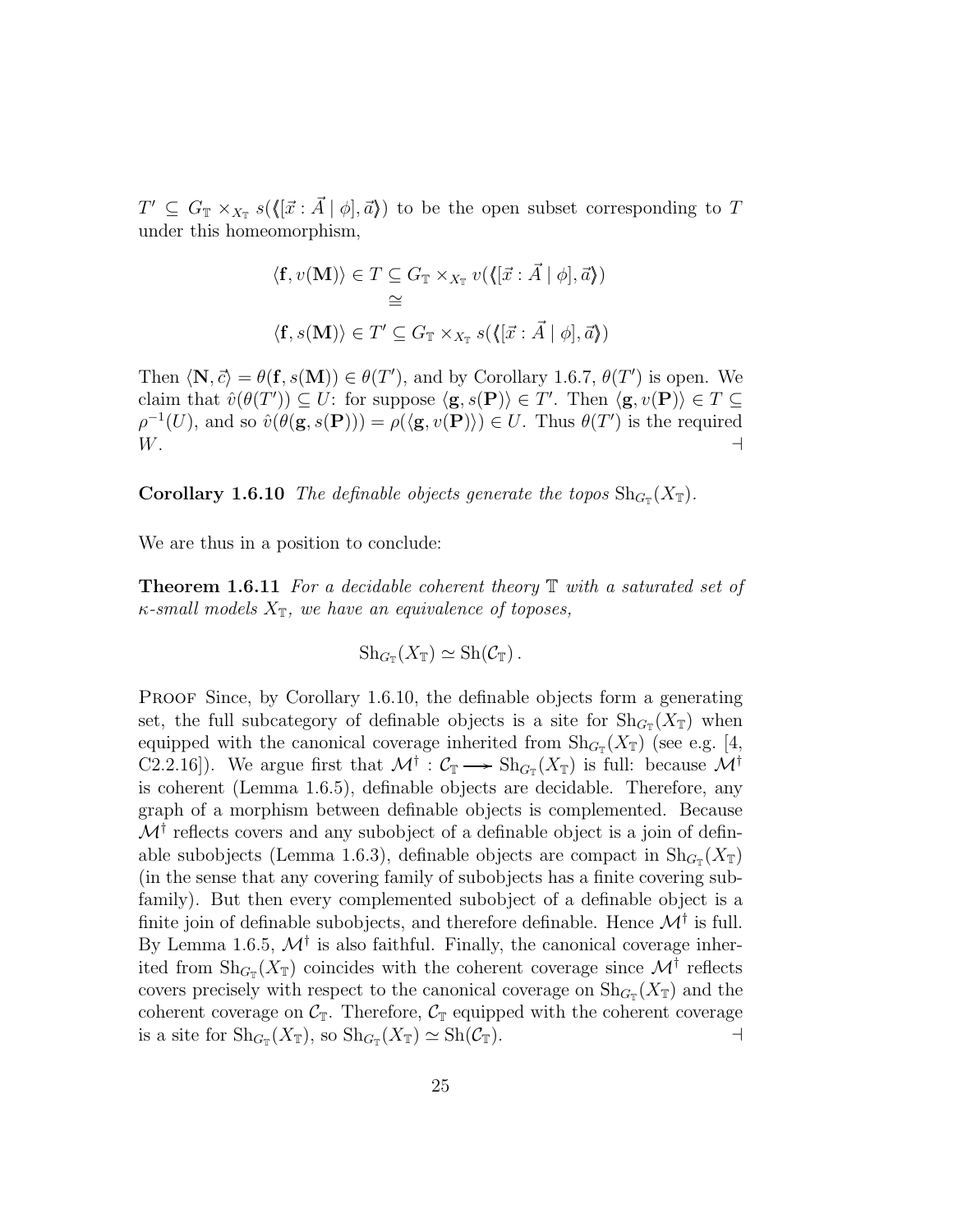$T' \subseteq G_{\mathbb{T}} \times_{X_{\mathbb{T}}} s(\langle\!\langle[\vec{x} : \vec{A} \mid \phi], \vec{a}\rangle\!\rangle)$ to be the open subset corresponding to $T$ under this homeomorphism,

$$\begin{array}{c} \langle \mathbf{f}, v(\mathbf{M})\rangle \in T \subseteq G_{\mathbb{T}} \times_{X_{\mathbb{T}}} v(\langle\!\langle[\vec{x} : \vec{A} \mid \phi], \vec{a}\rangle\!\rangle) \\ \cong \\ \langle \mathbf{f}, s(\mathbf{M})\rangle \in T' \subseteq G_{\mathbb{T}} \times_{X_{\mathbb{T}}} s(\langle\!\langle[\vec{x} : \vec{A} \mid \phi], \vec{a}\rangle\!\rangle) \end{array}$$

Then $\langle \mathbf{N}, \vec{c}\rangle = \theta(\mathbf{f}, s(\mathbf{M})) \in \theta(T')$, and by Corollary 1.6.7, $\theta(T')$ is open. We claim that $\hat{v}(\theta(T')) \subseteq U$: for suppose $\langle \mathbf{g}, s(\mathbf{P})\rangle \in T'$. Then $\langle \mathbf{g}, v(\mathbf{P})\rangle \in T \subseteq \rho^{-1}(U)$, and so $\hat{v}(\theta(\mathbf{g}, s(\mathbf{P}))) = \rho(\langle \mathbf{g}, v(\mathbf{P})\rangle) \in U$. Thus $\theta(T')$ is the required $W$. ⊣

**Corollary 1.6.10** *The definable objects generate the topos $\mathrm{Sh}_{G_{\mathbb{T}}}(X_{\mathbb{T}})$.*

We are thus in a position to conclude:

**Theorem 1.6.11** *For a decidable coherent theory $\mathbb{T}$ with a saturated set of $\kappa$-small models $X_{\mathbb{T}}$, we have an equivalence of toposes,*

$$\mathrm{Sh}_{G_{\mathbb{T}}}(X_{\mathbb{T}}) \simeq \mathrm{Sh}(\mathcal{C}_{\mathbb{T}})\,.$$

Proof Since, by Corollary 1.6.10, the definable objects form a generating set, the full subcategory of definable objects is a site for $\mathrm{Sh}_{G_{\mathbb{T}}}(X_{\mathbb{T}})$ when equipped with the canonical coverage inherited from $\mathrm{Sh}_{G_{\mathbb{T}}}(X_{\mathbb{T}})$ (see e.g. [4, C2.2.16]). We argue first that $\mathcal{M}^{\dagger} : \mathcal{C}_{\mathbb{T}} \longrightarrow \mathrm{Sh}_{G_{\mathbb{T}}}(X_{\mathbb{T}})$ is full: because $\mathcal{M}^{\dagger}$ is coherent (Lemma 1.6.5), definable objects are decidable. Therefore, any graph of a morphism between definable objects is complemented. Because $\mathcal{M}^{\dagger}$ reflects covers and any subobject of a definable object is a join of definable subobjects (Lemma 1.6.3), definable objects are compact in $\mathrm{Sh}_{G_{\mathbb{T}}}(X_{\mathbb{T}})$ (in the sense that any covering family of subobjects has a finite covering subfamily). But then every complemented subobject of a definable object is a finite join of definable subobjects, and therefore definable. Hence $\mathcal{M}^{\dagger}$ is full. By Lemma 1.6.5, $\mathcal{M}^{\dagger}$ is also faithful. Finally, the canonical coverage inherited from $\mathrm{Sh}_{G_{\mathbb{T}}}(X_{\mathbb{T}})$ coincides with the coherent coverage since $\mathcal{M}^{\dagger}$ reflects covers precisely with respect to the canonical coverage on $\mathrm{Sh}_{G_{\mathbb{T}}}(X_{\mathbb{T}})$ and the coherent coverage on $\mathcal{C}_{\mathbb{T}}$. Therefore, $\mathcal{C}_{\mathbb{T}}$ equipped with the coherent coverage is a site for $\mathrm{Sh}_{G_{\mathbb{T}}}(X_{\mathbb{T}})$, so $\mathrm{Sh}_{G_{\mathbb{T}}}(X_{\mathbb{T}}) \simeq \mathrm{Sh}(\mathcal{C}_{\mathbb{T}})$. ⊣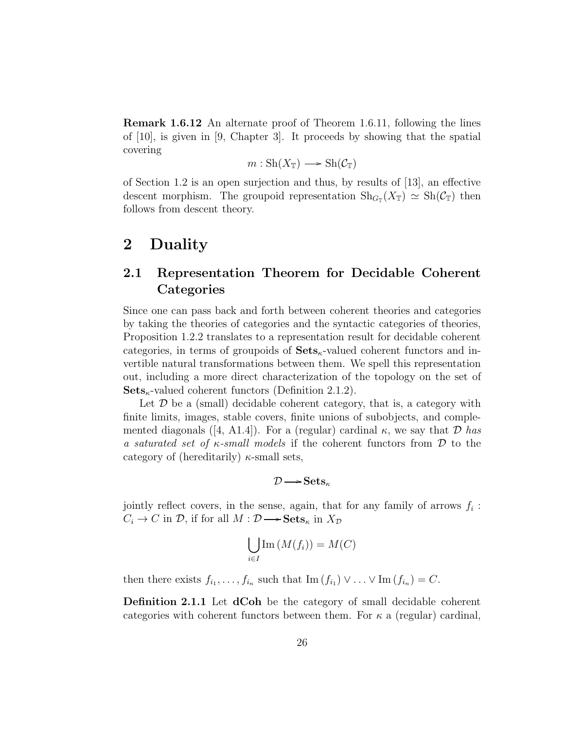**Remark 1.6.12** An alternate proof of Theorem 1.6.11, following the lines of [10], is given in [9, Chapter 3]. It proceeds by showing that the spatial covering

$$m : \mathrm{Sh}(X_{\mathbb{T}}) \longrightarrow \mathrm{Sh}(\mathcal{C}_{\mathbb{T}})$$

of Section 1.2 is an open surjection and thus, by results of [13], an effective descent morphism. The groupoid representation $\mathrm{Sh}_{G_{\mathbb{T}}}(X_{\mathbb{T}}) \simeq \mathrm{Sh}(\mathcal{C}_{\mathbb{T}})$ then follows from descent theory.

# 2 Duality

## 2.1 Representation Theorem for Decidable Coherent Categories

Since one can pass back and forth between coherent theories and categories by taking the theories of categories and the syntactic categories of theories, Proposition 1.2.2 translates to a representation result for decidable coherent categories, in terms of groupoids of $\mathbf{Sets}_\kappa$-valued coherent functors and invertible natural transformations between them. We spell this representation out, including a more direct characterization of the topology on the set of $\mathbf{Sets}_\kappa$-valued coherent functors (Definition 2.1.2).

Let $\mathcal{D}$ be a (small) decidable coherent category, that is, a category with finite limits, images, stable covers, finite unions of subobjects, and complemented diagonals ([4, A1.4]). For a (regular) cardinal $\kappa$, we say that $\mathcal{D}$ *has a saturated set of $\kappa$-small models* if the coherent functors from $\mathcal{D}$ to the category of (hereditarily) $\kappa$-small sets,

$$\mathcal{D} \longrightarrow \mathbf{Sets}_\kappa$$

jointly reflect covers, in the sense, again, that for any family of arrows $f_i : C_i \to C$ in $\mathcal{D}$, if for all $M : \mathcal{D} \longrightarrow \mathbf{Sets}_\kappa$ in $X_{\mathcal{D}}$

$$\bigcup_{i \in I} \mathrm{Im}\,(M(f_i)) = M(C)$$

then there exists $f_{i_1}, \ldots, f_{i_n}$ such that $\mathrm{Im}\,(f_{i_1}) \vee \ldots \vee \mathrm{Im}\,(f_{i_n}) = C$.

**Definition 2.1.1** Let **dCoh** be the category of small decidable coherent categories with coherent functors between them. For $\kappa$ a (regular) cardinal,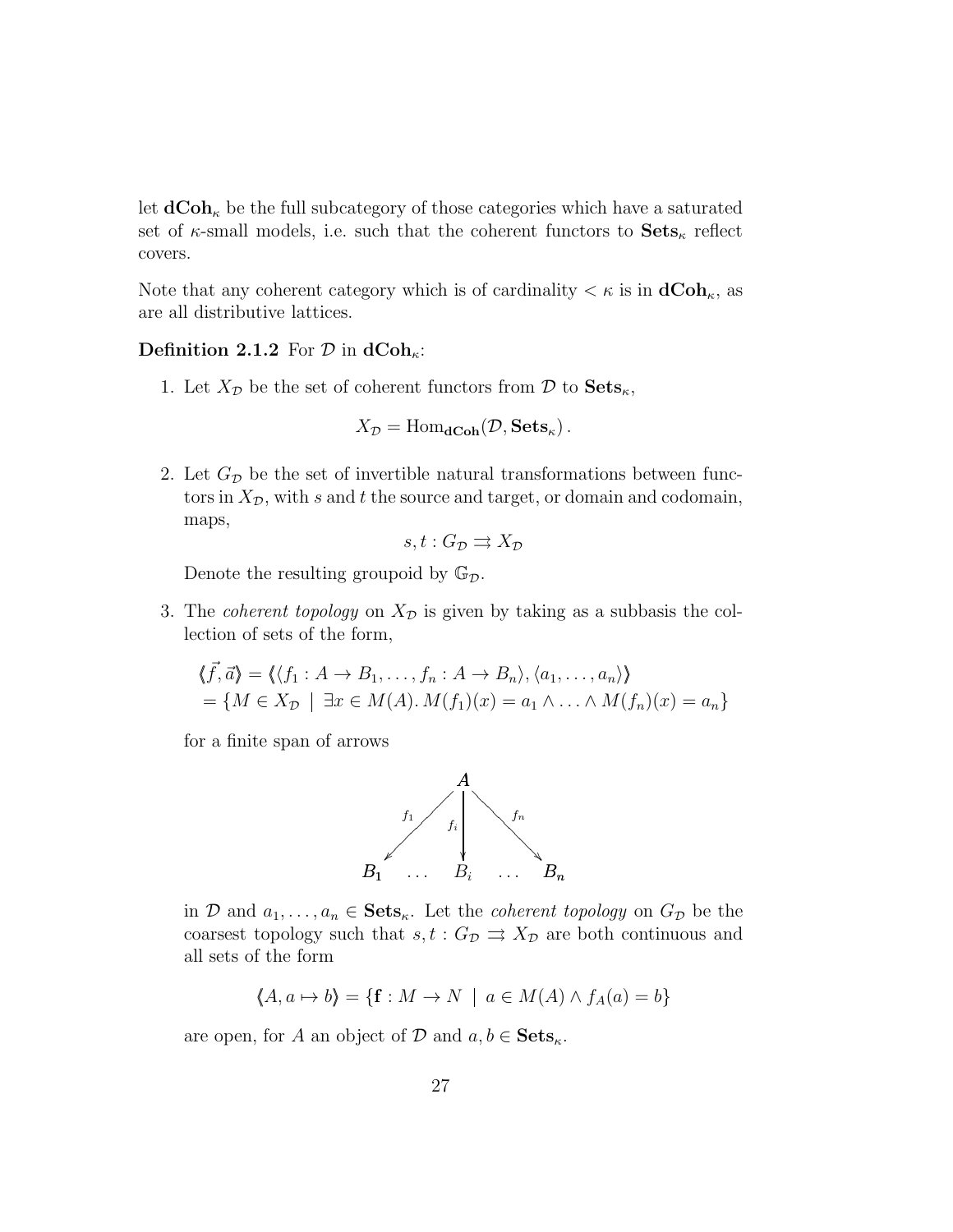let $\mathbf{dCoh}_\kappa$ be the full subcategory of those categories which have a saturated set of $\kappa$-small models, i.e. such that the coherent functors to $\mathbf{Sets}_\kappa$ reflect covers.

Note that any coherent category which is of cardinality $< \kappa$ is in $\mathbf{dCoh}_\kappa$, as are all distributive lattices.

**Definition 2.1.2** For $\mathcal{D}$ in $\mathbf{dCoh}_\kappa$:

1. Let $X_\mathcal{D}$ be the set of coherent functors from $\mathcal{D}$ to $\mathbf{Sets}_\kappa$,

$$X_\mathcal{D} = \mathrm{Hom}_{\mathbf{dCoh}}(\mathcal{D}, \mathbf{Sets}_\kappa)\,.$$

2. Let $G_\mathcal{D}$ be the set of invertible natural transformations between functors in $X_\mathcal{D}$, with $s$ and $t$ the source and target, or domain and codomain, maps,

$$s, t : G_\mathcal{D} \rightrightarrows X_\mathcal{D}$$

Denote the resulting groupoid by $\mathbb{G}_\mathcal{D}$.

3. The *coherent topology* on $X_\mathcal{D}$ is given by taking as a subbasis the collection of sets of the form,

$$\begin{aligned}
&\langle\!\langle \vec{f}, \vec{a} \rangle\!\rangle = \langle\!\langle \langle f_1 : A \to B_1, \ldots, f_n : A \to B_n \rangle, \langle a_1, \ldots, a_n \rangle \rangle\!\rangle \\
&= \{ M \in X_\mathcal{D} \mid \exists x \in M(A).\, M(f_1)(x) = a_1 \wedge \ldots \wedge M(f_n)(x) = a_n \}
\end{aligned}$$

for a finite span of arrows

$$\begin{array}{ccccc}
 & & A & & \\
 & \swarrow^{f_1} & \downarrow^{f_i} & \searrow^{f_n} & \\
B_1 & \ldots & B_i & \ldots & B_n
\end{array}$$

in $\mathcal{D}$ and $a_1, \ldots, a_n \in \mathbf{Sets}_\kappa$. Let the *coherent topology* on $G_\mathcal{D}$ be the coarsest topology such that $s, t : G_\mathcal{D} \rightrightarrows X_\mathcal{D}$ are both continuous and all sets of the form

$$\langle\!\langle A, a \mapsto b \rangle\!\rangle = \{ \mathbf{f} : M \to N \mid a \in M(A) \wedge f_A(a) = b \}$$

are open, for $A$ an object of $\mathcal{D}$ and $a, b \in \mathbf{Sets}_\kappa$.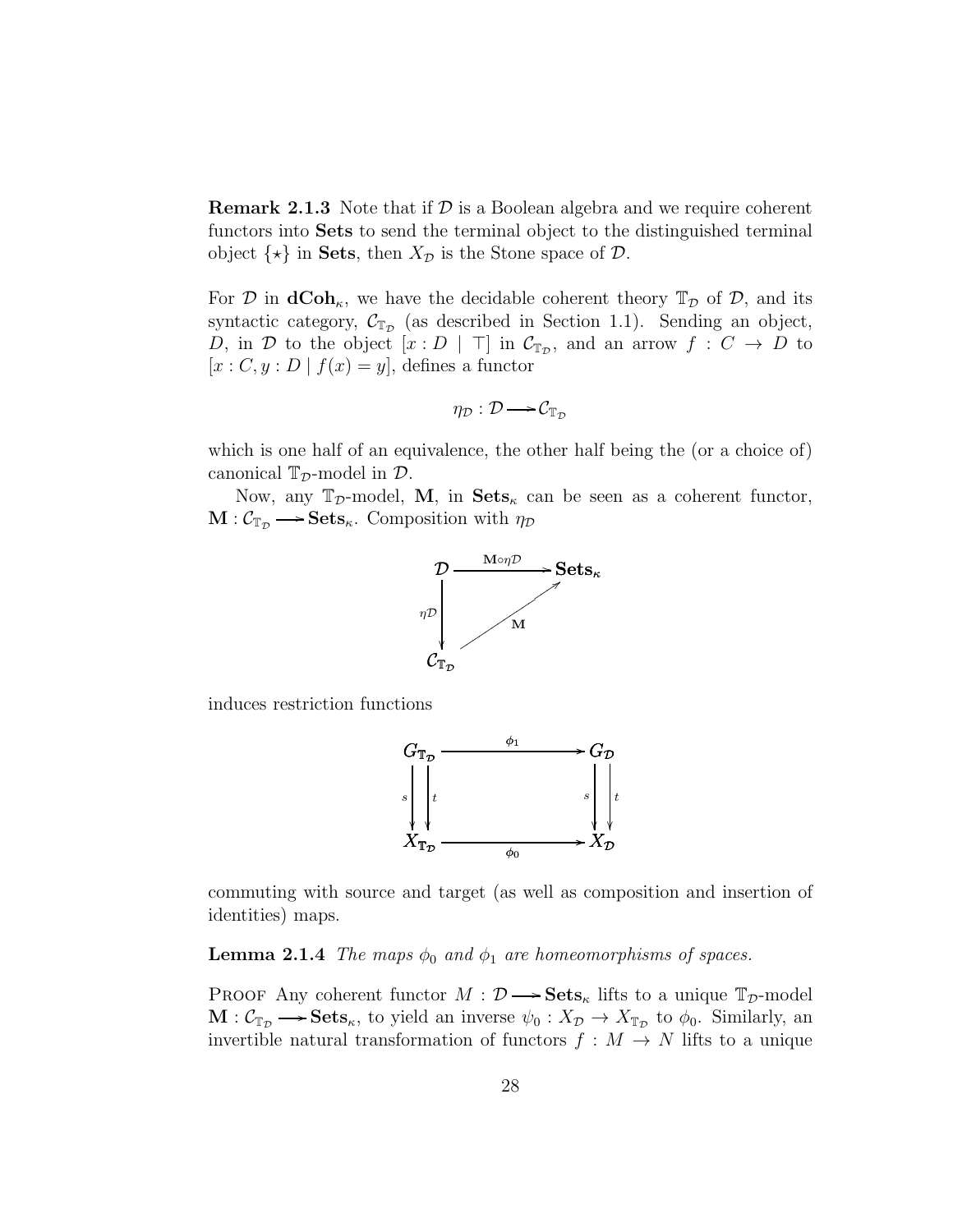**Remark 2.1.3** Note that if $\mathcal{D}$ is a Boolean algebra and we require coherent functors into **Sets** to send the terminal object to the distinguished terminal object $\{\star\}$ in **Sets**, then $X_{\mathcal{D}}$ is the Stone space of $\mathcal{D}$.

For $\mathcal{D}$ in $\mathbf{dCoh}_{\kappa}$, we have the decidable coherent theory $\mathbb{T}_{\mathcal{D}}$ of $\mathcal{D}$, and its syntactic category, $\mathcal{C}_{\mathbb{T}_{\mathcal{D}}}$ (as described in Section 1.1). Sending an object, $D$, in $\mathcal{D}$ to the object $[x : D \mid \top]$ in $\mathcal{C}_{\mathbb{T}_{\mathcal{D}}}$, and an arrow $f : C \to D$ to $[x : C, y : D \mid f(x) = y]$, defines a functor

$$\eta_{\mathcal{D}} : \mathcal{D} \longrightarrow \mathcal{C}_{\mathbb{T}_{\mathcal{D}}}$$

which is one half of an equivalence, the other half being the (or a choice of) canonical $\mathbb{T}_{\mathcal{D}}$-model in $\mathcal{D}$.

Now, any $\mathbb{T}_{\mathcal{D}}$-model, $\mathbf{M}$, in $\mathbf{Sets}_{\kappa}$ can be seen as a coherent functor, $\mathbf{M} : \mathcal{C}_{\mathbb{T}_{\mathcal{D}}} \longrightarrow \mathbf{Sets}_{\kappa}$. Composition with $\eta_{\mathcal{D}}$

$$\begin{array}{ccc} \mathcal{D} & \xrightarrow{\mathbf{M}\circ\eta\mathcal{D}} & \mathbf{Sets}_{\kappa} \\ {\scriptstyle \eta\mathcal{D}}\downarrow & \nearrow_{\mathbf{M}} & \\ \mathcal{C}_{\mathbb{T}_{\mathcal{D}}} & & \end{array}$$

induces restriction functions

$$\begin{array}{ccc} G_{\mathbb{T}_{\mathcal{D}}} & \xrightarrow{\phi_1} & G_{\mathcal{D}} \\ {\scriptstyle s}\downarrow\downarrow{\scriptstyle t} & & {\scriptstyle s}\downarrow\downarrow{\scriptstyle t} \\ X_{\mathbb{T}_{\mathcal{D}}} & \xrightarrow{\phi_0} & X_{\mathcal{D}} \end{array}$$

commuting with source and target (as well as composition and insertion of identities) maps.

**Lemma 2.1.4** *The maps $\phi_0$ and $\phi_1$ are homeomorphisms of spaces.*

Proof Any coherent functor $M : \mathcal{D} \longrightarrow \mathbf{Sets}_{\kappa}$ lifts to a unique $\mathbb{T}_{\mathcal{D}}$-model $\mathbf{M} : \mathcal{C}_{\mathbb{T}_{\mathcal{D}}} \longrightarrow \mathbf{Sets}_{\kappa}$, to yield an inverse $\psi_0 : X_{\mathcal{D}} \to X_{\mathbb{T}_{\mathcal{D}}}$ to $\phi_0$. Similarly, an invertible natural transformation of functors $f : M \to N$ lifts to a unique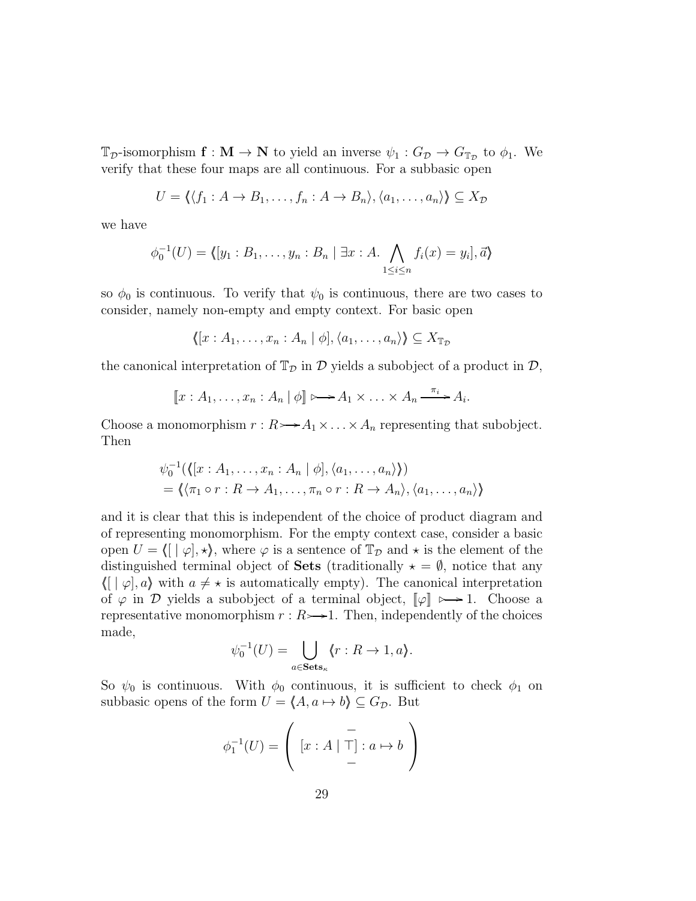$\mathbb{T}_{\mathcal{D}}$-isomorphism $\mathbf{f} : \mathbf{M} \to \mathbf{N}$ to yield an inverse $\psi_1 : G_{\mathcal{D}} \to G_{\mathbb{T}_{\mathcal{D}}}$ to $\phi_1$. We verify that these four maps are all continuous. For a subbasic open

$$U = \langle\!\langle \langle f_1 : A \to B_1, \ldots, f_n : A \to B_n \rangle, \langle a_1, \ldots, a_n \rangle \rangle\!\rangle \subseteq X_{\mathcal{D}}$$

we have

$$\phi_0^{-1}(U) = \langle\!\langle [y_1 : B_1, \ldots, y_n : B_n \mid \exists x : A. \bigwedge_{1 \leq i \leq n} f_i(x) = y_i], \vec{a} \rangle\!\rangle$$

so $\phi_0$ is continuous. To verify that $\psi_0$ is continuous, there are two cases to consider, namely non-empty and empty context. For basic open

$$\langle\!\langle [x : A_1, \ldots, x_n : A_n \mid \phi], \langle a_1, \ldots, a_n \rangle \rangle\!\rangle \subseteq X_{\mathbb{T}_{\mathcal{D}}}$$

the canonical interpretation of $\mathbb{T}_{\mathcal{D}}$ in $\mathcal{D}$ yields a subobject of a product in $\mathcal{D}$,

$$[\![ x : A_1, \ldots, x_n : A_n \mid \phi ]\!] \rightarrowtail A_1 \times \ldots \times A_n \xrightarrow{\pi_i} A_i.$$

Choose a monomorphism $r : R \rightarrowtail A_1 \times \ldots \times A_n$ representing that subobject. Then

$$\begin{aligned}
&\psi_0^{-1}(\langle\!\langle [x : A_1, \ldots, x_n : A_n \mid \phi], \langle a_1, \ldots, a_n \rangle \rangle\!\rangle) \\
&= \langle\!\langle \langle \pi_1 \circ r : R \to A_1, \ldots, \pi_n \circ r : R \to A_n \rangle, \langle a_1, \ldots, a_n \rangle \rangle\!\rangle
\end{aligned}$$

and it is clear that this is independent of the choice of product diagram and of representing monomorphism. For the empty context case, consider a basic open $U = \langle\!\langle [\ \mid \varphi], \star \rangle\!\rangle$, where $\varphi$ is a sentence of $\mathbb{T}_{\mathcal{D}}$ and $\star$ is the element of the distinguished terminal object of **Sets** (traditionally $\star = \emptyset$, notice that any $\langle\!\langle [\ \mid \varphi], a \rangle\!\rangle$ with $a \neq \star$ is automatically empty). The canonical interpretation of $\varphi$ in $\mathcal{D}$ yields a subobject of a terminal object, $[\![\varphi]\!] \rightarrowtail 1$. Choose a representative monomorphism $r : R \rightarrowtail 1$. Then, independently of the choices made,

$$\psi_0^{-1}(U) = \bigcup_{a \in \mathbf{Sets}_\kappa} \langle\!\langle r : R \to 1, a \rangle\!\rangle.$$

So $\psi_0$ is continuous. With $\phi_0$ continuous, it is sufficient to check $\phi_1$ on subbasic opens of the form $U = \langle\!\langle A, a \mapsto b \rangle\!\rangle \subseteq G_{\mathcal{D}}$. But

$$\phi_1^{-1}(U) = \left( \begin{array}{c} - \\ [x : A \mid \top] : a \mapsto b \\ - \end{array} \right)$$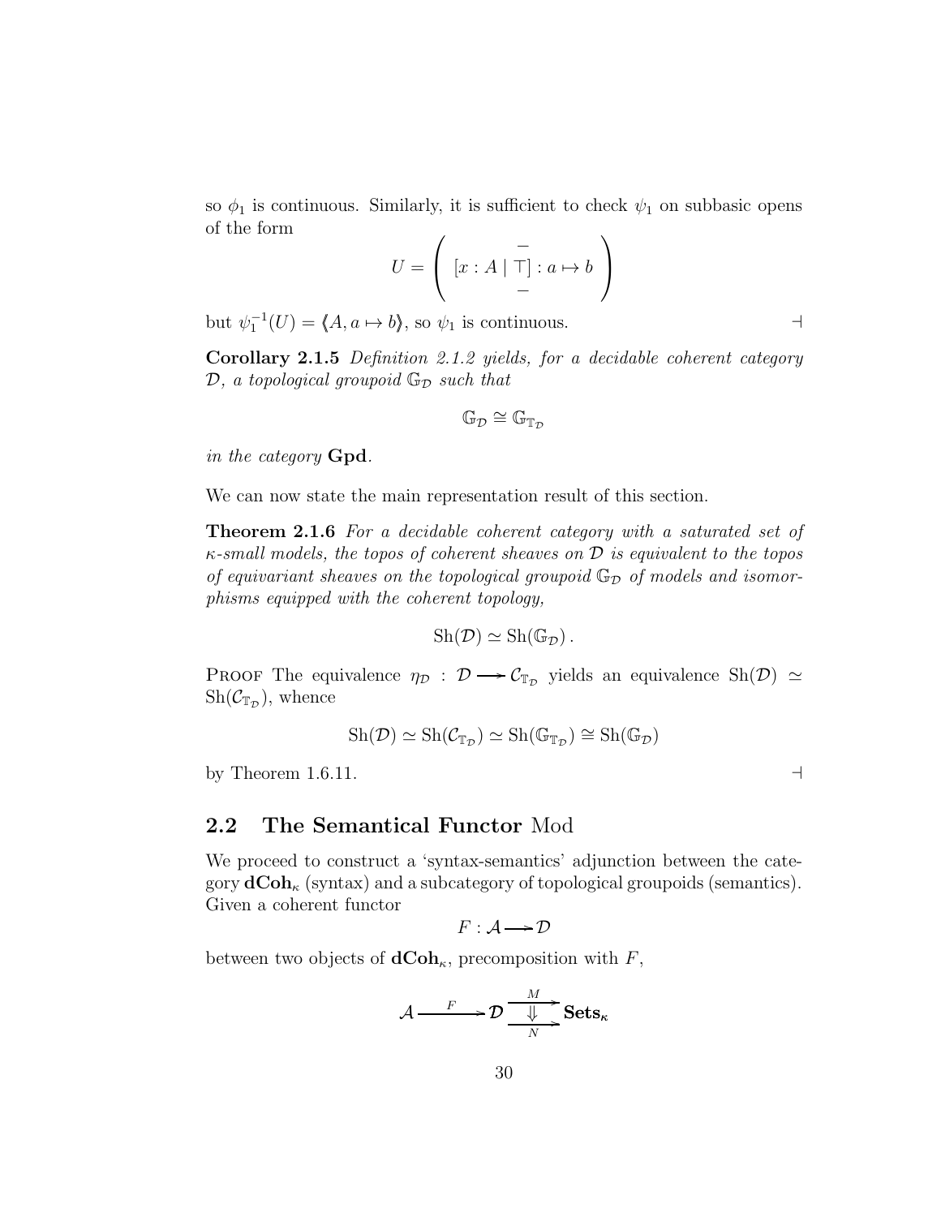so $\phi_1$ is continuous. Similarly, it is sufficient to check $\psi_1$ on subbasic opens of the form

$$U = \left( \begin{array}{c} - \\ [x : A \mid \top] : a \mapsto b \\ - \end{array} \right)$$

but $\psi_1^{-1}(U) = \langle\!\langle A, a \mapsto b \rangle\!\rangle$, so $\psi_1$ is continuous. $\dashv$

**Corollary 2.1.5** *Definition 2.1.2 yields, for a decidable coherent category $\mathcal{D}$, a topological groupoid $\mathbb{G}_{\mathcal{D}}$ such that*

$$\mathbb{G}_{\mathcal{D}} \cong \mathbb{G}_{\mathbb{T}_{\mathcal{D}}}$$

*in the category* **Gpd**.

We can now state the main representation result of this section.

**Theorem 2.1.6** *For a decidable coherent category with a saturated set of $\kappa$-small models, the topos of coherent sheaves on $\mathcal{D}$ is equivalent to the topos of equivariant sheaves on the topological groupoid $\mathbb{G}_{\mathcal{D}}$ of models and isomorphisms equipped with the coherent topology,*

$$\mathrm{Sh}(\mathcal{D}) \simeq \mathrm{Sh}(\mathbb{G}_{\mathcal{D}}).$$

Proof The equivalence $\eta_{\mathcal{D}} : \mathcal{D} \longrightarrow \mathcal{C}_{\mathbb{T}_{\mathcal{D}}}$ yields an equivalence $\mathrm{Sh}(\mathcal{D}) \simeq \mathrm{Sh}(\mathcal{C}_{\mathbb{T}_{\mathcal{D}}})$, whence

$$\mathrm{Sh}(\mathcal{D}) \simeq \mathrm{Sh}(\mathcal{C}_{\mathbb{T}_{\mathcal{D}}}) \simeq \mathrm{Sh}(\mathbb{G}_{\mathbb{T}_{\mathcal{D}}}) \cong \mathrm{Sh}(\mathbb{G}_{\mathcal{D}})$$

by Theorem 1.6.11. $\dashv$

## 2.2 The Semantical Functor Mod

We proceed to construct a 'syntax-semantics' adjunction between the category $\mathbf{dCoh}_\kappa$ (syntax) and a subcategory of topological groupoids (semantics). Given a coherent functor

$$F : \mathcal{A} \longrightarrow \mathcal{D}$$

between two objects of $\mathbf{dCoh}_\kappa$, precomposition with $F$,

$$\mathcal{A} \xrightarrow{\quad F \quad} \mathcal{D} \underset{N}{\overset{M}{\underset{\Downarrow}{\rightrightarrows}}} \mathbf{Sets}_\kappa$$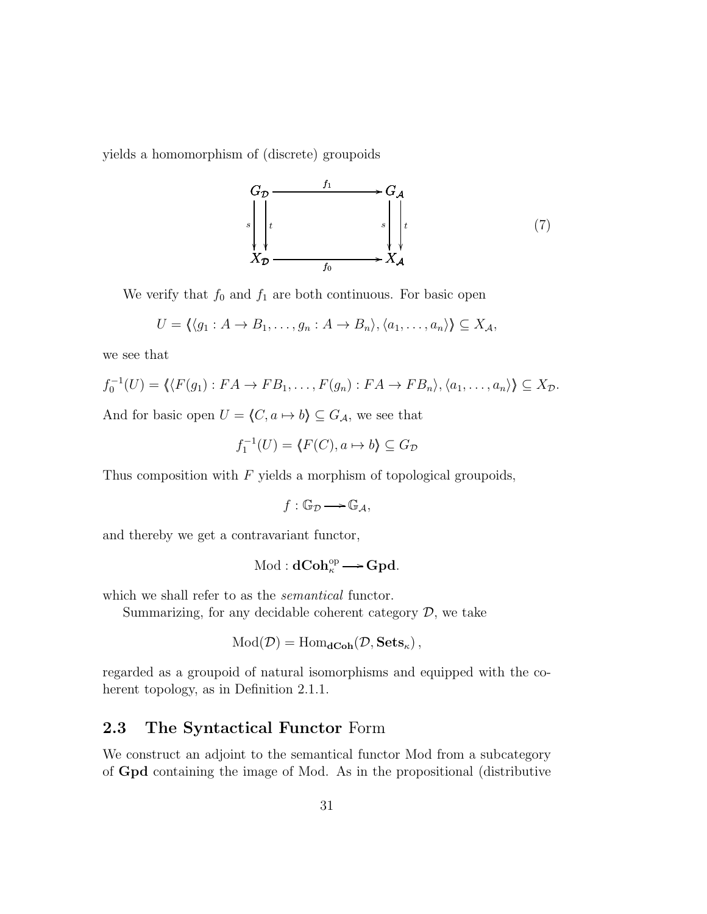yields a homomorphism of (discrete) groupoids

$$
\begin{array}{ccc}
G_{\mathcal{D}} & \xrightarrow{f_1} & G_{\mathcal{A}} \\
{\scriptstyle s} \downarrow \downarrow {\scriptstyle t} & & {\scriptstyle s} \downarrow \downarrow {\scriptstyle t} \\
X_{\mathcal{D}} & \xrightarrow[f_0]{} & X_{\mathcal{A}}
\end{array}
\tag{7}
$$

We verify that $f_0$ and $f_1$ are both continuous. For basic open

$$U = \langle\!\langle \langle g_1 : A \to B_1, \ldots, g_n : A \to B_n \rangle, \langle a_1, \ldots, a_n \rangle \rangle\!\rangle \subseteq X_{\mathcal{A}},$$

we see that

$$f_0^{-1}(U) = \langle\!\langle \langle F(g_1) : FA \to FB_1, \ldots, F(g_n) : FA \to FB_n \rangle, \langle a_1, \ldots, a_n \rangle \rangle\!\rangle \subseteq X_{\mathcal{D}}.$$

And for basic open $U = \langle\!\langle C, a \mapsto b \rangle\!\rangle \subseteq G_{\mathcal{A}}$, we see that

$$f_1^{-1}(U) = \langle\!\langle F(C), a \mapsto b \rangle\!\rangle \subseteq G_{\mathcal{D}}$$

Thus composition with $F$ yields a morphism of topological groupoids,

$$f : \mathbb{G}_{\mathcal{D}} \longrightarrow \mathbb{G}_{\mathcal{A}},$$

and thereby we get a contravariant functor,

$$\mathrm{Mod} : \mathbf{dCoh}_{\kappa}^{\mathrm{op}} \longrightarrow \mathbf{Gpd}.$$

which we shall refer to as the *semantical* functor.

Summarizing, for any decidable coherent category $\mathcal{D}$, we take

$$\mathrm{Mod}(\mathcal{D}) = \mathrm{Hom}_{\mathbf{dCoh}}(\mathcal{D}, \mathbf{Sets}_{\kappa}),$$

regarded as a groupoid of natural isomorphisms and equipped with the coherent topology, as in Definition 2.1.1.

## 2.3 The Syntactical Functor Form

We construct an adjoint to the semantical functor Mod from a subcategory of **Gpd** containing the image of Mod. As in the propositional (distributive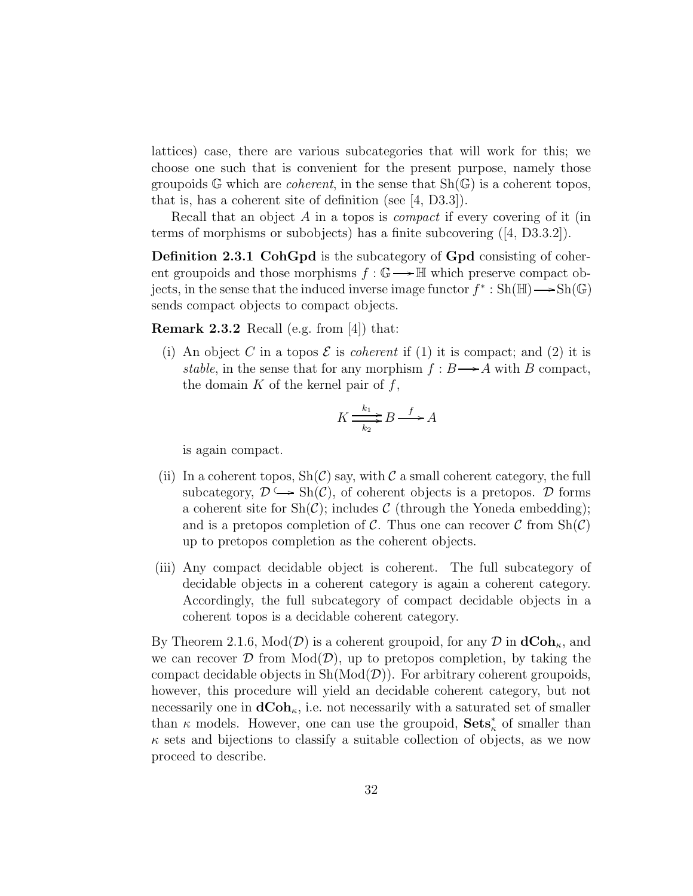lattices) case, there are various subcategories that will work for this; we choose one such that is convenient for the present purpose, namely those groupoids $\mathbb{G}$ which are *coherent*, in the sense that $\mathrm{Sh}(\mathbb{G})$ is a coherent topos, that is, has a coherent site of definition (see [4, D3.3]).

Recall that an object $A$ in a topos is *compact* if every covering of it (in terms of morphisms or subobjects) has a finite subcovering ([4, D3.3.2]).

**Definition 2.3.1** **CohGpd** is the subcategory of **Gpd** consisting of coherent groupoids and those morphisms $f : \mathbb{G} \longrightarrow \mathbb{H}$ which preserve compact objects, in the sense that the induced inverse image functor $f^* : \mathrm{Sh}(\mathbb{H}) \longrightarrow \mathrm{Sh}(\mathbb{G})$ sends compact objects to compact objects.

**Remark 2.3.2** Recall (e.g. from [4]) that:

(i) An object $C$ in a topos $\mathcal{E}$ is *coherent* if (1) it is compact; and (2) it is *stable*, in the sense that for any morphism $f : B \longrightarrow A$ with $B$ compact, the domain $K$ of the kernel pair of $f$,

$$K \underset{k_2}{\overset{k_1}{\rightrightarrows}} B \xrightarrow{f} A$$

is again compact.

(ii) In a coherent topos, $\mathrm{Sh}(\mathcal{C})$ say, with $\mathcal{C}$ a small coherent category, the full subcategory, $\mathcal{D} \hookrightarrow \mathrm{Sh}(\mathcal{C})$, of coherent objects is a pretopos. $\mathcal{D}$ forms a coherent site for $\mathrm{Sh}(\mathcal{C})$; includes $\mathcal{C}$ (through the Yoneda embedding); and is a pretopos completion of $\mathcal{C}$. Thus one can recover $\mathcal{C}$ from $\mathrm{Sh}(\mathcal{C})$ up to pretopos completion as the coherent objects.

(iii) Any compact decidable object is coherent. The full subcategory of decidable objects in a coherent category is again a coherent category. Accordingly, the full subcategory of compact decidable objects in a coherent topos is a decidable coherent category.

By Theorem 2.1.6, $\mathrm{Mod}(\mathcal{D})$ is a coherent groupoid, for any $\mathcal{D}$ in $\mathbf{dCoh}_\kappa$, and we can recover $\mathcal{D}$ from $\mathrm{Mod}(\mathcal{D})$, up to pretopos completion, by taking the compact decidable objects in $\mathrm{Sh}(\mathrm{Mod}(\mathcal{D}))$. For arbitrary coherent groupoids, however, this procedure will yield an decidable coherent category, but not necessarily one in $\mathbf{dCoh}_\kappa$, i.e. not necessarily with a saturated set of smaller than $\kappa$ models. However, one can use the groupoid, $\mathbf{Sets}^*_\kappa$ of smaller than $\kappa$ sets and bijections to classify a suitable collection of objects, as we now proceed to describe.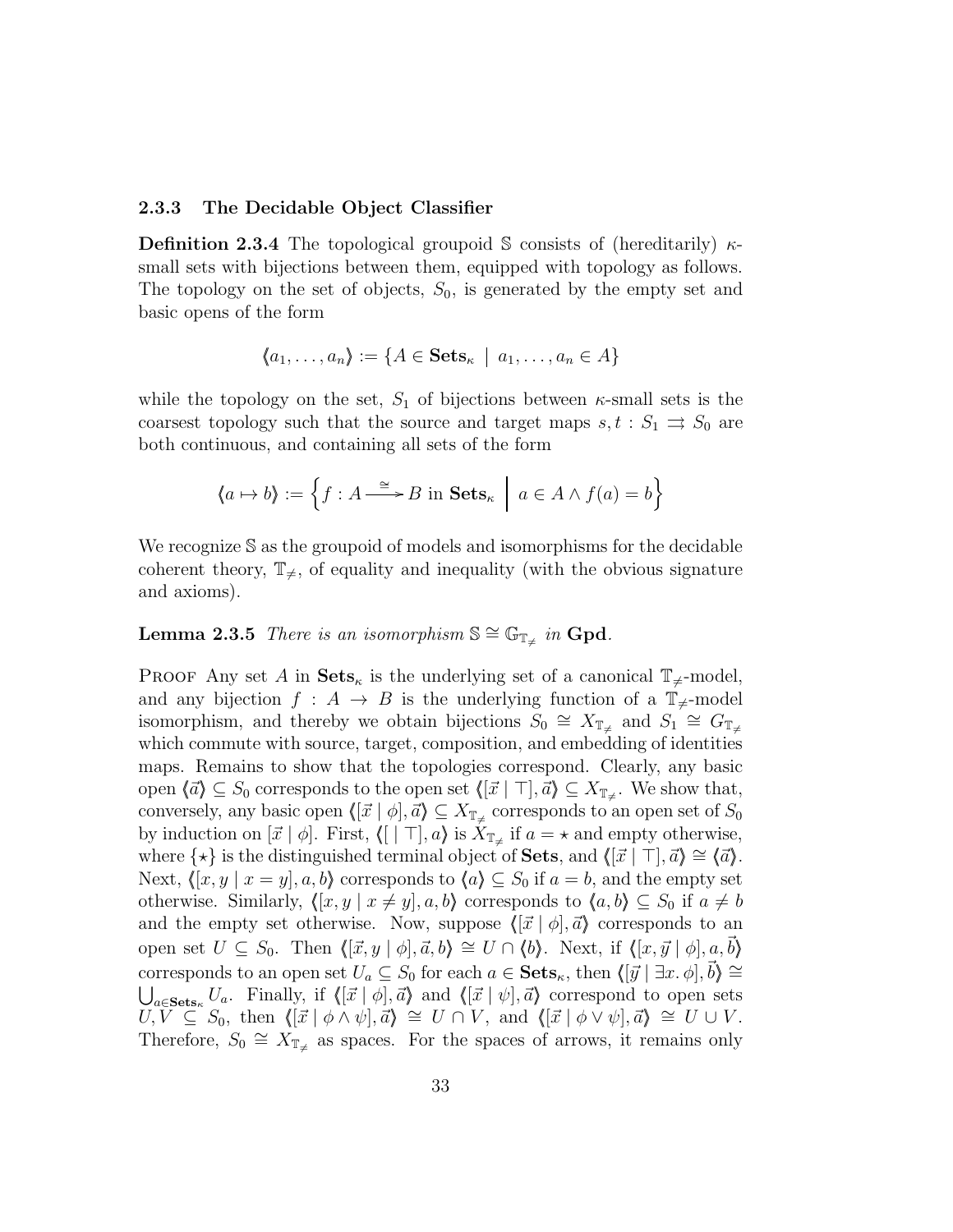### 2.3.3 The Decidable Object Classifier

**Definition 2.3.4** The topological groupoid $\mathbb{S}$ consists of (hereditarily) $\kappa$-small sets with bijections between them, equipped with topology as follows. The topology on the set of objects, $S_0$, is generated by the empty set and basic opens of the form

$$\langle\!\langle a_1, \ldots, a_n \rangle\!\rangle := \{A \in \mathbf{Sets}_\kappa \mid a_1, \ldots, a_n \in A\}$$

while the topology on the set, $S_1$ of bijections between $\kappa$-small sets is the coarsest topology such that the source and target maps $s, t : S_1 \rightrightarrows S_0$ are both continuous, and containing all sets of the form

$$\langle\!\langle a \mapsto b \rangle\!\rangle := \left\{ f : A \xrightarrow{\cong} B \text{ in } \mathbf{Sets}_\kappa \;\middle|\; a \in A \wedge f(a) = b \right\}$$

We recognize $\mathbb{S}$ as the groupoid of models and isomorphisms for the decidable coherent theory, $\mathbb{T}_{\neq}$, of equality and inequality (with the obvious signature and axioms).

**Lemma 2.3.5** *There is an isomorphism $\mathbb{S} \cong \mathbb{G}_{\mathbb{T}_{\neq}}$ in* **Gpd***.*

Proof Any set $A$ in $\mathbf{Sets}_\kappa$ is the underlying set of a canonical $\mathbb{T}_{\neq}$-model, and any bijection $f : A \to B$ is the underlying function of a $\mathbb{T}_{\neq}$-model isomorphism, and thereby we obtain bijections $S_0 \cong X_{\mathbb{T}_{\neq}}$ and $S_1 \cong G_{\mathbb{T}_{\neq}}$ which commute with source, target, composition, and embedding of identities maps. Remains to show that the topologies correspond. Clearly, any basic open $\langle\!\langle \vec{a} \rangle\!\rangle \subseteq S_0$ corresponds to the open set $\langle\!\langle [\vec{x} \mid \top], \vec{a} \rangle\!\rangle \subseteq X_{\mathbb{T}_{\neq}}$. We show that, conversely, any basic open $\langle\!\langle [\vec{x} \mid \phi], \vec{a} \rangle\!\rangle \subseteq X_{\mathbb{T}_{\neq}}$ corresponds to an open set of $S_0$ by induction on $[\vec{x} \mid \phi]$. First, $\langle\!\langle [\;\mid \top], a \rangle\!\rangle$ is $X_{\mathbb{T}_{\neq}}$ if $a = \star$ and empty otherwise, where $\{\star\}$ is the distinguished terminal object of **Sets**, and $\langle\!\langle [\vec{x} \mid \top], \vec{a} \rangle\!\rangle \cong \langle\!\langle \vec{a} \rangle\!\rangle$. Next, $\langle\!\langle [x, y \mid x = y], a, b \rangle\!\rangle$ corresponds to $\langle\!\langle a \rangle\!\rangle \subseteq S_0$ if $a = b$, and the empty set otherwise. Similarly, $\langle\!\langle [x, y \mid x \neq y], a, b \rangle\!\rangle$ corresponds to $\langle\!\langle a, b \rangle\!\rangle \subseteq S_0$ if $a \neq b$ and the empty set otherwise. Now, suppose $\langle\!\langle [\vec{x} \mid \phi], \vec{a} \rangle\!\rangle$ corresponds to an open set $U \subseteq S_0$. Then $\langle\!\langle [\vec{x}, y \mid \phi], \vec{a}, b \rangle\!\rangle \cong U \cap \langle\!\langle b \rangle\!\rangle$. Next, if $\langle\!\langle [x, \vec{y} \mid \phi], a, \vec{b} \rangle\!\rangle$ corresponds to an open set $U_a \subseteq S_0$ for each $a \in \mathbf{Sets}_\kappa$, then $\langle\!\langle [\vec{y} \mid \exists x.\, \phi], \vec{b} \rangle\!\rangle \cong \bigcup_{a \in \mathbf{Sets}_\kappa} U_a$. Finally, if $\langle\!\langle [\vec{x} \mid \phi], \vec{a} \rangle\!\rangle$ and $\langle\!\langle [\vec{x} \mid \psi], \vec{a} \rangle\!\rangle$ correspond to open sets $U, V \subseteq S_0$, then $\langle\!\langle [\vec{x} \mid \phi \wedge \psi], \vec{a} \rangle\!\rangle \cong U \cap V$, and $\langle\!\langle [\vec{x} \mid \phi \vee \psi], \vec{a} \rangle\!\rangle \cong U \cup V$. Therefore, $S_0 \cong X_{\mathbb{T}_{\neq}}$ as spaces. For the spaces of arrows, it remains only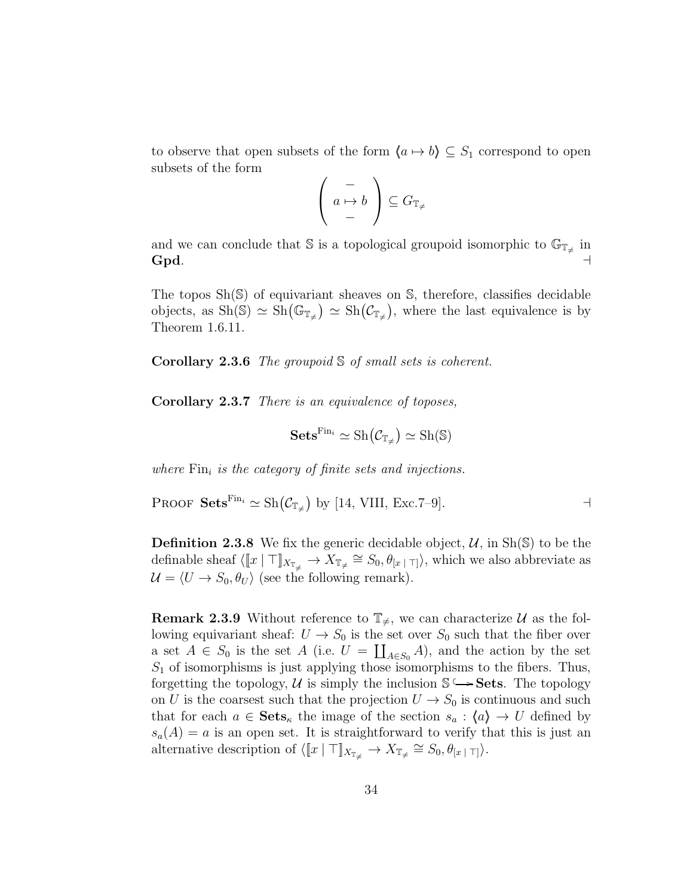to observe that open subsets of the form $\langle\!\langle a \mapsto b \rangle\!\rangle \subseteq S_1$ correspond to open subsets of the form

$$\left( \begin{array}{c} - \\ a \mapsto b \\ - \end{array} \right) \subseteq G_{\mathbb{T}_{\neq}}$$

and we can conclude that $\mathbb{S}$ is a topological groupoid isomorphic to $\mathbb{G}_{\mathbb{T}_{\neq}}$ in **Gpd**. ⊣

The topos $\mathrm{Sh}(\mathbb{S})$ of equivariant sheaves on $\mathbb{S}$, therefore, classifies decidable objects, as $\mathrm{Sh}(\mathbb{S}) \simeq \mathrm{Sh}\big(\mathbb{G}_{\mathbb{T}_{\neq}}\big) \simeq \mathrm{Sh}\big(\mathcal{C}_{\mathbb{T}_{\neq}}\big)$, where the last equivalence is by Theorem 1.6.11.

**Corollary 2.3.6** *The groupoid $\mathbb{S}$ of small sets is coherent.*

**Corollary 2.3.7** *There is an equivalence of toposes,*

$$\mathbf{Sets}^{\mathrm{Fin}_i} \simeq \mathrm{Sh}\big(\mathcal{C}_{\mathbb{T}_{\neq}}\big) \simeq \mathrm{Sh}(\mathbb{S})$$

*where $\mathrm{Fin}_i$ is the category of finite sets and injections.*

Proof $\mathbf{Sets}^{\mathrm{Fin}_i} \simeq \mathrm{Sh}\big(\mathcal{C}_{\mathbb{T}_{\neq}}\big)$ by [14, VIII, Exc.7–9]. ⊣

**Definition 2.3.8** We fix the generic decidable object, $\mathcal{U}$, in $\mathrm{Sh}(\mathbb{S})$ to be the definable sheaf $\langle [\![x \mid \top]\!]_{X_{\mathbb{T}_{\neq}}} \to X_{\mathbb{T}_{\neq}} \cong S_0, \theta_{[x \mid \top]} \rangle$, which we also abbreviate as $\mathcal{U} = \langle U \to S_0, \theta_U \rangle$ (see the following remark).

**Remark 2.3.9** Without reference to $\mathbb{T}_{\neq}$, we can characterize $\mathcal{U}$ as the following equivariant sheaf: $U \to S_0$ is the set over $S_0$ such that the fiber over a set $A \in S_0$ is the set $A$ (i.e. $U = \coprod_{A \in S_0} A$), and the action by the set $S_1$ of isomorphisms is just applying those isomorphisms to the fibers. Thus, forgetting the topology, $\mathcal{U}$ is simply the inclusion $\mathbb{S} \hookrightarrow \mathbf{Sets}$. The topology on $U$ is the coarsest such that the projection $U \to S_0$ is continuous and such that for each $a \in \mathbf{Sets}_\kappa$ the image of the section $s_a : \langle\!\langle a \rangle\!\rangle \to U$ defined by $s_a(A) = a$ is an open set. It is straightforward to verify that this is just an alternative description of $\langle [\![x \mid \top]\!]_{X_{\mathbb{T}_{\neq}}} \to X_{\mathbb{T}_{\neq}} \cong S_0, \theta_{[x \mid \top]} \rangle$.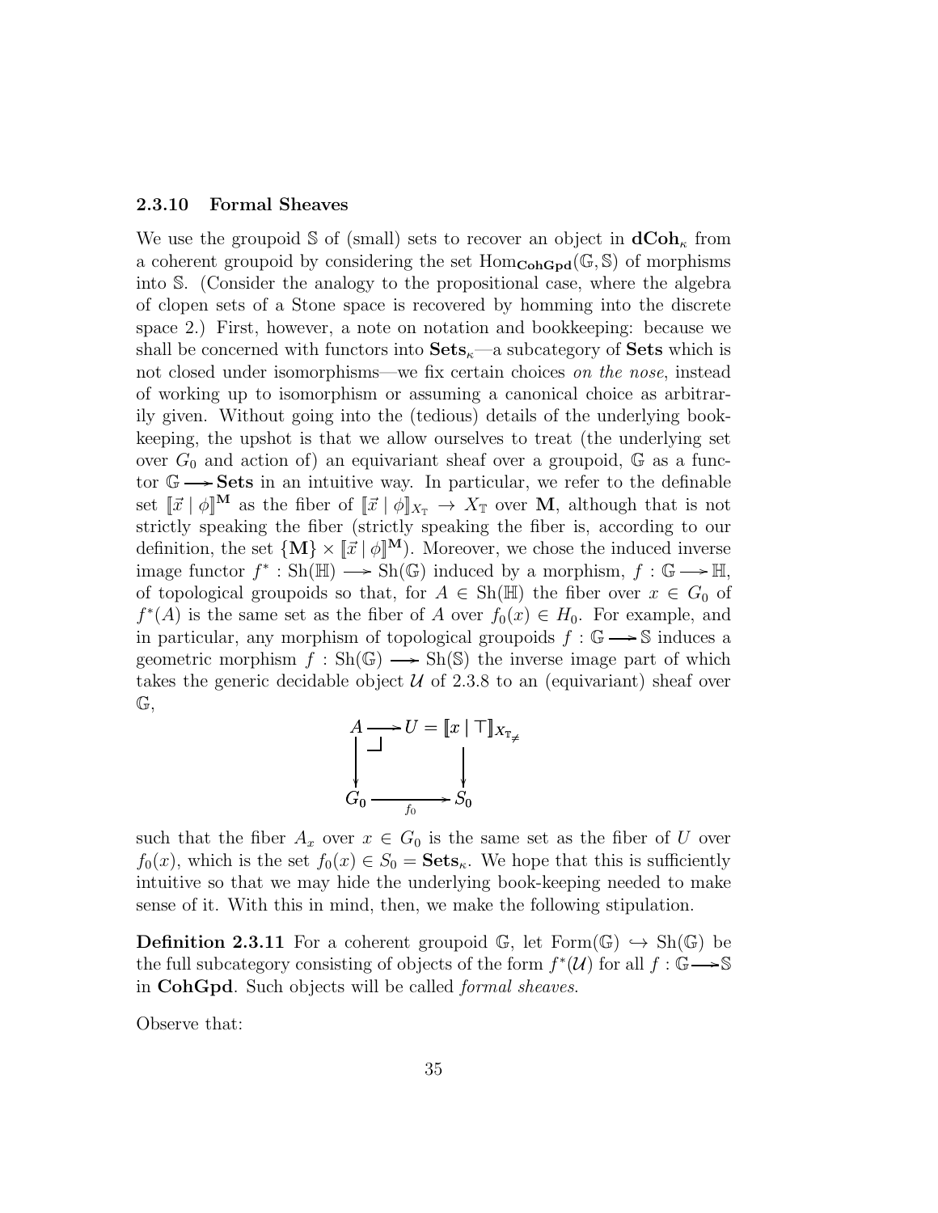### 2.3.10 Formal Sheaves

We use the groupoid $\mathbb{S}$ of (small) sets to recover an object in $\mathbf{dCoh}_\kappa$ from a coherent groupoid by considering the set $\mathrm{Hom}_{\mathbf{CohGpd}}(\mathbb{G}, \mathbb{S})$ of morphisms into $\mathbb{S}$. (Consider the analogy to the propositional case, where the algebra of clopen sets of a Stone space is recovered by homming into the discrete space 2.) First, however, a note on notation and bookkeeping: because we shall be concerned with functors into $\mathbf{Sets}_\kappa$—a subcategory of $\mathbf{Sets}$ which is not closed under isomorphisms—we fix certain choices *on the nose*, instead of working up to isomorphism or assuming a canonical choice as arbitrarily given. Without going into the (tedious) details of the underlying bookkeeping, the upshot is that we allow ourselves to treat (the underlying set over $G_0$ and action of) an equivariant sheaf over a groupoid, $\mathbb{G}$ as a functor $\mathbb{G} \longrightarrow \mathbf{Sets}$ in an intuitive way. In particular, we refer to the definable set $[\![\vec{x} \mid \phi]\!]^{\mathbf{M}}$ as the fiber of $[\![\vec{x} \mid \phi]\!]_{X_\mathbb{T}} \to X_\mathbb{T}$ over $\mathbf{M}$, although that is not strictly speaking the fiber (strictly speaking the fiber is, according to our definition, the set $\{\mathbf{M}\} \times [\![\vec{x} \mid \phi]\!]^{\mathbf{M}}$). Moreover, we chose the induced inverse image functor $f^* : \mathrm{Sh}(\mathbb{H}) \longrightarrow \mathrm{Sh}(\mathbb{G})$ induced by a morphism, $f : \mathbb{G} \longrightarrow \mathbb{H}$, of topological groupoids so that, for $A \in \mathrm{Sh}(\mathbb{H})$ the fiber over $x \in G_0$ of $f^*(A)$ is the same set as the fiber of $A$ over $f_0(x) \in H_0$. For example, and in particular, any morphism of topological groupoids $f : \mathbb{G} \longrightarrow \mathbb{S}$ induces a geometric morphism $f : \mathrm{Sh}(\mathbb{G}) \longrightarrow \mathrm{Sh}(\mathbb{S})$ the inverse image part of which takes the generic decidable object $\mathcal{U}$ of 2.3.8 to an (equivariant) sheaf over $\mathbb{G}$,

$$\begin{array}{ccc} A & \longrightarrow & U = [\![x \mid \top]\!]_{X_{\mathbb{T}_{\neq}}} \\ \big\downarrow & \lrcorner & \big\downarrow \\ G_0 & \xrightarrow[f_0]{} & S_0 \end{array}$$

such that the fiber $A_x$ over $x \in G_0$ is the same set as the fiber of $U$ over $f_0(x)$, which is the set $f_0(x) \in S_0 = \mathbf{Sets}_\kappa$. We hope that this is sufficiently intuitive so that we may hide the underlying book-keeping needed to make sense of it. With this in mind, then, we make the following stipulation.

**Definition 2.3.11** For a coherent groupoid $\mathbb{G}$, let $\mathrm{Form}(\mathbb{G}) \hookrightarrow \mathrm{Sh}(\mathbb{G})$ be the full subcategory consisting of objects of the form $f^*(\mathcal{U})$ for all $f : \mathbb{G} \longrightarrow \mathbb{S}$ in $\mathbf{CohGpd}$. Such objects will be called *formal sheaves*.

Observe that: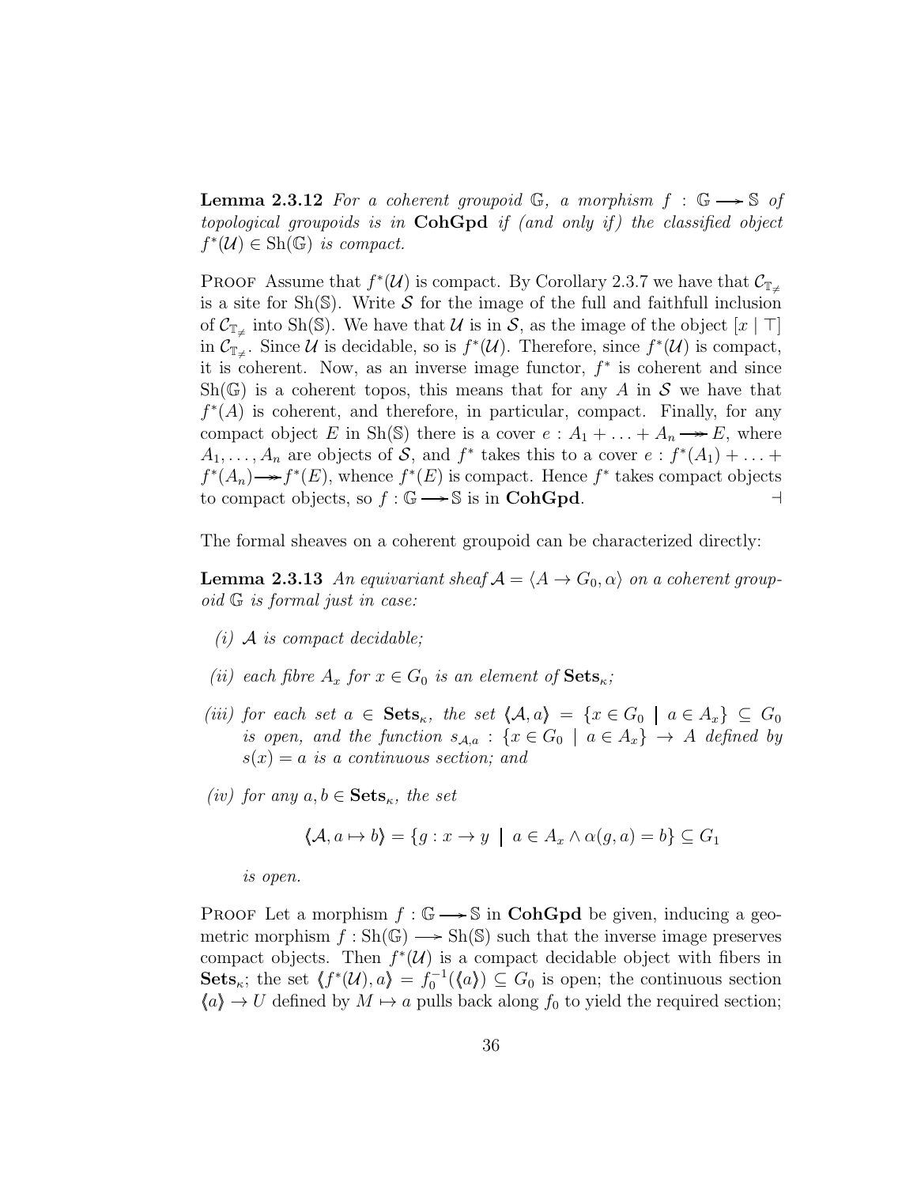**Lemma 2.3.12** *For a coherent groupoid $\mathbb{G}$, a morphism $f : \mathbb{G} \longrightarrow \mathbb{S}$ of topological groupoids is in* **CohGpd** *if (and only if) the classified object $f^*(\mathcal{U}) \in \mathrm{Sh}(\mathbb{G})$ is compact.*

Proof Assume that $f^*(\mathcal{U})$ is compact. By Corollary 2.3.7 we have that $\mathcal{C}_{\mathbb{T}_{\neq}}$ is a site for $\mathrm{Sh}(\mathbb{S})$. Write $\mathcal{S}$ for the image of the full and faithfull inclusion of $\mathcal{C}_{\mathbb{T}_{\neq}}$ into $\mathrm{Sh}(\mathbb{S})$. We have that $\mathcal{U}$ is in $\mathcal{S}$, as the image of the object $[x \mid \top]$ in $\mathcal{C}_{\mathbb{T}_{\neq}}$. Since $\mathcal{U}$ is decidable, so is $f^*(\mathcal{U})$. Therefore, since $f^*(\mathcal{U})$ is compact, it is coherent. Now, as an inverse image functor, $f^*$ is coherent and since $\mathrm{Sh}(\mathbb{G})$ is a coherent topos, this means that for any $A$ in $\mathcal{S}$ we have that $f^*(A)$ is coherent, and therefore, in particular, compact. Finally, for any compact object $E$ in $\mathrm{Sh}(\mathbb{S})$ there is a cover $e : A_1 + \ldots + A_n \twoheadrightarrow E$, where $A_1, \ldots, A_n$ are objects of $\mathcal{S}$, and $f^*$ takes this to a cover $e : f^*(A_1) + \ldots + f^*(A_n) \twoheadrightarrow f^*(E)$, whence $f^*(E)$ is compact. Hence $f^*$ takes compact objects to compact objects, so $f : \mathbb{G} \longrightarrow \mathbb{S}$ is in **CohGpd**. $\dashv$

The formal sheaves on a coherent groupoid can be characterized directly:

**Lemma 2.3.13** *An equivariant sheaf $\mathcal{A} = \langle A \to G_0, \alpha \rangle$ on a coherent groupoid $\mathbb{G}$ is formal just in case:*

*(i) $\mathcal{A}$ is compact decidable;*

*(ii) each fibre $A_x$ for $x \in G_0$ is an element of $\mathbf{Sets}_\kappa$;*

*(iii) for each set $a \in \mathbf{Sets}_\kappa$, the set $\langle\!\langle \mathcal{A}, a \rangle\!\rangle = \{x \in G_0 \mid a \in A_x\} \subseteq G_0$ is open, and the function $s_{\mathcal{A},a} : \{x \in G_0 \mid a \in A_x\} \to A$ defined by $s(x) = a$ is a continuous section; and*

*(iv) for any $a, b \in \mathbf{Sets}_\kappa$, the set*

$$\langle\!\langle \mathcal{A}, a \mapsto b \rangle\!\rangle = \{g : x \to y \mid a \in A_x \wedge \alpha(g, a) = b\} \subseteq G_1$$

*is open.*

Proof Let a morphism $f : \mathbb{G} \longrightarrow \mathbb{S}$ in **CohGpd** be given, inducing a geometric morphism $f : \mathrm{Sh}(\mathbb{G}) \longrightarrow \mathrm{Sh}(\mathbb{S})$ such that the inverse image preserves compact objects. Then $f^*(\mathcal{U})$ is a compact decidable object with fibers in $\mathbf{Sets}_\kappa$; the set $\langle\!\langle f^*(\mathcal{U}), a \rangle\!\rangle = f_0^{-1}(\langle\!\langle a \rangle\!\rangle) \subseteq G_0$ is open; the continuous section $\langle\!\langle a \rangle\!\rangle \to U$ defined by $M \mapsto a$ pulls back along $f_0$ to yield the required section;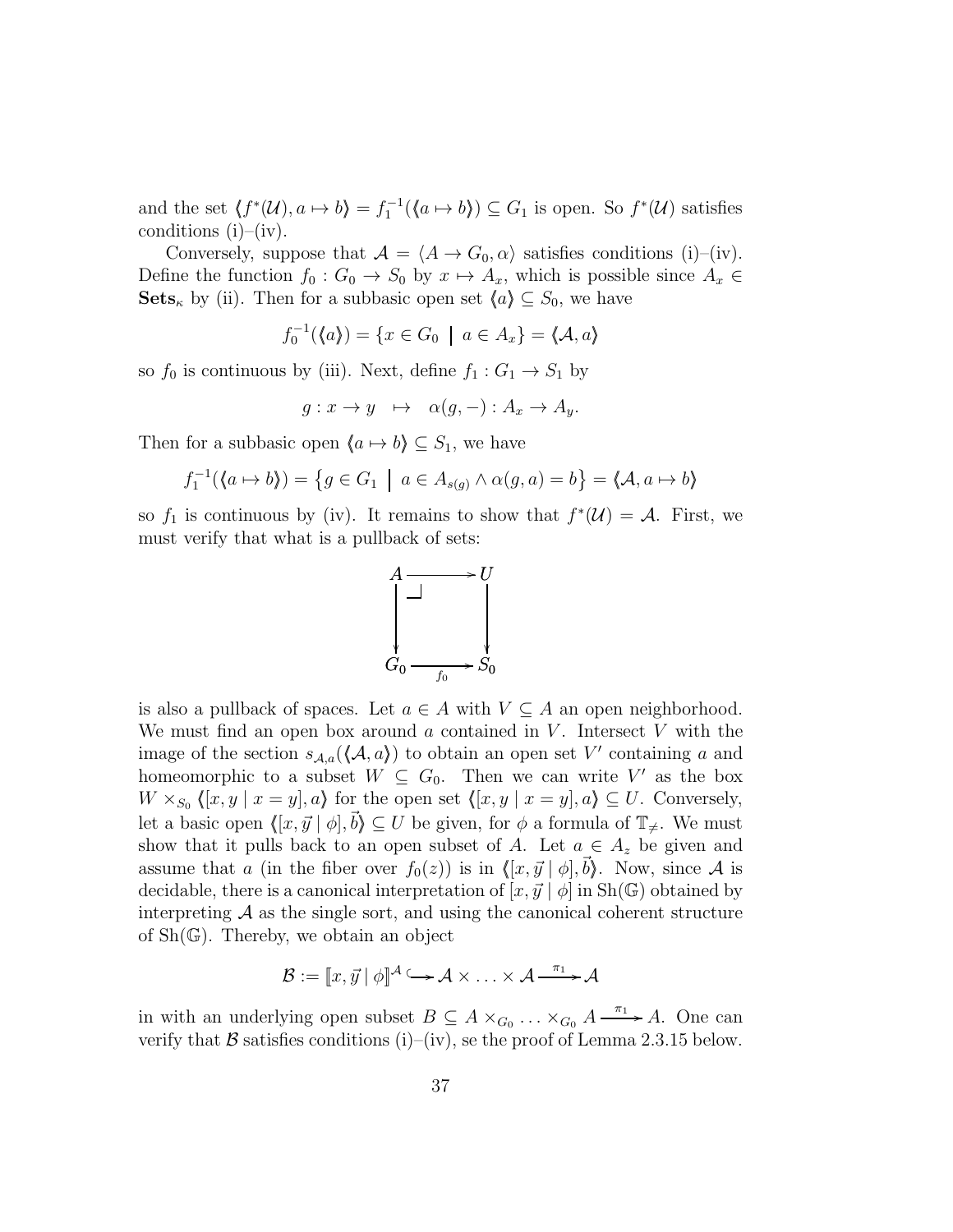and the set $\langle\!\langle f^*(\mathcal{U}), a \mapsto b \rangle\!\rangle = f_1^{-1}(\langle\!\langle a \mapsto b \rangle\!\rangle) \subseteq G_1$ is open. So $f^*(\mathcal{U})$ satisfies conditions (i)–(iv).

Conversely, suppose that $\mathcal{A} = \langle A \to G_0, \alpha \rangle$ satisfies conditions (i)–(iv). Define the function $f_0 : G_0 \to S_0$ by $x \mapsto A_x$, which is possible since $A_x \in$ $\mathbf{Sets}_\kappa$ by (ii). Then for a subbasic open set $\langle\!\langle a \rangle\!\rangle \subseteq S_0$, we have

$$f_0^{-1}(\langle\!\langle a \rangle\!\rangle) = \{x \in G_0 \mid a \in A_x\} = \langle\!\langle \mathcal{A}, a \rangle\!\rangle$$

so $f_0$ is continuous by (iii). Next, define $f_1 : G_1 \to S_1$ by

$$g : x \to y \quad \mapsto \quad \alpha(g, -) : A_x \to A_y.$$

Then for a subbasic open $\langle\!\langle a \mapsto b \rangle\!\rangle \subseteq S_1$, we have

$$f_1^{-1}(\langle\!\langle a \mapsto b \rangle\!\rangle) = \left\{ g \in G_1 \mid a \in A_{s(g)} \wedge \alpha(g, a) = b \right\} = \langle\!\langle \mathcal{A}, a \mapsto b \rangle\!\rangle$$

so $f_1$ is continuous by (iv). It remains to show that $f^*(\mathcal{U}) = \mathcal{A}$. First, we must verify that what is a pullback of sets:

$$\begin{array}{ccc} A & \longrightarrow & U \\ \big\downarrow & \lrcorner & \big\downarrow \\ G_0 & \xrightarrow[f_0]{} & S_0 \end{array}$$

is also a pullback of spaces. Let $a \in A$ with $V \subseteq A$ an open neighborhood. We must find an open box around $a$ contained in $V$. Intersect $V$ with the image of the section $s_{\mathcal{A},a}(\langle\!\langle \mathcal{A}, a \rangle\!\rangle)$ to obtain an open set $V'$ containing $a$ and homeomorphic to a subset $W \subseteq G_0$. Then we can write $V'$ as the box $W \times_{S_0} \langle\!\langle [x, y \mid x = y], a \rangle\!\rangle$ for the open set $\langle\!\langle [x, y \mid x = y], a \rangle\!\rangle \subseteq U$. Conversely, let a basic open $\langle\!\langle [x, \vec{y} \mid \phi], \vec{b} \rangle\!\rangle \subseteq U$ be given, for $\phi$ a formula of $\mathbb{T}_{\neq}$. We must show that it pulls back to an open subset of $A$. Let $a \in A_z$ be given and assume that $a$ (in the fiber over $f_0(z)$) is in $\langle\!\langle [x, \vec{y} \mid \phi], \vec{b} \rangle\!\rangle$. Now, since $\mathcal{A}$ is decidable, there is a canonical interpretation of $[x, \vec{y} \mid \phi]$ in $\mathrm{Sh}(\mathbb{G})$ obtained by interpreting $\mathcal{A}$ as the single sort, and using the canonical coherent structure of $\mathrm{Sh}(\mathbb{G})$. Thereby, we obtain an object

$$\mathcal{B} := [\![x, \vec{y} \mid \phi]\!]^{\mathcal{A}} \hookrightarrow \mathcal{A} \times \ldots \times \mathcal{A} \xrightarrow{\pi_1} \mathcal{A}$$

in with an underlying open subset $B \subseteq A \times_{G_0} \ldots \times_{G_0} A \xrightarrow{\pi_1} A$. One can verify that $\mathcal{B}$ satisfies conditions (i)–(iv), se the proof of Lemma 2.3.15 below.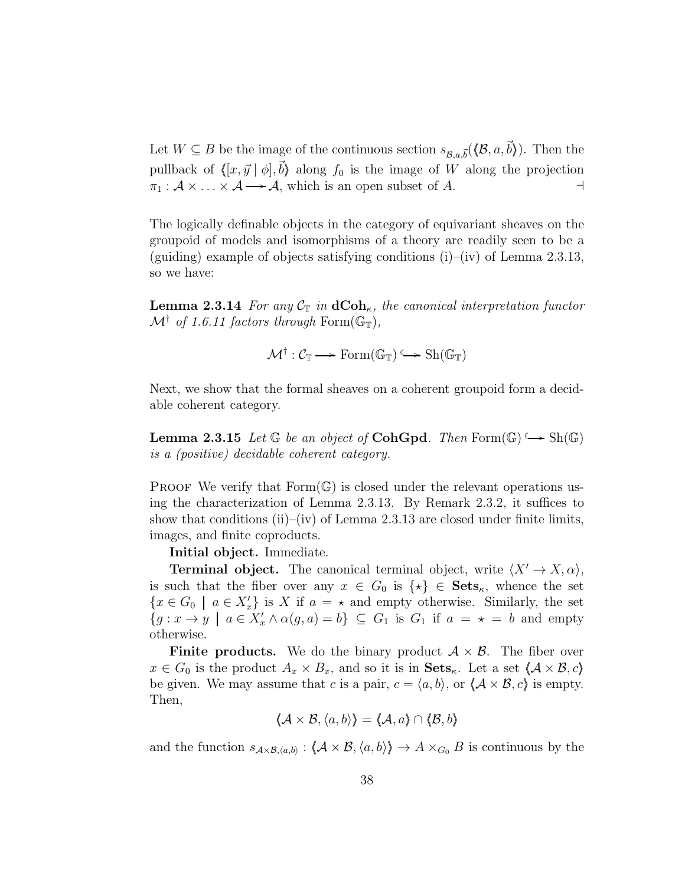Let $W \subseteq B$ be the image of the continuous section $s_{\mathcal{B},a,\vec{b}}(\langle\!\langle \mathcal{B}, a, \vec{b} \rangle\!\rangle)$. Then the pullback of $\langle\!\langle [x, \vec{y} \mid \phi], \vec{b} \rangle\!\rangle$ along $f_0$ is the image of $W$ along the projection $\pi_1 : \mathcal{A} \times \ldots \times \mathcal{A} \longrightarrow \mathcal{A}$, which is an open subset of $A$. $\dashv$

The logically definable objects in the category of equivariant sheaves on the groupoid of models and isomorphisms of a theory are readily seen to be a (guiding) example of objects satisfying conditions (i)–(iv) of Lemma 2.3.13, so we have:

**Lemma 2.3.14** *For any $\mathcal{C}_{\mathbb{T}}$ in $\mathbf{dCoh}_\kappa$, the canonical interpretation functor $\mathcal{M}^\dagger$ of 1.6.11 factors through* $\mathrm{Form}(\mathbb{G}_{\mathbb{T}})$*,*

$$\mathcal{M}^\dagger : \mathcal{C}_{\mathbb{T}} \longrightarrow \mathrm{Form}(\mathbb{G}_{\mathbb{T}}) \hookrightarrow \mathrm{Sh}(\mathbb{G}_{\mathbb{T}})$$

Next, we show that the formal sheaves on a coherent groupoid form a decidable coherent category.

**Lemma 2.3.15** *Let $\mathbb{G}$ be an object of* $\mathbf{CohGpd}$*. Then* $\mathrm{Form}(\mathbb{G}) \hookrightarrow \mathrm{Sh}(\mathbb{G})$ *is a (positive) decidable coherent category.*

Proof We verify that $\mathrm{Form}(\mathbb{G})$ is closed under the relevant operations using the characterization of Lemma 2.3.13. By Remark 2.3.2, it suffices to show that conditions (ii)–(iv) of Lemma 2.3.13 are closed under finite limits, images, and finite coproducts.

**Initial object.** Immediate.

**Terminal object.** The canonical terminal object, write $\langle X' \to X, \alpha \rangle$, is such that the fiber over any $x \in G_0$ is $\{\star\} \in \mathbf{Sets}_\kappa$, whence the set $\{x \in G_0 \mid a \in X'_x\}$ is $X$ if $a = \star$ and empty otherwise. Similarly, the set $\{g : x \to y \mid a \in X'_x \wedge \alpha(g, a) = b\} \subseteq G_1$ is $G_1$ if $a = \star = b$ and empty otherwise.

**Finite products.** We do the binary product $\mathcal{A} \times \mathcal{B}$. The fiber over $x \in G_0$ is the product $A_x \times B_x$, and so it is in $\mathbf{Sets}_\kappa$. Let a set $\langle\!\langle \mathcal{A} \times \mathcal{B}, c \rangle\!\rangle$ be given. We may assume that $c$ is a pair, $c = \langle a, b \rangle$, or $\langle\!\langle \mathcal{A} \times \mathcal{B}, c \rangle\!\rangle$ is empty. Then,

$$\langle\!\langle \mathcal{A} \times \mathcal{B}, \langle a, b \rangle \rangle\!\rangle = \langle\!\langle \mathcal{A}, a \rangle\!\rangle \cap \langle\!\langle \mathcal{B}, b \rangle\!\rangle$$

and the function $s_{\mathcal{A} \times \mathcal{B}, \langle a, b \rangle} : \langle\!\langle \mathcal{A} \times \mathcal{B}, \langle a, b \rangle \rangle\!\rangle \to A \times_{G_0} B$ is continuous by the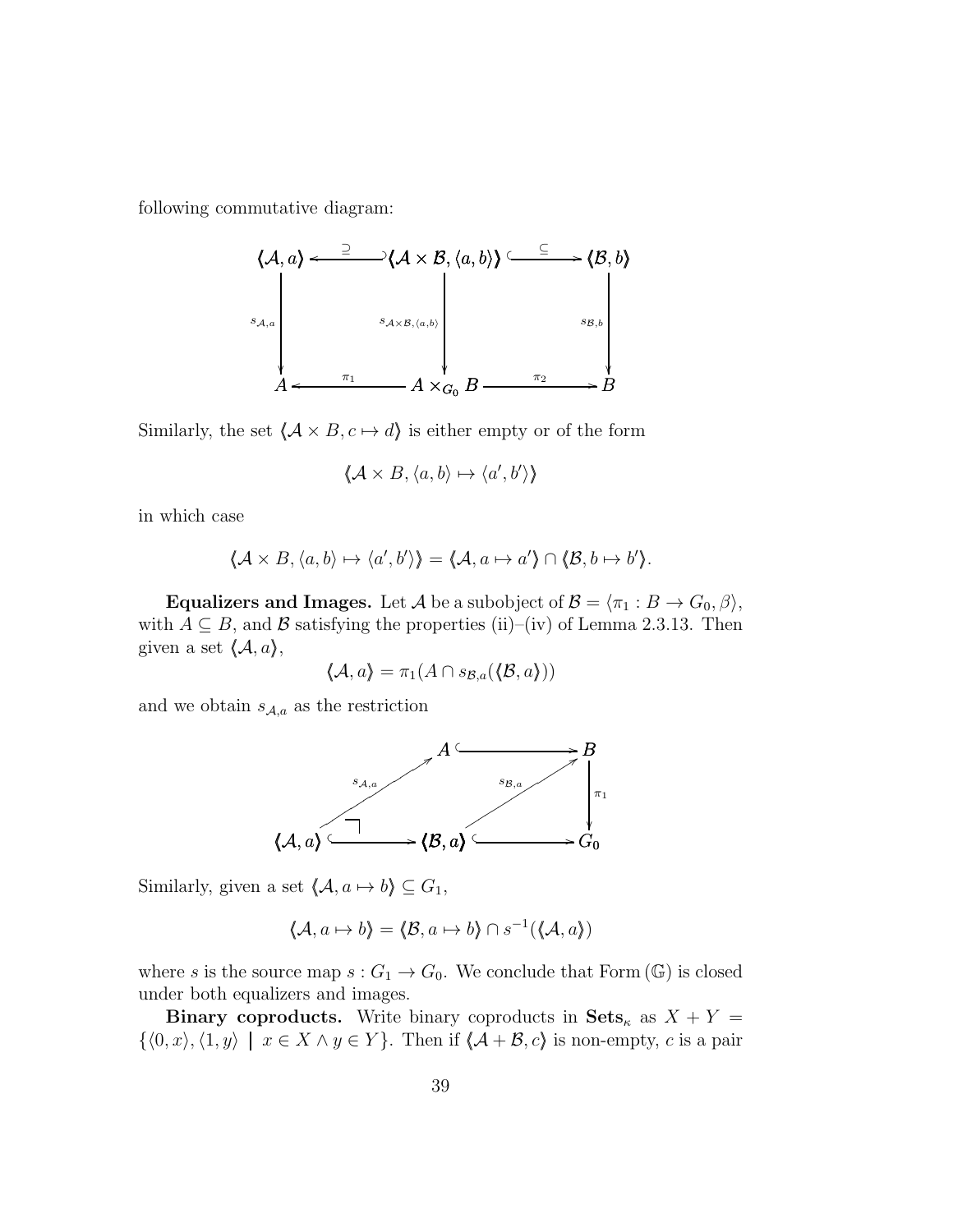following commutative diagram:

$$
\begin{array}{ccccc}
\langle\!\langle \mathcal{A}, a \rangle\!\rangle & \xleftarrow{\supseteq} & \langle\!\langle \mathcal{A} \times \mathcal{B}, \langle a, b\rangle \rangle\!\rangle & \xrightarrow{\subseteq} & \langle\!\langle \mathcal{B}, b \rangle\!\rangle \\
\downarrow s_{\mathcal{A},a} & & \downarrow s_{\mathcal{A}\times\mathcal{B},\langle a,b\rangle} & & \downarrow s_{\mathcal{B},b} \\
A & \xleftarrow{\pi_1} & A \times_{G_0} B & \xrightarrow{\pi_2} & B
\end{array}
$$

Similarly, the set $\langle\!\langle \mathcal{A} \times B, c \mapsto d \rangle\!\rangle$ is either empty or of the form

$$\langle\!\langle \mathcal{A} \times B, \langle a, b\rangle \mapsto \langle a', b'\rangle \rangle\!\rangle$$

in which case

$$\langle\!\langle \mathcal{A} \times B, \langle a, b\rangle \mapsto \langle a', b'\rangle \rangle\!\rangle = \langle\!\langle \mathcal{A}, a \mapsto a' \rangle\!\rangle \cap \langle\!\langle \mathcal{B}, b \mapsto b' \rangle\!\rangle.$$

**Equalizers and Images.** Let $\mathcal{A}$ be a subobject of $\mathcal{B} = \langle \pi_1 : B \to G_0, \beta \rangle$, with $A \subseteq B$, and $\mathcal{B}$ satisfying the properties (ii)–(iv) of Lemma 2.3.13. Then given a set $\langle\!\langle \mathcal{A}, a \rangle\!\rangle$,

$$\langle\!\langle \mathcal{A}, a \rangle\!\rangle = \pi_1(A \cap s_{\mathcal{B},a}(\langle\!\langle \mathcal{B}, a \rangle\!\rangle))$$

and we obtain $s_{\mathcal{A},a}$ as the restriction

$$
\begin{array}{ccccc}
 & & A & \hookrightarrow & B \\
 & \nearrow^{s_{\mathcal{A},a}} & & \nearrow^{s_{\mathcal{B},a}} & \downarrow \pi_1 \\
\langle\!\langle \mathcal{A}, a \rangle\!\rangle & \hookrightarrow & \langle\!\langle \mathcal{B}, a \rangle\!\rangle & \hookrightarrow & G_0
\end{array}
$$

Similarly, given a set $\langle\!\langle \mathcal{A}, a \mapsto b \rangle\!\rangle \subseteq G_1$,

$$\langle\!\langle \mathcal{A}, a \mapsto b \rangle\!\rangle = \langle\!\langle \mathcal{B}, a \mapsto b \rangle\!\rangle \cap s^{-1}(\langle\!\langle \mathcal{A}, a \rangle\!\rangle)$$

where $s$ is the source map $s : G_1 \to G_0$. We conclude that Form $(\mathbb{G})$ is closed under both equalizers and images.

**Binary coproducts.** Write binary coproducts in $\mathbf{Sets}_\kappa$ as $X + Y = \{\langle 0, x\rangle, \langle 1, y\rangle \mid x \in X \wedge y \in Y\}$. Then if $\langle\!\langle \mathcal{A} + \mathcal{B}, c \rangle\!\rangle$ is non-empty, $c$ is a pair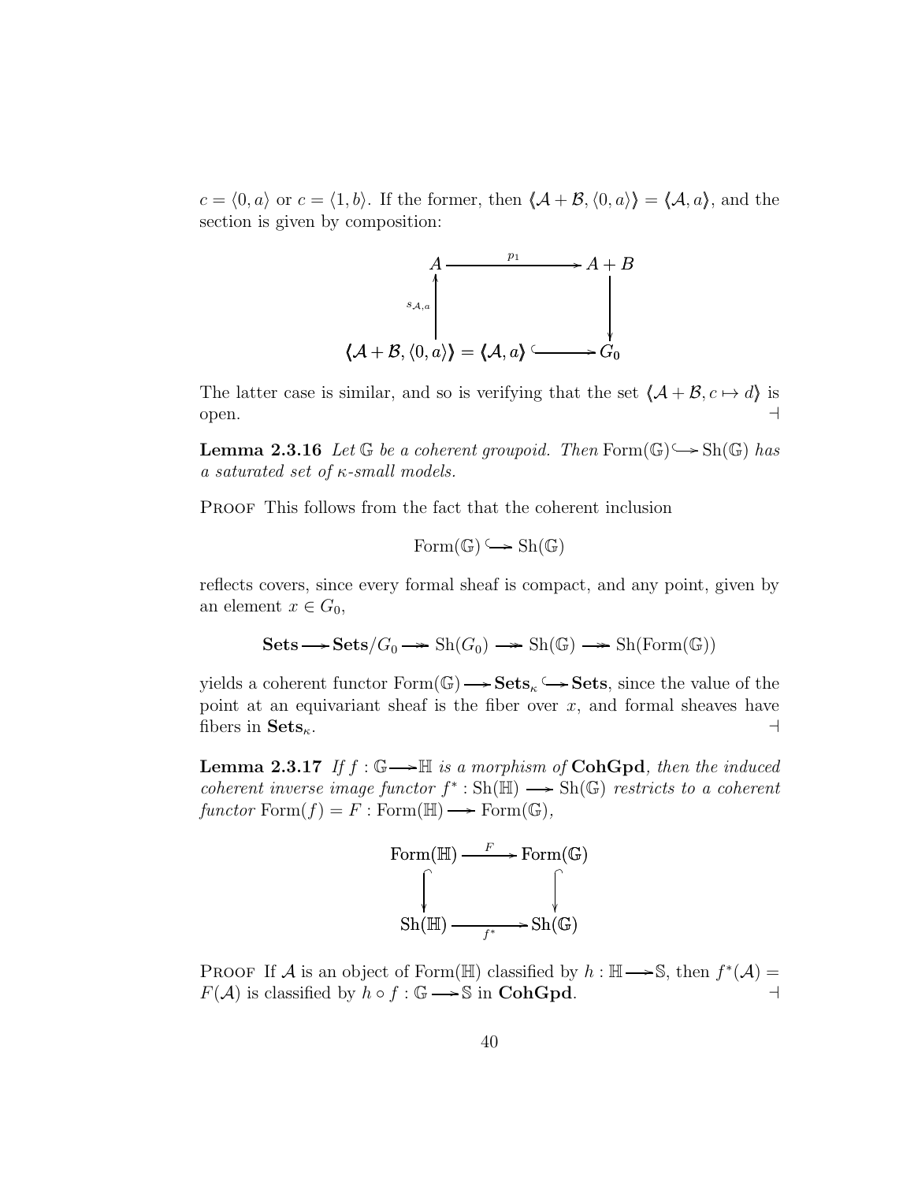$c = \langle 0, a\rangle$ or $c = \langle 1, b\rangle$. If the former, then $\langle\!\langle \mathcal{A} + \mathcal{B}, \langle 0, a\rangle \rangle\!\rangle = \langle\!\langle \mathcal{A}, a\rangle\!\rangle$, and the section is given by composition:

$$
\begin{array}{ccc}
A & \xrightarrow{\quad p_1 \quad} & A + B \\
\uparrow{\scriptstyle s_{\mathcal{A},a}} & & \downarrow \\
\langle\!\langle \mathcal{A} + \mathcal{B}, \langle 0, a\rangle \rangle\!\rangle = \langle\!\langle \mathcal{A}, a\rangle\!\rangle & \hookrightarrow & G_0
\end{array}
$$

The latter case is similar, and so is verifying that the set $\langle\!\langle \mathcal{A} + \mathcal{B}, c \mapsto d\rangle\!\rangle$ is open. ⊣

**Lemma 2.3.16** *Let $\mathbb{G}$ be a coherent groupoid. Then $\mathrm{Form}(\mathbb{G}) \hookrightarrow \mathrm{Sh}(\mathbb{G})$ has a saturated set of $\kappa$-small models.*

Proof This follows from the fact that the coherent inclusion

$$\mathrm{Form}(\mathbb{G}) \hookrightarrow \mathrm{Sh}(\mathbb{G})$$

reflects covers, since every formal sheaf is compact, and any point, given by an element $x \in G_0$,

$$\mathbf{Sets} \longrightarrow \mathbf{Sets}/G_0 \twoheadrightarrow \mathrm{Sh}(G_0) \twoheadrightarrow \mathrm{Sh}(\mathbb{G}) \twoheadrightarrow \mathrm{Sh}(\mathrm{Form}(\mathbb{G}))$$

yields a coherent functor $\mathrm{Form}(\mathbb{G}) \longrightarrow \mathbf{Sets}_\kappa \hookrightarrow \mathbf{Sets}$, since the value of the point at an equivariant sheaf is the fiber over $x$, and formal sheaves have fibers in $\mathbf{Sets}_\kappa$. ⊣

**Lemma 2.3.17** *If $f : \mathbb{G} \longrightarrow \mathbb{H}$ is a morphism of* **CohGpd***, then the induced coherent inverse image functor $f^* : \mathrm{Sh}(\mathbb{H}) \longrightarrow \mathrm{Sh}(\mathbb{G})$ restricts to a coherent functor $\mathrm{Form}(f) = F : \mathrm{Form}(\mathbb{H}) \longrightarrow \mathrm{Form}(\mathbb{G})$,*

$$
\begin{array}{ccc}
\mathrm{Form}(\mathbb{H}) & \xrightarrow{\quad F \quad} & \mathrm{Form}(\mathbb{G}) \\
\big\downarrow & & \big\downarrow \\
\mathrm{Sh}(\mathbb{H}) & \xrightarrow[\quad f^* \quad]{} & \mathrm{Sh}(\mathbb{G})
\end{array}
$$

Proof If $\mathcal{A}$ is an object of $\mathrm{Form}(\mathbb{H})$ classified by $h : \mathbb{H} \longrightarrow \mathbb{S}$, then $f^*(\mathcal{A}) = F(\mathcal{A})$ is classified by $h \circ f : \mathbb{G} \longrightarrow \mathbb{S}$ in **CohGpd**. ⊣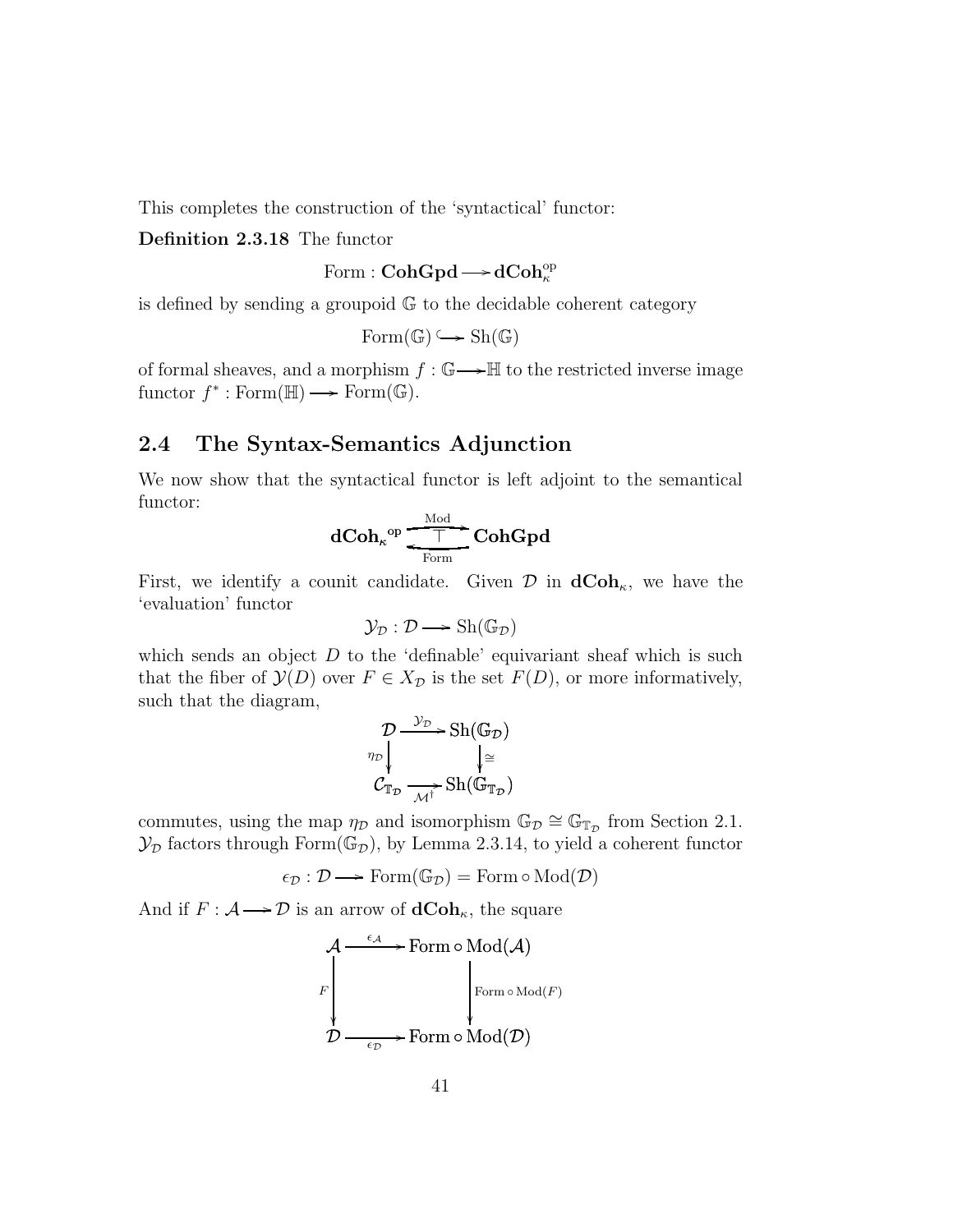This completes the construction of the 'syntactical' functor:

**Definition 2.3.18** The functor

$$\mathrm{Form} : \mathbf{CohGpd} \longrightarrow \mathbf{dCoh}_\kappa^{\mathrm{op}}$$

is defined by sending a groupoid $\mathbb{G}$ to the decidable coherent category

$$\mathrm{Form}(\mathbb{G}) \hookrightarrow \mathrm{Sh}(\mathbb{G})$$

of formal sheaves, and a morphism $f : \mathbb{G} \longrightarrow \mathbb{H}$ to the restricted inverse image functor $f^* : \mathrm{Form}(\mathbb{H}) \longrightarrow \mathrm{Form}(\mathbb{G})$.

## 2.4 The Syntax-Semantics Adjunction

We now show that the syntactical functor is left adjoint to the semantical functor:

$$\mathbf{dCoh}_\kappa{}^{\mathrm{op}} \underset{\mathrm{Form}}{\overset{\mathrm{Mod}}{\underset{\longleftarrow}{\overset{\longrightarrow}{\top}}}} \mathbf{CohGpd}$$

First, we identify a counit candidate. Given $\mathcal{D}$ in $\mathbf{dCoh}_\kappa$, we have the 'evaluation' functor

$$\mathcal{Y}_\mathcal{D} : \mathcal{D} \longrightarrow \mathrm{Sh}(\mathbb{G}_\mathcal{D})$$

which sends an object $D$ to the 'definable' equivariant sheaf which is such that the fiber of $\mathcal{Y}(D)$ over $F \in X_\mathcal{D}$ is the set $F(D)$, or more informatively, such that the diagram,

$$\begin{array}{ccc} \mathcal{D} & \xrightarrow{\mathcal{Y}_\mathcal{D}} & \mathrm{Sh}(\mathbb{G}_\mathcal{D}) \\ {\scriptstyle \eta_\mathcal{D}}\downarrow & & \downarrow{\scriptstyle \cong} \\ \mathcal{C}_{\mathbb{T}_\mathcal{D}} & \xrightarrow[\mathcal{M}^\dagger]{} & \mathrm{Sh}(\mathbb{G}_{\mathbb{T}_\mathcal{D}}) \end{array}$$

commutes, using the map $\eta_\mathcal{D}$ and isomorphism $\mathbb{G}_\mathcal{D} \cong \mathbb{G}_{\mathbb{T}_\mathcal{D}}$ from Section 2.1. $\mathcal{Y}_\mathcal{D}$ factors through $\mathrm{Form}(\mathbb{G}_\mathcal{D})$, by Lemma 2.3.14, to yield a coherent functor

$$\epsilon_\mathcal{D} : \mathcal{D} \longrightarrow \mathrm{Form}(\mathbb{G}_\mathcal{D}) = \mathrm{Form} \circ \mathrm{Mod}(\mathcal{D})$$

And if $F : \mathcal{A} \longrightarrow \mathcal{D}$ is an arrow of $\mathbf{dCoh}_\kappa$, the square

$$\begin{array}{ccc} \mathcal{A} & \xrightarrow{\epsilon_\mathcal{A}} & \mathrm{Form} \circ \mathrm{Mod}(\mathcal{A}) \\ {\scriptstyle F}\downarrow & & \downarrow{\scriptstyle \mathrm{Form} \circ \mathrm{Mod}(F)} \\ \mathcal{D} & \xrightarrow[\epsilon_\mathcal{D}]{} & \mathrm{Form} \circ \mathrm{Mod}(\mathcal{D}) \end{array}$$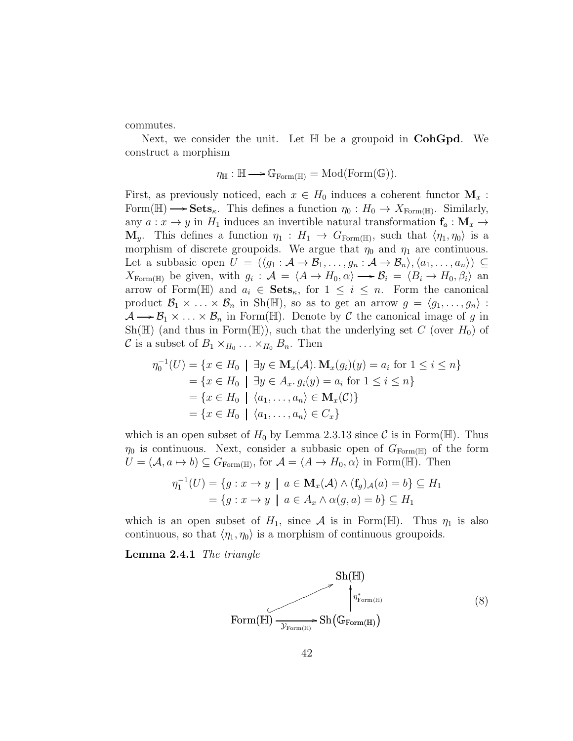commutes.

Next, we consider the unit. Let $\mathbb{H}$ be a groupoid in **CohGpd**. We construct a morphism

$$\eta_{\mathbb{H}} : \mathbb{H} \longrightarrow \mathbb{G}_{\mathrm{Form}(\mathbb{H})} = \mathrm{Mod}(\mathrm{Form}(\mathbb{G})).$$

First, as previously noticed, each $x \in H_0$ induces a coherent functor $\mathbf{M}_x : \mathrm{Form}(\mathbb{H}) \longrightarrow \mathbf{Sets}_\kappa$. This defines a function $\eta_0 : H_0 \to X_{\mathrm{Form}(\mathbb{H})}$. Similarly, any $a : x \to y$ in $H_1$ induces an invertible natural transformation $\mathbf{f}_a : \mathbf{M}_x \to \mathbf{M}_y$. This defines a function $\eta_1 : H_1 \to G_{\mathrm{Form}(\mathbb{H})}$, such that $\langle \eta_1, \eta_0 \rangle$ is a morphism of discrete groupoids. We argue that $\eta_0$ and $\eta_1$ are continuous. Let a subbasic open $U = (\langle g_1 : \mathcal{A} \to \mathcal{B}_1, \ldots, g_n : \mathcal{A} \to \mathcal{B}_n \rangle, \langle a_1, \ldots, a_n \rangle) \subseteq X_{\mathrm{Form}(\mathbb{H})}$ be given, with $g_i : \mathcal{A} = \langle A \to H_0, \alpha \rangle \longrightarrow \mathcal{B}_i = \langle B_i \to H_0, \beta_i \rangle$ an arrow of $\mathrm{Form}(\mathbb{H})$ and $a_i \in \mathbf{Sets}_\kappa$, for $1 \leq i \leq n$. Form the canonical product $\mathcal{B}_1 \times \ldots \times \mathcal{B}_n$ in $\mathrm{Sh}(\mathbb{H})$, so as to get an arrow $g = \langle g_1, \ldots, g_n \rangle : \mathcal{A} \longrightarrow \mathcal{B}_1 \times \ldots \times \mathcal{B}_n$ in $\mathrm{Form}(\mathbb{H})$. Denote by $\mathcal{C}$ the canonical image of $g$ in $\mathrm{Sh}(\mathbb{H})$ (and thus in $\mathrm{Form}(\mathbb{H})$), such that the underlying set $C$ (over $H_0$) of $\mathcal{C}$ is a subset of $B_1 \times_{H_0} \ldots \times_{H_0} B_n$. Then

$$\begin{aligned}
\eta_0^{-1}(U) &= \{x \in H_0 \mid \exists y \in \mathbf{M}_x(\mathcal{A}).\, \mathbf{M}_x(g_i)(y) = a_i \text{ for } 1 \leq i \leq n\} \\
&= \{x \in H_0 \mid \exists y \in A_x.\, g_i(y) = a_i \text{ for } 1 \leq i \leq n\} \\
&= \{x \in H_0 \mid \langle a_1, \ldots, a_n \rangle \in \mathbf{M}_x(\mathcal{C})\} \\
&= \{x \in H_0 \mid \langle a_1, \ldots, a_n \rangle \in C_x\}
\end{aligned}$$

which is an open subset of $H_0$ by Lemma 2.3.13 since $\mathcal{C}$ is in $\mathrm{Form}(\mathbb{H})$. Thus $\eta_0$ is continuous. Next, consider a subbasic open of $G_{\mathrm{Form}(\mathbb{H})}$ of the form $U = (\mathcal{A}, a \mapsto b) \subseteq G_{\mathrm{Form}(\mathbb{H})}$, for $\mathcal{A} = \langle A \to H_0, \alpha \rangle$ in $\mathrm{Form}(\mathbb{H})$. Then

$$\begin{aligned}
\eta_1^{-1}(U) &= \{g : x \to y \mid a \in \mathbf{M}_x(\mathcal{A}) \wedge (\mathbf{f}_g)_{\mathcal{A}}(a) = b\} \subseteq H_1 \\
&= \{g : x \to y \mid a \in A_x \wedge \alpha(g, a) = b\} \subseteq H_1
\end{aligned}$$

which is an open subset of $H_1$, since $\mathcal{A}$ is in $\mathrm{Form}(\mathbb{H})$. Thus $\eta_1$ is also continuous, so that $\langle \eta_1, \eta_0 \rangle$ is a morphism of continuous groupoids.

**Lemma 2.4.1** *The triangle*

$$\begin{array}{ccc}
 & & \mathrm{Sh}(\mathbb{H}) \\
 & \nearrow & \uparrow {\scriptstyle \eta^*_{\mathrm{Form}(\mathbb{H})}} \\
\mathrm{Form}(\mathbb{H}) & \xrightarrow[\mathcal{Y}_{\mathrm{Form}(\mathbb{H})}]{} & \mathrm{Sh}\big(\mathbb{G}_{\mathrm{Form}(\mathbb{H})}\big)
\end{array} \tag{8}$$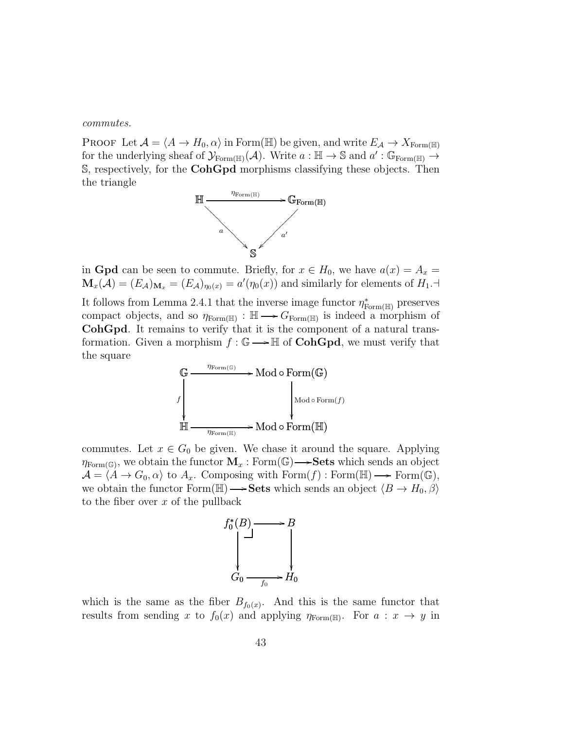*commutes.*

PROOF Let $\mathcal{A} = \langle A \to H_0, \alpha \rangle$ in $\text{Form}(\mathbb{H})$ be given, and write $E_\mathcal{A} \to X_{\text{Form}(\mathbb{H})}$ for the underlying sheaf of $\mathcal{Y}_{\text{Form}(\mathbb{H})}(\mathcal{A})$. Write $a : \mathbb{H} \to \mathbb{S}$ and $a' : \mathbb{G}_{\text{Form}(\mathbb{H})} \to \mathbb{S}$, respectively, for the **CohGpd** morphisms classifying these objects. Then the triangle

$$\begin{array}{ccc} \mathbb{H} & \xrightarrow{\eta_{\text{Form}(\mathbb{H})}} & \mathbb{G}_{\text{Form}(\mathbb{H})} \\ & {\scriptstyle a}\searrow \quad \swarrow{\scriptstyle a'} & \\ & \mathbb{S} & \end{array}$$

in **Gpd** can be seen to commute. Briefly, for $x \in H_0$, we have $a(x) = A_x = \mathbf{M}_x(\mathcal{A}) = (E_\mathcal{A})_{\mathbf{M}_x} = (E_\mathcal{A})_{\eta_0(x)} = a'(\eta_0(x))$ and similarly for elements of $H_1$.⊣

It follows from Lemma 2.4.1 that the inverse image functor $\eta^*_{\text{Form}(\mathbb{H})}$ preserves compact objects, and so $\eta_{\text{Form}(\mathbb{H})} : \mathbb{H} \longrightarrow G_{\text{Form}(\mathbb{H})}$ is indeed a morphism of **CohGpd**. It remains to verify that it is the component of a natural transformation. Given a morphism $f : \mathbb{G} \longrightarrow \mathbb{H}$ of **CohGpd**, we must verify that the square

$$\begin{array}{ccc} \mathbb{G} & \xrightarrow{\eta_{\text{Form}(\mathbb{G})}} & \text{Mod} \circ \text{Form}(\mathbb{G}) \\ {\scriptstyle f}\downarrow & & \downarrow{\scriptstyle \text{Mod} \circ \text{Form}(f)} \\ \mathbb{H} & \xrightarrow[\eta_{\text{Form}(\mathbb{H})}]{} & \text{Mod} \circ \text{Form}(\mathbb{H}) \end{array}$$

commutes. Let $x \in G_0$ be given. We chase it around the square. Applying $\eta_{\text{Form}(\mathbb{G})}$, we obtain the functor $\mathbf{M}_x : \text{Form}(\mathbb{G}) \longrightarrow \mathbf{Sets}$ which sends an object $\mathcal{A} = \langle A \to G_0, \alpha \rangle$ to $A_x$. Composing with $\text{Form}(f) : \text{Form}(\mathbb{H}) \longrightarrow \text{Form}(\mathbb{G})$, we obtain the functor $\text{Form}(\mathbb{H}) \longrightarrow \mathbf{Sets}$ which sends an object $\langle B \to H_0, \beta \rangle$ to the fiber over $x$ of the pullback

$$\begin{array}{ccc} f_0^*(B) & \longrightarrow & B \\ \downarrow & \lrcorner & \downarrow \\ G_0 & \xrightarrow[f_0]{} & H_0 \end{array}$$

which is the same as the fiber $B_{f_0(x)}$. And this is the same functor that results from sending $x$ to $f_0(x)$ and applying $\eta_{\text{Form}(\mathbb{H})}$. For $a : x \to y$ in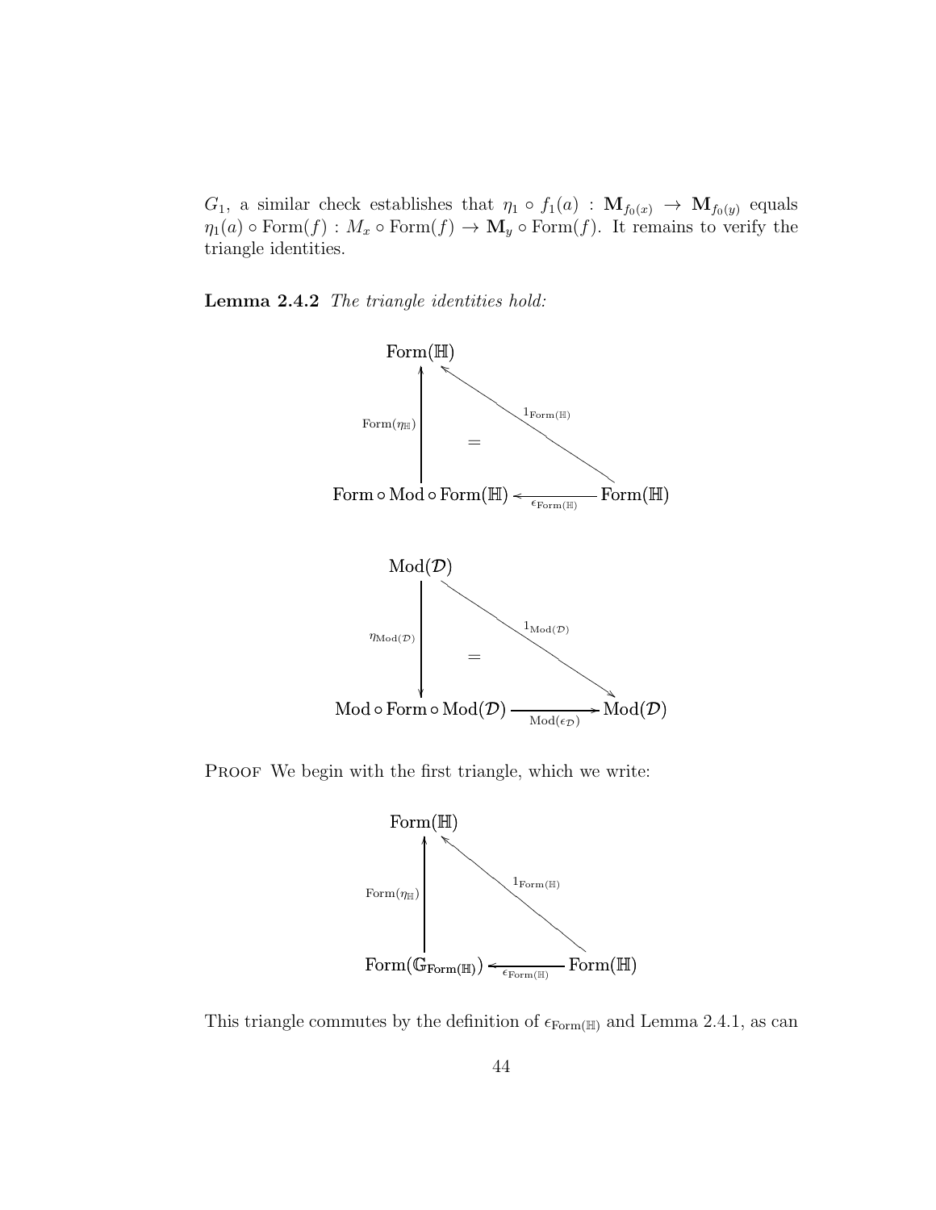$G_1$, a similar check establishes that $\eta_1 \circ f_1(a) : \mathbf{M}_{f_0(x)} \to \mathbf{M}_{f_0(y)}$ equals $\eta_1(a) \circ \mathrm{Form}(f) : M_x \circ \mathrm{Form}(f) \to \mathbf{M}_y \circ \mathrm{Form}(f)$. It remains to verify the triangle identities.

**Lemma 2.4.2** *The triangle identities hold:*

$$
\begin{array}{ccc}
\mathrm{Form}(\mathbb{H}) & & \\
\uparrow{\scriptstyle \mathrm{Form}(\eta_{\mathbb{H}})} & = & \nwarrow{\scriptstyle 1_{\mathrm{Form}(\mathbb{H})}} \\
\mathrm{Form} \circ \mathrm{Mod} \circ \mathrm{Form}(\mathbb{H}) & \xleftarrow{\epsilon_{\mathrm{Form}(\mathbb{H})}} & \mathrm{Form}(\mathbb{H})
\end{array}
$$

$$
\begin{array}{ccc}
\mathrm{Mod}(\mathcal{D}) & & \\
\downarrow{\scriptstyle \eta_{\mathrm{Mod}(\mathcal{D})}} & = & \searrow{\scriptstyle 1_{\mathrm{Mod}(\mathcal{D})}} \\
\mathrm{Mod} \circ \mathrm{Form} \circ \mathrm{Mod}(\mathcal{D}) & \xrightarrow{\mathrm{Mod}(\epsilon_{\mathcal{D}})} & \mathrm{Mod}(\mathcal{D})
\end{array}
$$

Proof We begin with the first triangle, which we write:

$$
\begin{array}{ccc}
\mathrm{Form}(\mathbb{H}) & & \\
\uparrow{\scriptstyle \mathrm{Form}(\eta_{\mathbb{H}})} & & \nwarrow{\scriptstyle 1_{\mathrm{Form}(\mathbb{H})}} \\
\mathrm{Form}(\mathbb{G}_{\mathrm{Form}(\mathbb{H})}) & \xleftarrow{\epsilon_{\mathrm{Form}(\mathbb{H})}} & \mathrm{Form}(\mathbb{H})
\end{array}
$$

This triangle commutes by the definition of $\epsilon_{\mathrm{Form}(\mathbb{H})}$ and Lemma 2.4.1, as can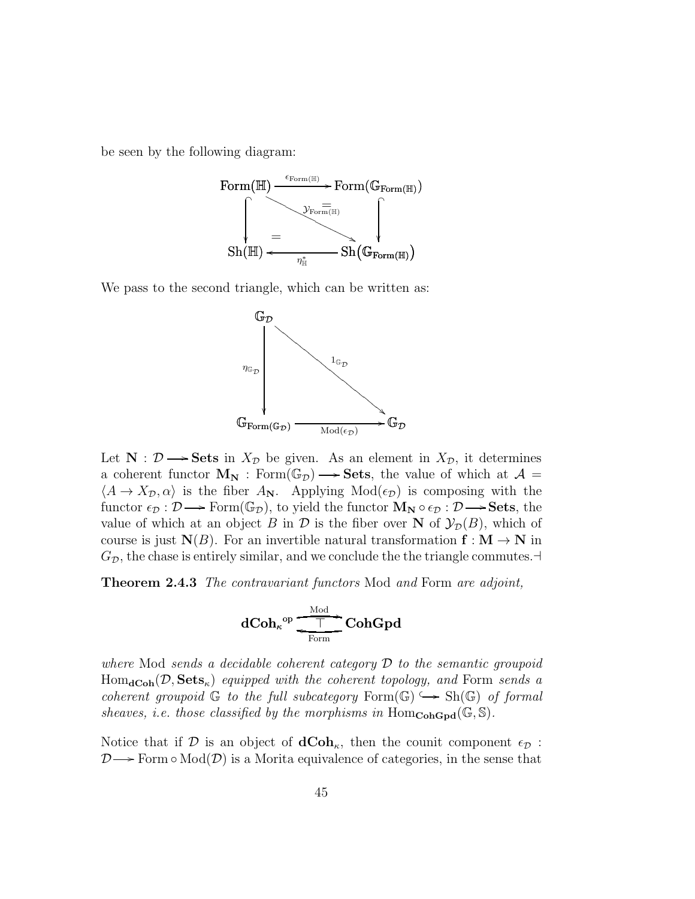be seen by the following diagram:

$$
\begin{array}{ccc}
\text{Form}(\mathbb{H}) & \xrightarrow{\epsilon_{\text{Form}(\mathbb{H})}} & \text{Form}(\mathbb{G}_{\textbf{Form}(\mathbb{H})}) \\
\big\downarrow & \searrow^{\mathcal{Y}_{\text{Form}(\mathbb{H})}} \;= & \big\downarrow \\
\text{Sh}(\mathbb{H}) \;\; = & \xleftarrow[\eta^*_{\mathbb{H}}]{} & \text{Sh}\big(\mathbb{G}_{\textbf{Form}(\mathbb{H})}\big)
\end{array}
$$

We pass to the second triangle, which can be written as:

$$
\begin{array}{ccc}
\mathbb{G}_{\mathcal{D}} & & \\
\big\downarrow \eta_{\mathbb{G}_{\mathcal{D}}} & \searrow^{1_{\mathbb{G}_{\mathcal{D}}}} & \\
\mathbb{G}_{\textbf{Form}(\mathbb{G}_{\mathcal{D}})} & \xrightarrow[\text{Mod}(\epsilon_{\mathcal{D}})]{} & \mathbb{G}_{\mathcal{D}}
\end{array}
$$

Let $\mathbf{N} : \mathcal{D} \longrightarrow \mathbf{Sets}$ in $X_{\mathcal{D}}$ be given. As an element in $X_{\mathcal{D}}$, it determines a coherent functor $\mathbf{M_N} : \text{Form}(\mathbb{G}_{\mathcal{D}}) \longrightarrow \mathbf{Sets}$, the value of which at $\mathcal{A} = \langle A \to X_{\mathcal{D}}, \alpha \rangle$ is the fiber $A_{\mathbf{N}}$. Applying $\text{Mod}(\epsilon_{\mathcal{D}})$ is composing with the functor $\epsilon_{\mathcal{D}} : \mathcal{D} \longrightarrow \text{Form}(\mathbb{G}_{\mathcal{D}})$, to yield the functor $\mathbf{M_N} \circ \epsilon_{\mathcal{D}} : \mathcal{D} \longrightarrow \mathbf{Sets}$, the value of which at an object $B$ in $\mathcal{D}$ is the fiber over $\mathbf{N}$ of $\mathcal{Y}_{\mathcal{D}}(B)$, which of course is just $\mathbf{N}(B)$. For an invertible natural transformation $\mathbf{f} : \mathbf{M} \to \mathbf{N}$ in $G_{\mathcal{D}}$, the chase is entirely similar, and we conclude the the triangle commutes.$\dashv$

**Theorem 2.4.3** *The contravariant functors* Mod *and* Form *are adjoint,*

$$\mathbf{dCoh}_{\kappa}{}^{\text{op}} \underset{\text{Form}}{\overset{\text{Mod}}{\rightleftarrows}} \mathbf{CohGpd} \quad (\text{Mod} \top \text{Form})$$

*where* Mod *sends a decidable coherent category* $\mathcal{D}$ *to the semantic groupoid* $\text{Hom}_{\mathbf{dCoh}}(\mathcal{D}, \mathbf{Sets}_{\kappa})$ *equipped with the coherent topology, and* Form *sends a coherent groupoid* $\mathbb{G}$ *to the full subcategory* $\text{Form}(\mathbb{G}) \hookrightarrow \text{Sh}(\mathbb{G})$ *of formal sheaves, i.e. those classified by the morphisms in* $\text{Hom}_{\mathbf{CohGpd}}(\mathbb{G}, \mathbb{S})$.

Notice that if $\mathcal{D}$ is an object of $\mathbf{dCoh}_{\kappa}$, then the counit component $\epsilon_{\mathcal{D}} : \mathcal{D} \longrightarrow \text{Form} \circ \text{Mod}(\mathcal{D})$ is a Morita equivalence of categories, in the sense that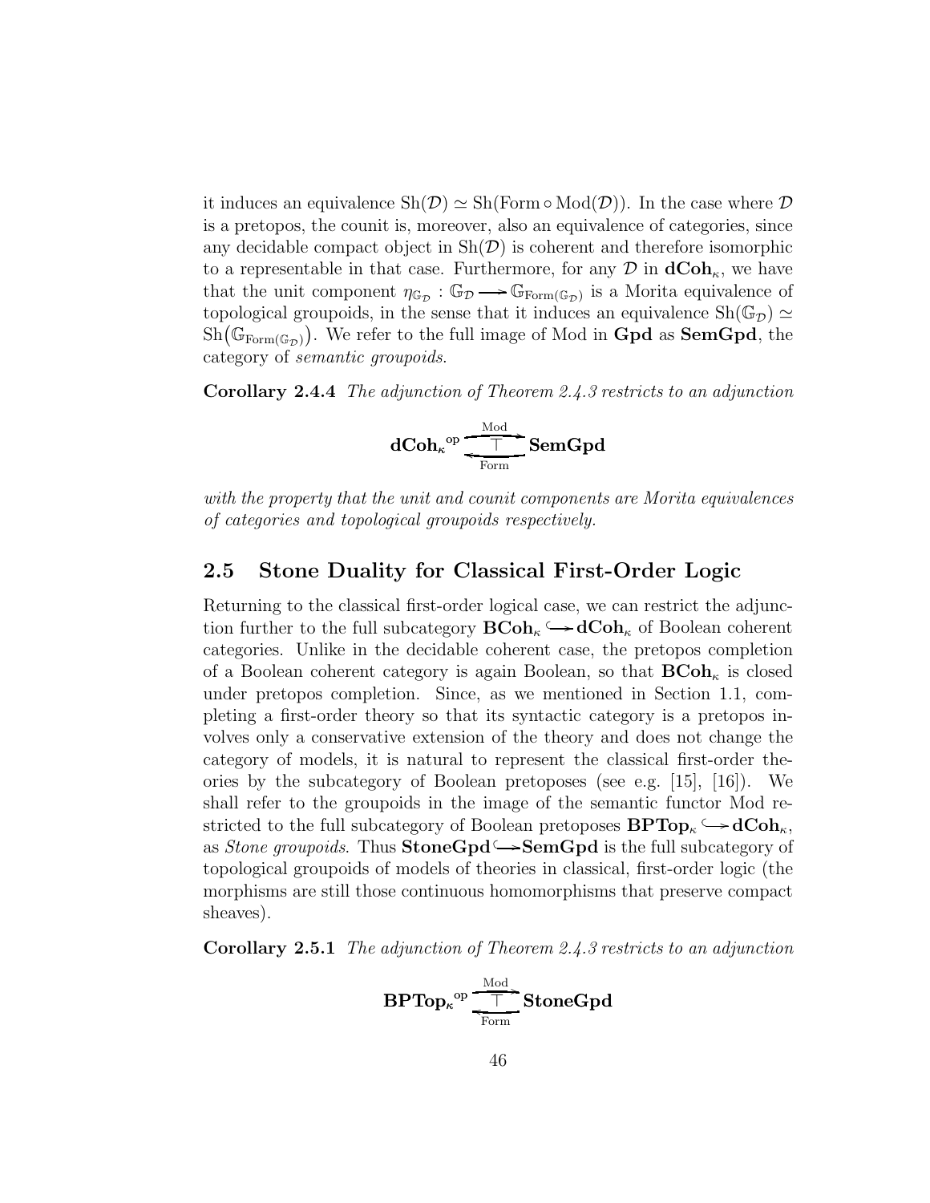it induces an equivalence $\mathrm{Sh}(\mathcal{D}) \simeq \mathrm{Sh}(\mathrm{Form} \circ \mathrm{Mod}(\mathcal{D}))$. In the case where $\mathcal{D}$ is a pretopos, the counit is, moreover, also an equivalence of categories, since any decidable compact object in $\mathrm{Sh}(\mathcal{D})$ is coherent and therefore isomorphic to a representable in that case. Furthermore, for any $\mathcal{D}$ in $\mathbf{dCoh}_\kappa$, we have that the unit component $\eta_{\mathbb{G}_\mathcal{D}} : \mathbb{G}_\mathcal{D} \longrightarrow \mathbb{G}_{\mathrm{Form}(\mathbb{G}_\mathcal{D})}$ is a Morita equivalence of topological groupoids, in the sense that it induces an equivalence $\mathrm{Sh}(\mathbb{G}_\mathcal{D}) \simeq \mathrm{Sh}\big(\mathbb{G}_{\mathrm{Form}(\mathbb{G}_\mathcal{D})}\big)$. We refer to the full image of Mod in **Gpd** as **SemGpd**, the category of *semantic groupoids*.

**Corollary 2.4.4** *The adjunction of Theorem 2.4.3 restricts to an adjunction*

$$\mathbf{dCoh}_\kappa{}^{\mathrm{op}} \underset{\mathrm{Form}}{\overset{\mathrm{Mod}}{\rightleftarrows}} \mathbf{SemGpd}$$

*with the property that the unit and counit components are Morita equivalences of categories and topological groupoids respectively.*

## 2.5 Stone Duality for Classical First-Order Logic

Returning to the classical first-order logical case, we can restrict the adjunction further to the full subcategory $\mathbf{BCoh}_\kappa \hookrightarrow \mathbf{dCoh}_\kappa$ of Boolean coherent categories. Unlike in the decidable coherent case, the pretopos completion of a Boolean coherent category is again Boolean, so that $\mathbf{BCoh}_\kappa$ is closed under pretopos completion. Since, as we mentioned in Section 1.1, completing a first-order theory so that its syntactic category is a pretopos involves only a conservative extension of the theory and does not change the category of models, it is natural to represent the classical first-order theories by the subcategory of Boolean pretoposes (see e.g. [15], [16]). We shall refer to the groupoids in the image of the semantic functor Mod restricted to the full subcategory of Boolean pretoposes $\mathbf{BPTop}_\kappa \hookrightarrow \mathbf{dCoh}_\kappa$, as *Stone groupoids*. Thus $\mathbf{StoneGpd} \hookrightarrow \mathbf{SemGpd}$ is the full subcategory of topological groupoids of models of theories in classical, first-order logic (the morphisms are still those continuous homomorphisms that preserve compact sheaves).

**Corollary 2.5.1** *The adjunction of Theorem 2.4.3 restricts to an adjunction*

$$\mathbf{BPTop}_\kappa{}^{\mathrm{op}} \underset{\mathrm{Form}}{\overset{\mathrm{Mod}}{\rightleftarrows}} \mathbf{StoneGpd}$$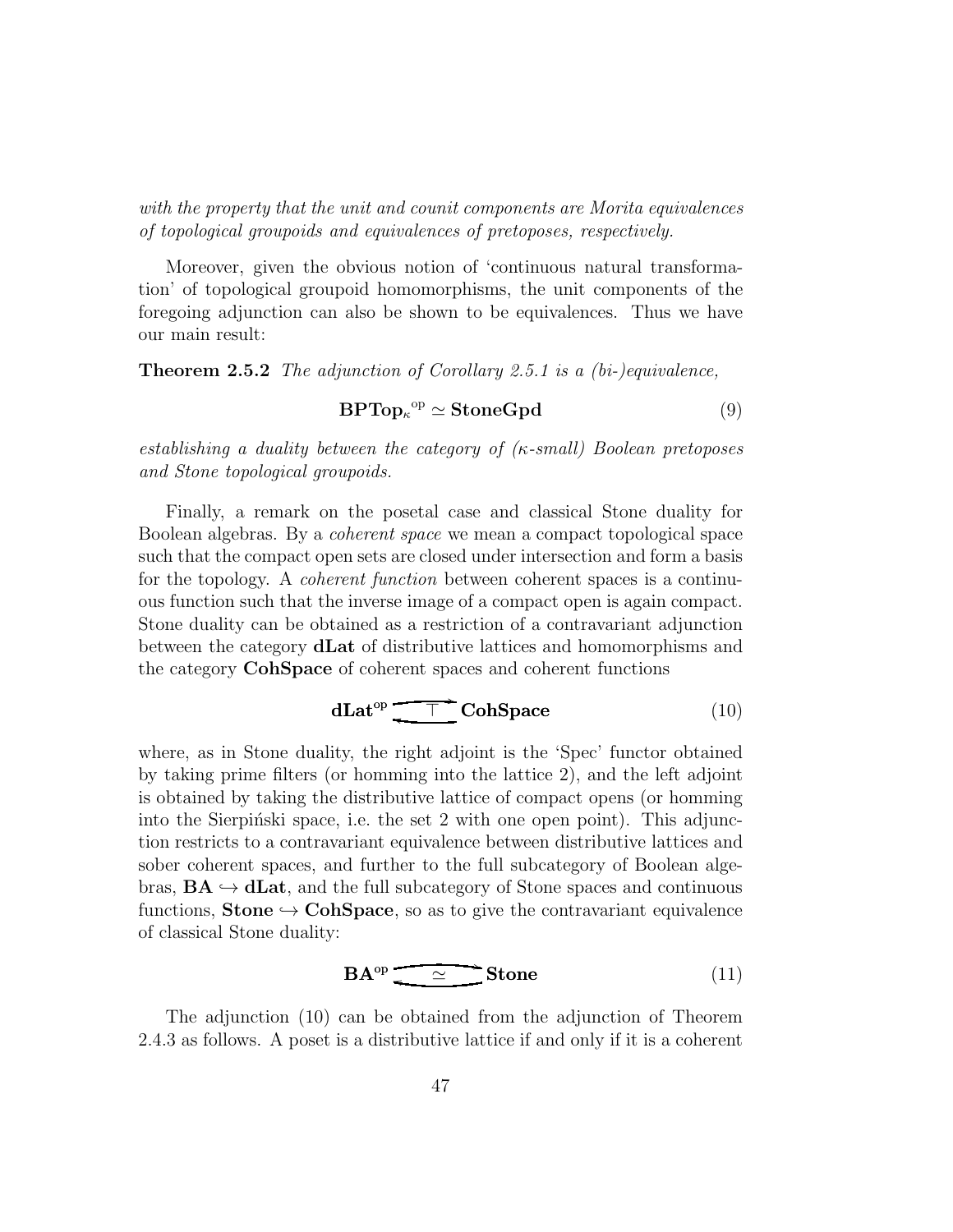*with the property that the unit and counit components are Morita equivalences of topological groupoids and equivalences of pretoposes, respectively.*

Moreover, given the obvious notion of 'continuous natural transformation' of topological groupoid homomorphisms, the unit components of the foregoing adjunction can also be shown to be equivalences. Thus we have our main result:

**Theorem 2.5.2** *The adjunction of Corollary 2.5.1 is a (bi-)equivalence,*

$$\mathbf{BPTop}_\kappa{}^{\mathrm{op}} \simeq \mathbf{StoneGpd} \tag{9}$$

*establishing a duality between the category of ($\kappa$-small) Boolean pretoposes and Stone topological groupoids.*

Finally, a remark on the posetal case and classical Stone duality for Boolean algebras. By a *coherent space* we mean a compact topological space such that the compact open sets are closed under intersection and form a basis for the topology. A *coherent function* between coherent spaces is a continuous function such that the inverse image of a compact open is again compact. Stone duality can be obtained as a restriction of a contravariant adjunction between the category **dLat** of distributive lattices and homomorphisms and the category **CohSpace** of coherent spaces and coherent functions

$$\mathbf{dLat}^{\mathrm{op}} \underset{\longleftarrow}{\overset{\longrightarrow}{\top}} \mathbf{CohSpace} \tag{10}$$

where, as in Stone duality, the right adjoint is the 'Spec' functor obtained by taking prime filters (or homming into the lattice 2), and the left adjoint is obtained by taking the distributive lattice of compact opens (or homming into the Sierpiński space, i.e. the set 2 with one open point). This adjunction restricts to a contravariant equivalence between distributive lattices and sober coherent spaces, and further to the full subcategory of Boolean algebras, $\mathbf{BA} \hookrightarrow \mathbf{dLat}$, and the full subcategory of Stone spaces and continuous functions, $\mathbf{Stone} \hookrightarrow \mathbf{CohSpace}$, so as to give the contravariant equivalence of classical Stone duality:

$$\mathbf{BA}^{\mathrm{op}} \underset{\longleftarrow}{\overset{\longrightarrow}{\simeq}} \mathbf{Stone} \tag{11}$$

The adjunction (10) can be obtained from the adjunction of Theorem 2.4.3 as follows. A poset is a distributive lattice if and only if it is a coherent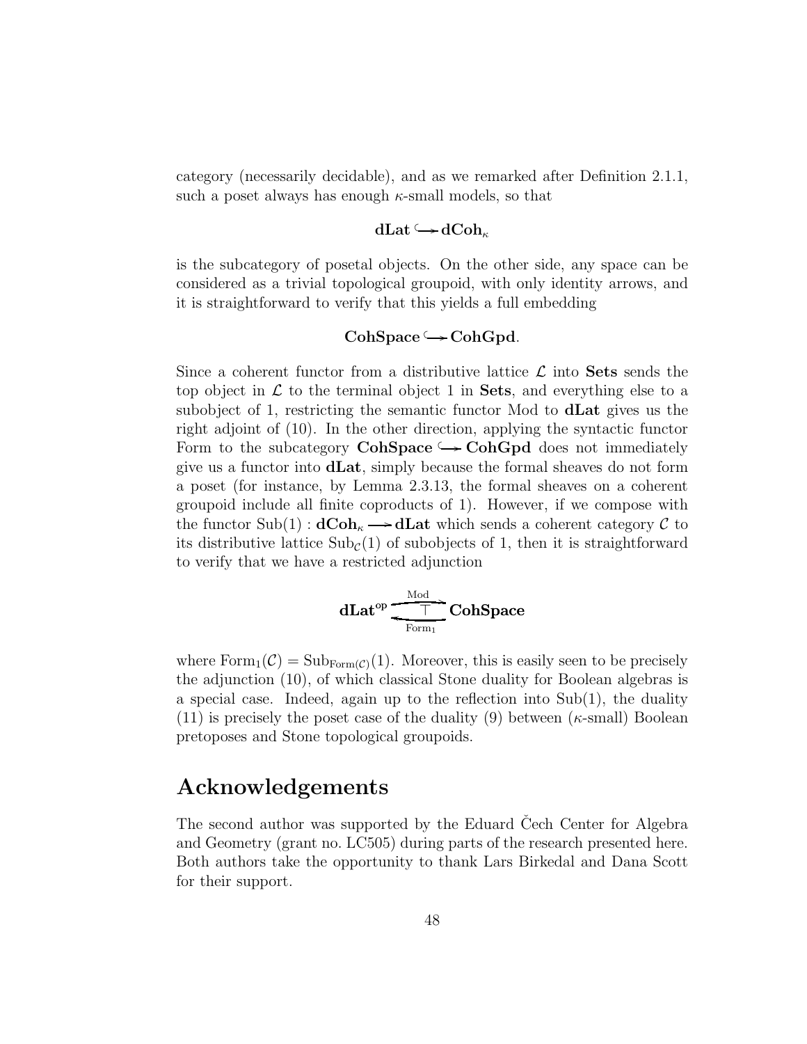category (necessarily decidable), and as we remarked after Definition 2.1.1, such a poset always has enough $\kappa$-small models, so that

$$\mathbf{dLat} \hookrightarrow \mathbf{dCoh}_\kappa$$

is the subcategory of posetal objects. On the other side, any space can be considered as a trivial topological groupoid, with only identity arrows, and it is straightforward to verify that this yields a full embedding

$$\mathbf{CohSpace} \hookrightarrow \mathbf{CohGpd}.$$

Since a coherent functor from a distributive lattice $\mathcal{L}$ into **Sets** sends the top object in $\mathcal{L}$ to the terminal object 1 in **Sets**, and everything else to a subobject of 1, restricting the semantic functor Mod to **dLat** gives us the right adjoint of (10). In the other direction, applying the syntactic functor Form to the subcategory $\mathbf{CohSpace} \hookrightarrow \mathbf{CohGpd}$ does not immediately give us a functor into **dLat**, simply because the formal sheaves do not form a poset (for instance, by Lemma 2.3.13, the formal sheaves on a coherent groupoid include all finite coproducts of 1). However, if we compose with the functor $\mathrm{Sub}(1) : \mathbf{dCoh}_\kappa \longrightarrow \mathbf{dLat}$ which sends a coherent category $\mathcal{C}$ to its distributive lattice $\mathrm{Sub}_{\mathcal{C}}(1)$ of subobjects of 1, then it is straightforward to verify that we have a restricted adjunction

$$\mathbf{dLat}^{\mathrm{op}} \underset{\mathrm{Form}_1}{\overset{\mathrm{Mod}}{\underset{\longleftarrow}{\overset{\longrightarrow}{\top}}}} \mathbf{CohSpace}$$

where $\mathrm{Form}_1(\mathcal{C}) = \mathrm{Sub}_{\mathrm{Form}(\mathcal{C})}(1)$. Moreover, this is easily seen to be precisely the adjunction (10), of which classical Stone duality for Boolean algebras is a special case. Indeed, again up to the reflection into Sub(1), the duality (11) is precisely the poset case of the duality (9) between ($\kappa$-small) Boolean pretoposes and Stone topological groupoids.

## Acknowledgements

The second author was supported by the Eduard Čech Center for Algebra and Geometry (grant no. LC505) during parts of the research presented here. Both authors take the opportunity to thank Lars Birkedal and Dana Scott for their support.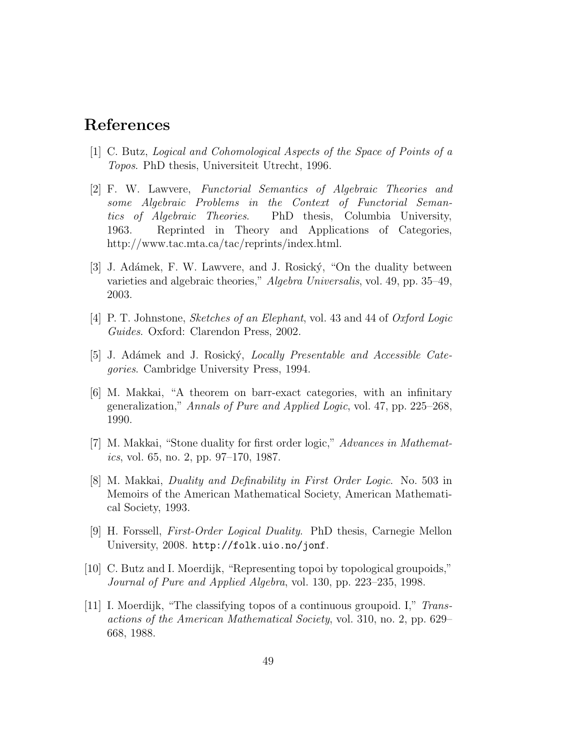# References

[1] C. Butz, *Logical and Cohomological Aspects of the Space of Points of a Topos*. PhD thesis, Universiteit Utrecht, 1996.

[2] F. W. Lawvere, *Functorial Semantics of Algebraic Theories and some Algebraic Problems in the Context of Functorial Semantics of Algebraic Theories*. PhD thesis, Columbia University, 1963. Reprinted in Theory and Applications of Categories, http://www.tac.mta.ca/tac/reprints/index.html.

[3] J. Adámek, F. W. Lawvere, and J. Rosický, "On the duality between varieties and algebraic theories," *Algebra Universalis*, vol. 49, pp. 35–49, 2003.

[4] P. T. Johnstone, *Sketches of an Elephant*, vol. 43 and 44 of *Oxford Logic Guides*. Oxford: Clarendon Press, 2002.

[5] J. Adámek and J. Rosický, *Locally Presentable and Accessible Categories*. Cambridge University Press, 1994.

[6] M. Makkai, "A theorem on barr-exact categories, with an infinitary generalization," *Annals of Pure and Applied Logic*, vol. 47, pp. 225–268, 1990.

[7] M. Makkai, "Stone duality for first order logic," *Advances in Mathematics*, vol. 65, no. 2, pp. 97–170, 1987.

[8] M. Makkai, *Duality and Definability in First Order Logic*. No. 503 in Memoirs of the American Mathematical Society, American Mathematical Society, 1993.

[9] H. Forssell, *First-Order Logical Duality*. PhD thesis, Carnegie Mellon University, 2008. `http://folk.uio.no/jonf`.

[10] C. Butz and I. Moerdijk, "Representing topoi by topological groupoids," *Journal of Pure and Applied Algebra*, vol. 130, pp. 223–235, 1998.

[11] I. Moerdijk, "The classifying topos of a continuous groupoid. I," *Transactions of the American Mathematical Society*, vol. 310, no. 2, pp. 629–668, 1988.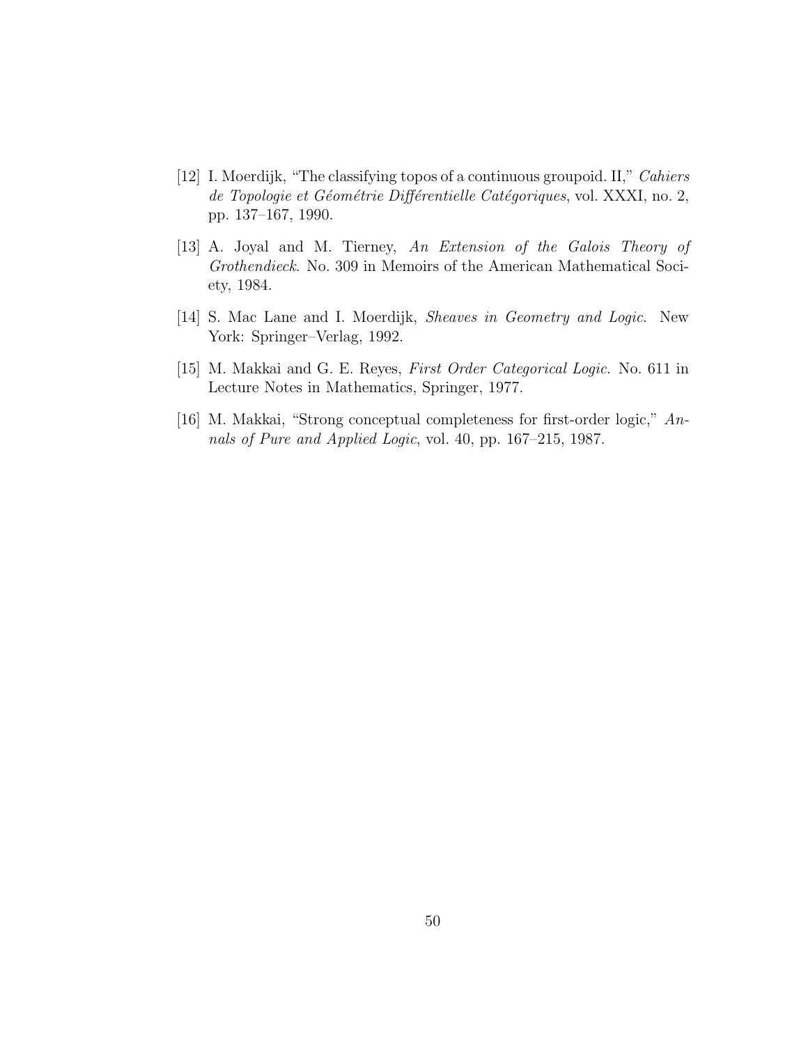[12] I. Moerdijk, "The classifying topos of a continuous groupoid. II," *Cahiers de Topologie et Géométrie Différentielle Catégoriques*, vol. XXXI, no. 2, pp. 137–167, 1990.

[13] A. Joyal and M. Tierney, *An Extension of the Galois Theory of Grothendieck*. No. 309 in Memoirs of the American Mathematical Society, 1984.

[14] S. Mac Lane and I. Moerdijk, *Sheaves in Geometry and Logic*. New York: Springer–Verlag, 1992.

[15] M. Makkai and G. E. Reyes, *First Order Categorical Logic*. No. 611 in Lecture Notes in Mathematics, Springer, 1977.

[16] M. Makkai, "Strong conceptual completeness for first-order logic," *Annals of Pure and Applied Logic*, vol. 40, pp. 167–215, 1987.